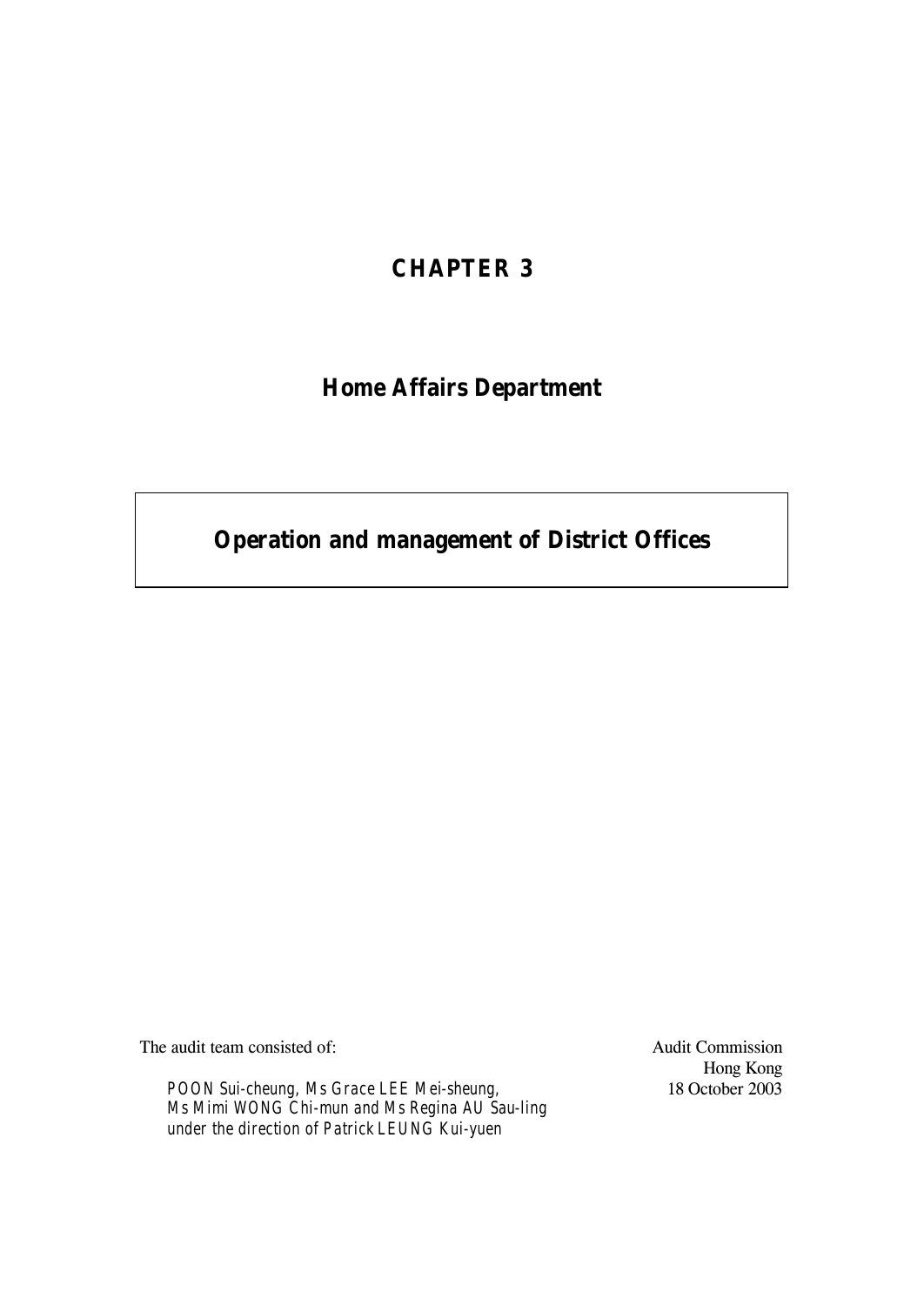# CHAPTER 3

## Home Affairs Department

## Operation and management of District Offices

The audit team consisted of:

POON Sui-cheung, Ms Grace LEE Mei-sheung,
Ms Mimi WONG Chi-mun and Ms Regina AU Sau-ling
under the direction of Patrick LEUNG Kui-yuen

Audit Commission
Hong Kong
18 October 2003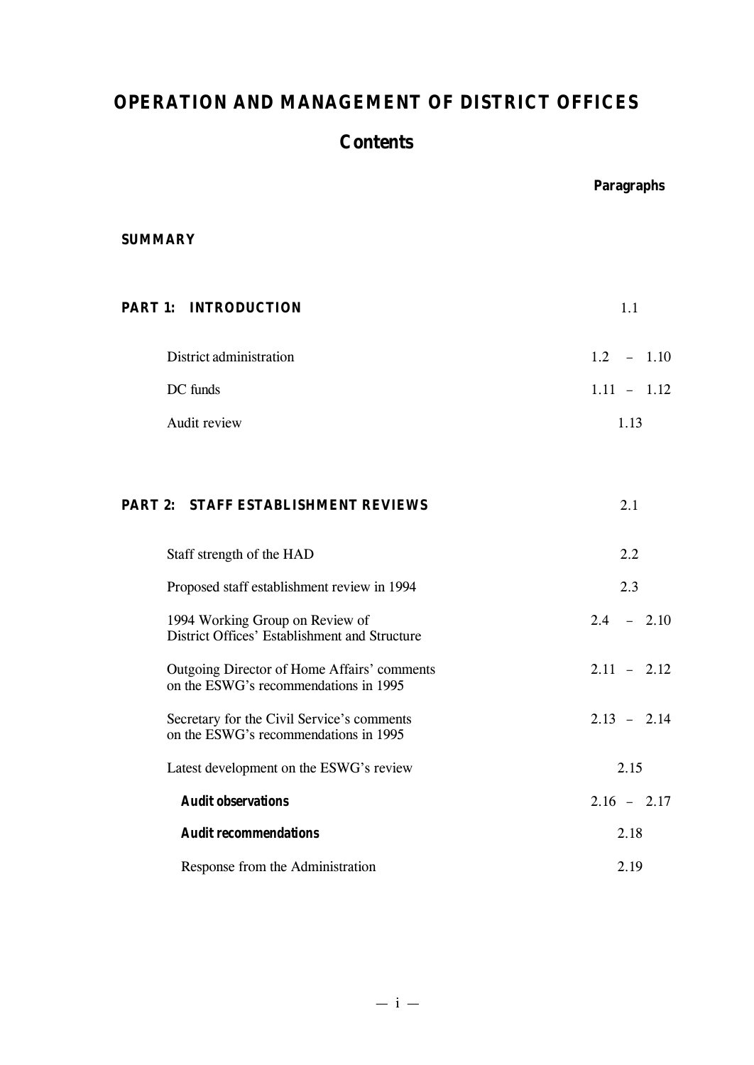# OPERATION AND MANAGEMENT OF DISTRICT OFFICES

## Contents

| | Paragraphs |
|---|---|
| **SUMMARY** | |
| **PART 1: INTRODUCTION** | 1.1 |
| District administration | 1.2 – 1.10 |
| DC funds | 1.11 – 1.12 |
| Audit review | 1.13 |
| **PART 2: STAFF ESTABLISHMENT REVIEWS** | 2.1 |
| Staff strength of the HAD | 2.2 |
| Proposed staff establishment review in 1994 | 2.3 |
| 1994 Working Group on Review of District Offices' Establishment and Structure | 2.4 – 2.10 |
| Outgoing Director of Home Affairs' comments on the ESWG's recommendations in 1995 | 2.11 – 2.12 |
| Secretary for the Civil Service's comments on the ESWG's recommendations in 1995 | 2.13 – 2.14 |
| Latest development on the ESWG's review | 2.15 |
| **Audit observations** | 2.16 – 2.17 |
| **Audit recommendations** | 2.18 |
| Response from the Administration | 2.19 |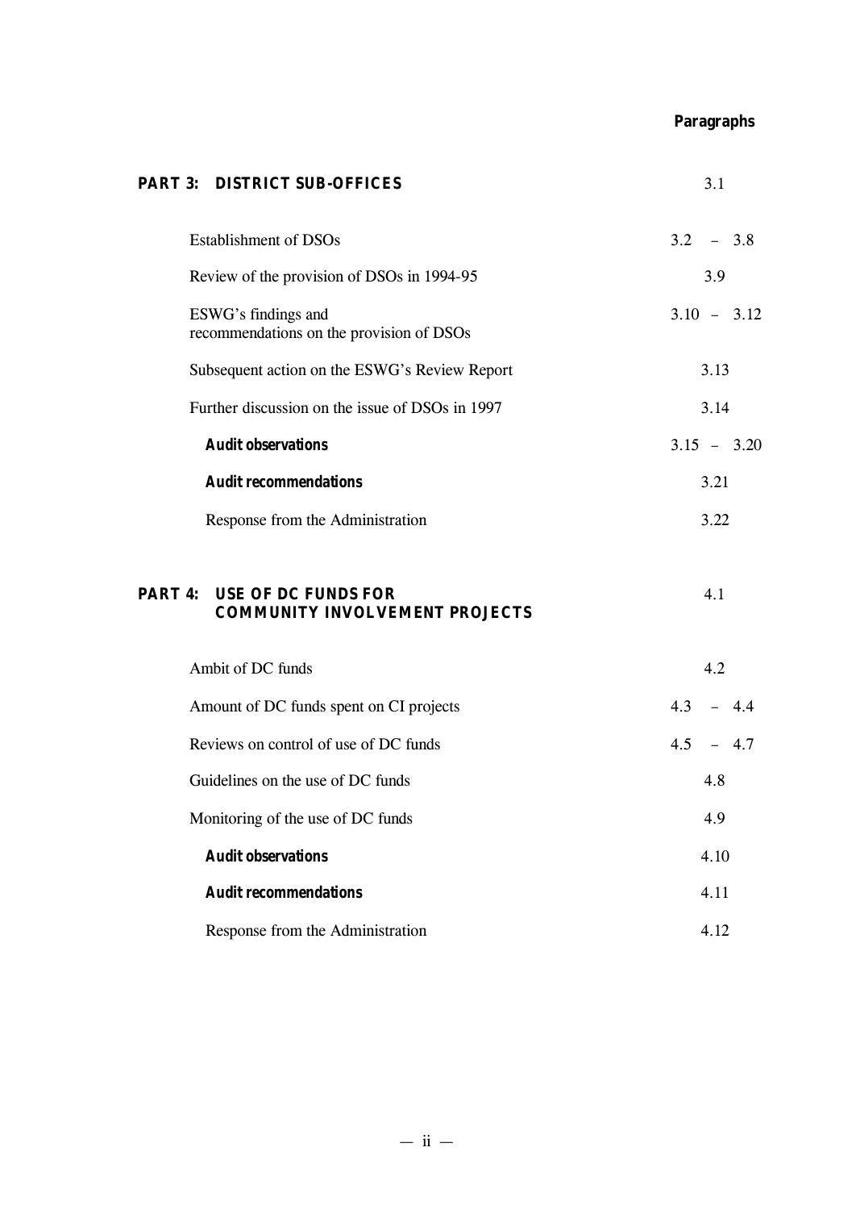| | Paragraphs |
|---|---|
| **PART 3: DISTRICT SUB-OFFICES** | 3.1 |
| Establishment of DSOs | 3.2 – 3.8 |
| Review of the provision of DSOs in 1994-95 | 3.9 |
| ESWG's findings and recommendations on the provision of DSOs | 3.10 – 3.12 |
| Subsequent action on the ESWG's Review Report | 3.13 |
| Further discussion on the issue of DSOs in 1997 | 3.14 |
| ***Audit observations*** | 3.15 – 3.20 |
| ***Audit recommendations*** | 3.21 |
| Response from the Administration | 3.22 |
| **PART 4: USE OF DC FUNDS FOR COMMUNITY INVOLVEMENT PROJECTS** | 4.1 |
| Ambit of DC funds | 4.2 |
| Amount of DC funds spent on CI projects | 4.3 – 4.4 |
| Reviews on control of use of DC funds | 4.5 – 4.7 |
| Guidelines on the use of DC funds | 4.8 |
| Monitoring of the use of DC funds | 4.9 |
| ***Audit observations*** | 4.10 |
| ***Audit recommendations*** | 4.11 |
| Response from the Administration | 4.12 |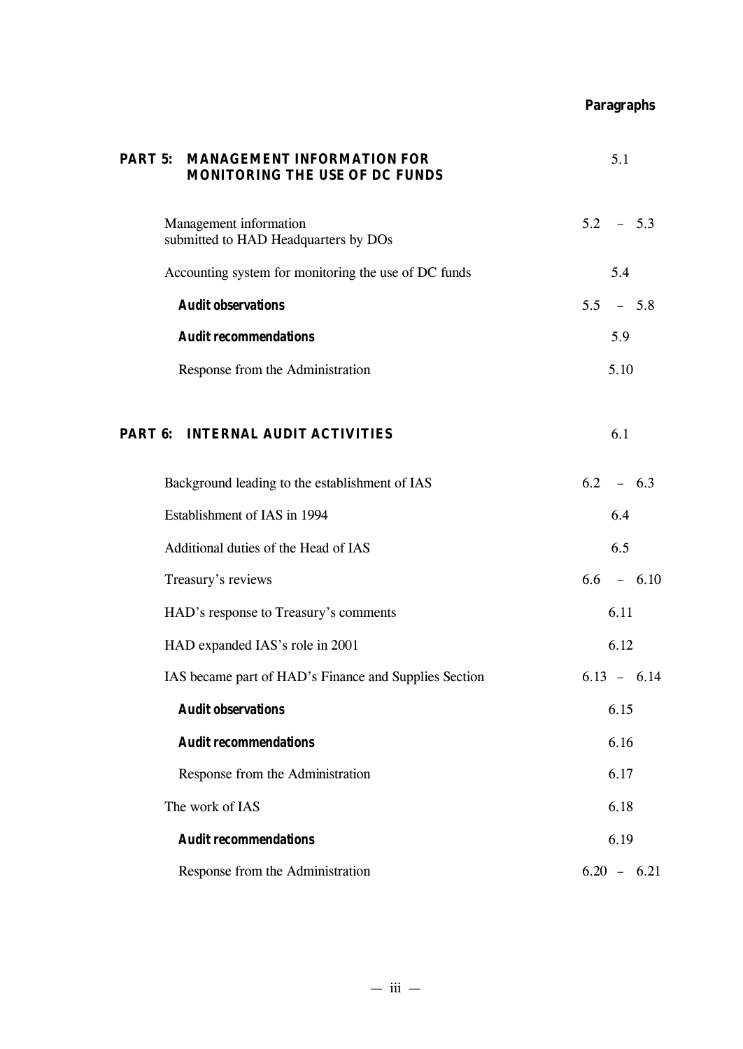| | Paragraphs |
|---|---|
| **PART 5: MANAGEMENT INFORMATION FOR MONITORING THE USE OF DC FUNDS** | 5.1 |
| Management information submitted to HAD Headquarters by DOs | 5.2 – 5.3 |
| Accounting system for monitoring the use of DC funds | 5.4 |
| ***Audit observations*** | 5.5 – 5.8 |
| ***Audit recommendations*** | 5.9 |
| Response from the Administration | 5.10 |
| **PART 6: INTERNAL AUDIT ACTIVITIES** | 6.1 |
| Background leading to the establishment of IAS | 6.2 – 6.3 |
| Establishment of IAS in 1994 | 6.4 |
| Additional duties of the Head of IAS | 6.5 |
| Treasury's reviews | 6.6 – 6.10 |
| HAD's response to Treasury's comments | 6.11 |
| HAD expanded IAS's role in 2001 | 6.12 |
| IAS became part of HAD's Finance and Supplies Section | 6.13 – 6.14 |
| ***Audit observations*** | 6.15 |
| ***Audit recommendations*** | 6.16 |
| Response from the Administration | 6.17 |
| The work of IAS | 6.18 |
| ***Audit recommendations*** | 6.19 |
| Response from the Administration | 6.20 – 6.21 |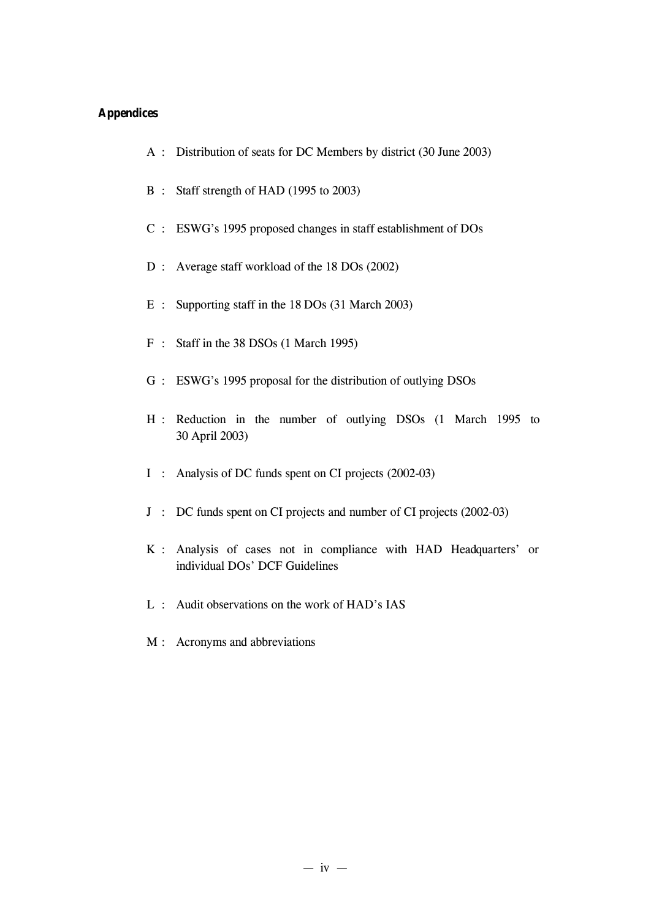**Appendices**

A : Distribution of seats for DC Members by district (30 June 2003)

B : Staff strength of HAD (1995 to 2003)

C : ESWG's 1995 proposed changes in staff establishment of DOs

D : Average staff workload of the 18 DOs (2002)

E : Supporting staff in the 18 DOs (31 March 2003)

F : Staff in the 38 DSOs (1 March 1995)

G : ESWG's 1995 proposal for the distribution of outlying DSOs

H : Reduction in the number of outlying DSOs (1 March 1995 to 30 April 2003)

I : Analysis of DC funds spent on CI projects (2002-03)

J : DC funds spent on CI projects and number of CI projects (2002-03)

K : Analysis of cases not in compliance with HAD Headquarters' or individual DOs' DCF Guidelines

L : Audit observations on the work of HAD's IAS

M : Acronyms and abbreviations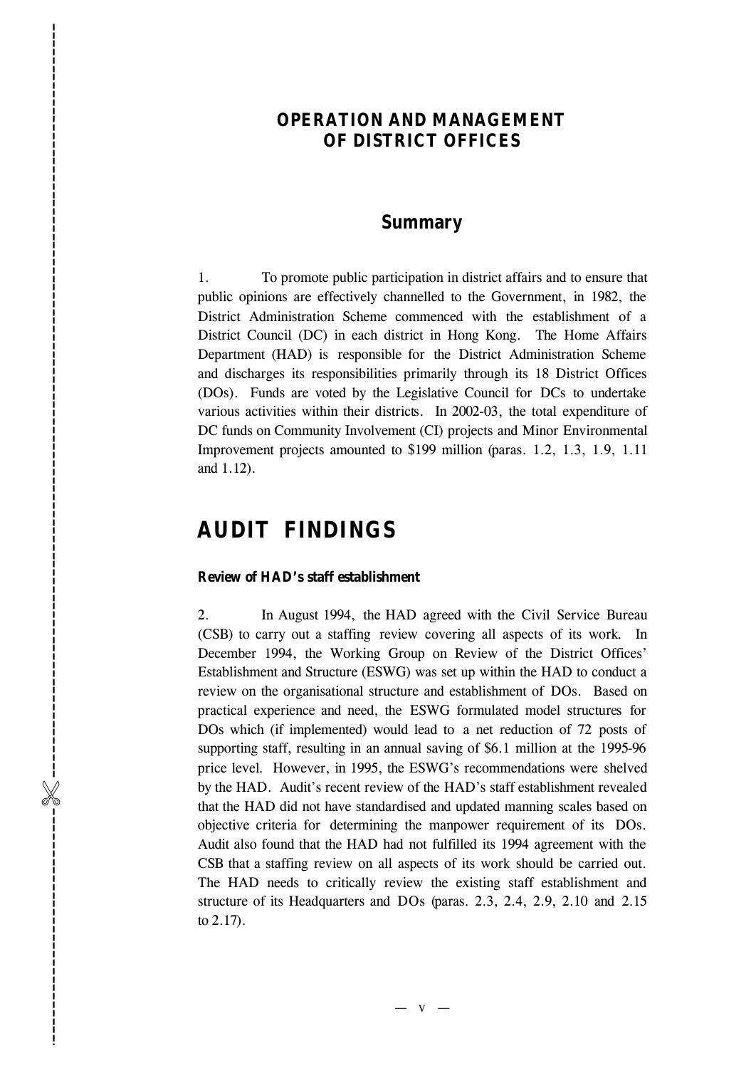# OPERATION AND MANAGEMENT OF DISTRICT OFFICES

## Summary

1. To promote public participation in district affairs and to ensure that public opinions are effectively channelled to the Government, in 1982, the District Administration Scheme commenced with the establishment of a District Council (DC) in each district in Hong Kong. The Home Affairs Department (HAD) is responsible for the District Administration Scheme and discharges its responsibilities primarily through its 18 District Offices (DOs). Funds are voted by the Legislative Council for DCs to undertake various activities within their districts. In 2002-03, the total expenditure of DC funds on Community Involvement (CI) projects and Minor Environmental Improvement projects amounted to $199 million (paras. 1.2, 1.3, 1.9, 1.11 and 1.12).

## AUDIT FINDINGS

### Review of HAD's staff establishment

2. In August 1994, the HAD agreed with the Civil Service Bureau (CSB) to carry out a staffing review covering all aspects of its work. In December 1994, the Working Group on Review of the District Offices' Establishment and Structure (ESWG) was set up within the HAD to conduct a review on the organisational structure and establishment of DOs. Based on practical experience and need, the ESWG formulated model structures for DOs which (if implemented) would lead to a net reduction of 72 posts of supporting staff, resulting in an annual saving of $6.1 million at the 1995-96 price level. However, in 1995, the ESWG's recommendations were shelved by the HAD. Audit's recent review of the HAD's staff establishment revealed that the HAD did not have standardised and updated manning scales based on objective criteria for determining the manpower requirement of its DOs. Audit also found that the HAD had not fulfilled its 1994 agreement with the CSB that a staffing review on all aspects of its work should be carried out. The HAD needs to critically review the existing staff establishment and structure of its Headquarters and DOs (paras. 2.3, 2.4, 2.9, 2.10 and 2.15 to 2.17).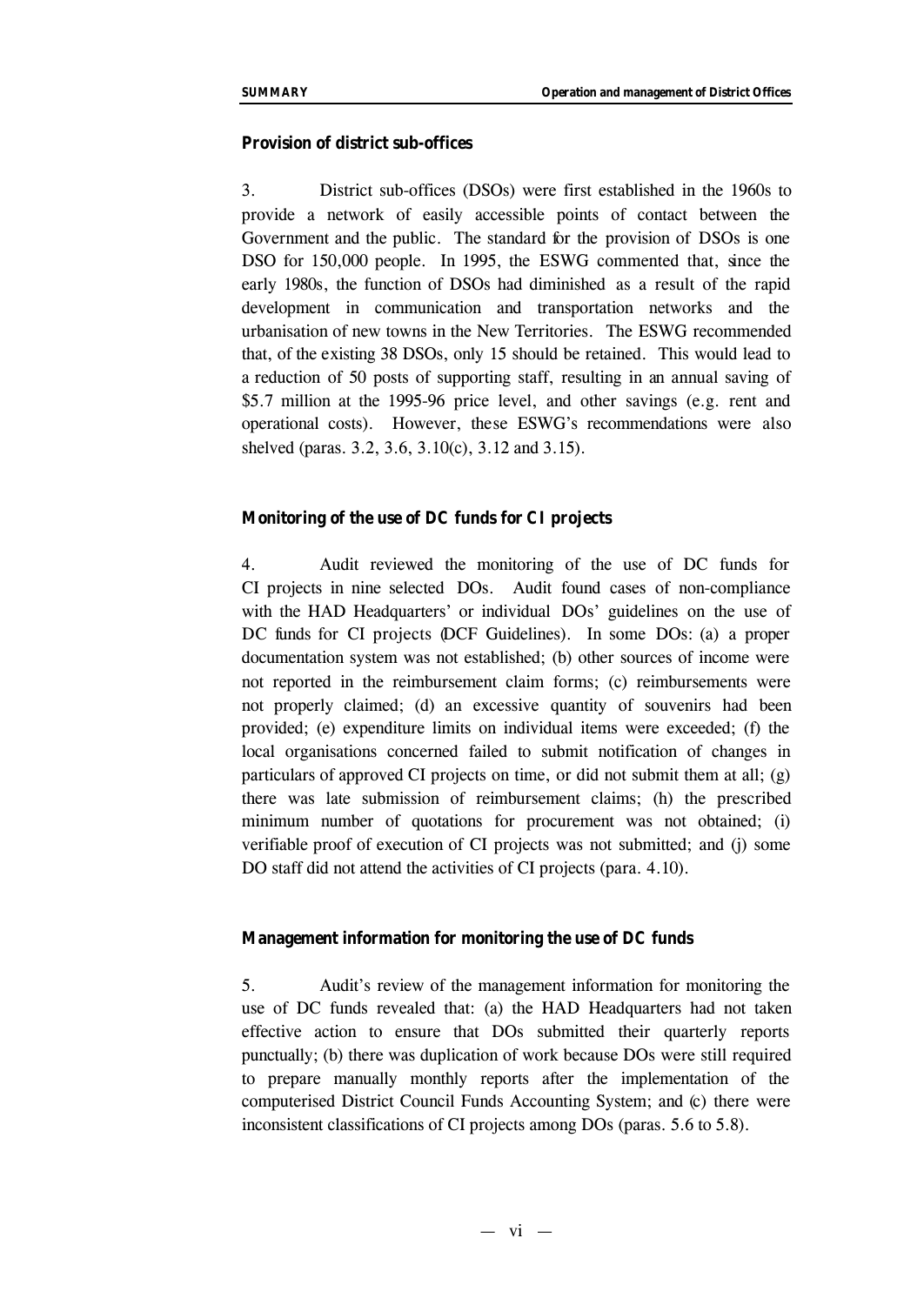### Provision of district sub-offices

3. District sub-offices (DSOs) were first established in the 1960s to provide a network of easily accessible points of contact between the Government and the public. The standard for the provision of DSOs is one DSO for 150,000 people. In 1995, the ESWG commented that, since the early 1980s, the function of DSOs had diminished as a result of the rapid development in communication and transportation networks and the urbanisation of new towns in the New Territories. The ESWG recommended that, of the existing 38 DSOs, only 15 should be retained. This would lead to a reduction of 50 posts of supporting staff, resulting in an annual saving of $5.7 million at the 1995-96 price level, and other savings (e.g. rent and operational costs). However, these ESWG's recommendations were also shelved (paras. 3.2, 3.6, 3.10(c), 3.12 and 3.15).

### Monitoring of the use of DC funds for CI projects

4. Audit reviewed the monitoring of the use of DC funds for CI projects in nine selected DOs. Audit found cases of non-compliance with the HAD Headquarters' or individual DOs' guidelines on the use of DC funds for CI projects (DCF Guidelines). In some DOs: (a) a proper documentation system was not established; (b) other sources of income were not reported in the reimbursement claim forms; (c) reimbursements were not properly claimed; (d) an excessive quantity of souvenirs had been provided; (e) expenditure limits on individual items were exceeded; (f) the local organisations concerned failed to submit notification of changes in particulars of approved CI projects on time, or did not submit them at all; (g) there was late submission of reimbursement claims; (h) the prescribed minimum number of quotations for procurement was not obtained; (i) verifiable proof of execution of CI projects was not submitted; and (j) some DO staff did not attend the activities of CI projects (para. 4.10).

### Management information for monitoring the use of DC funds

5. Audit's review of the management information for monitoring the use of DC funds revealed that: (a) the HAD Headquarters had not taken effective action to ensure that DOs submitted their quarterly reports punctually; (b) there was duplication of work because DOs were still required to prepare manually monthly reports after the implementation of the computerised District Council Funds Accounting System; and (c) there were inconsistent classifications of CI projects among DOs (paras. 5.6 to 5.8).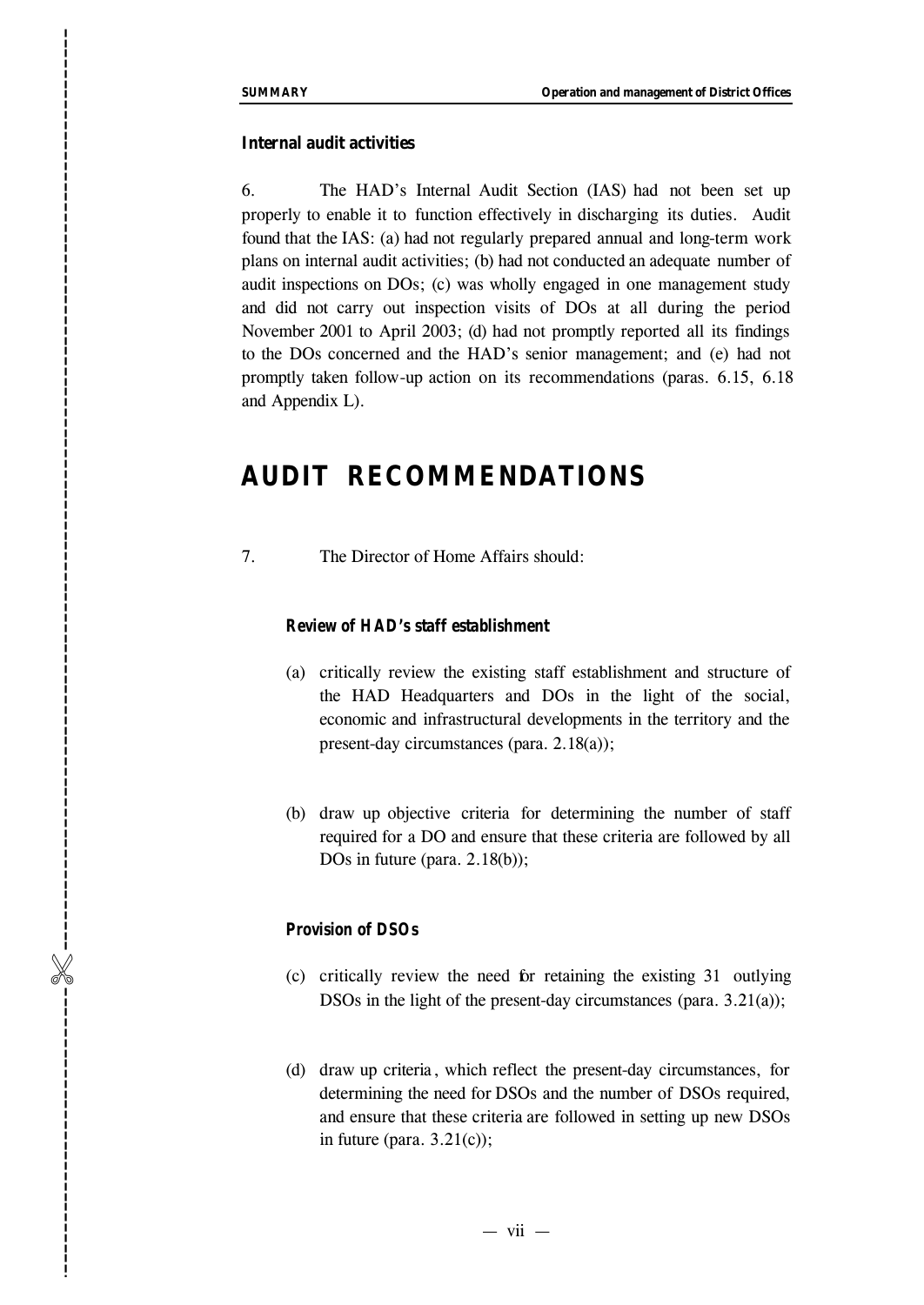#### Internal audit activities

6. The HAD's Internal Audit Section (IAS) had not been set up properly to enable it to function effectively in discharging its duties. Audit found that the IAS: (a) had not regularly prepared annual and long-term work plans on internal audit activities; (b) had not conducted an adequate number of audit inspections on DOs; (c) was wholly engaged in one management study and did not carry out inspection visits of DOs at all during the period November 2001 to April 2003; (d) had not promptly reported all its findings to the DOs concerned and the HAD's senior management; and (e) had not promptly taken follow-up action on its recommendations (paras. 6.15, 6.18 and Appendix L).

## AUDIT RECOMMENDATIONS

7. The Director of Home Affairs should:

#### Review of HAD's staff establishment

(a) critically review the existing staff establishment and structure of the HAD Headquarters and DOs in the light of the social, economic and infrastructural developments in the territory and the present-day circumstances (para. 2.18(a));

(b) draw up objective criteria for determining the number of staff required for a DO and ensure that these criteria are followed by all DOs in future (para. 2.18(b));

#### Provision of DSOs

(c) critically review the need for retaining the existing 31 outlying DSOs in the light of the present-day circumstances (para. 3.21(a));

(d) draw up criteria, which reflect the present-day circumstances, for determining the need for DSOs and the number of DSOs required, and ensure that these criteria are followed in setting up new DSOs in future (para. 3.21(c));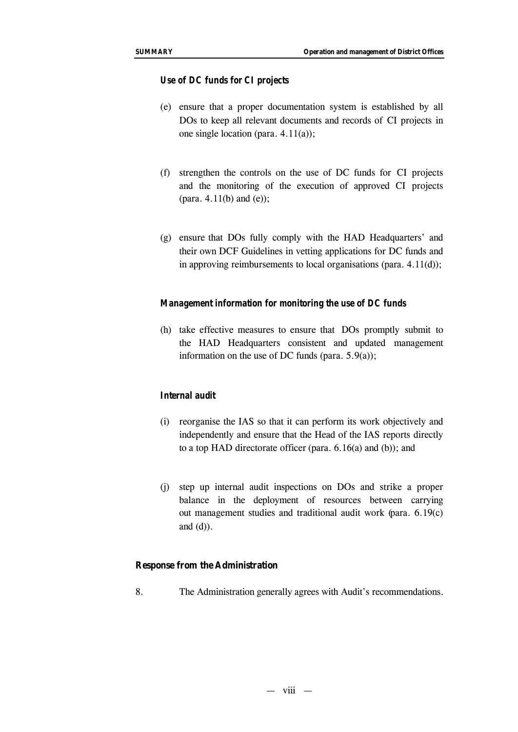***Use of DC funds for CI projects***

(e) ensure that a proper documentation system is established by all DOs to keep all relevant documents and records of CI projects in one single location (para. 4.11(a));

(f) strengthen the controls on the use of DC funds for CI projects and the monitoring of the execution of approved CI projects (para. 4.11(b) and (e));

(g) ensure that DOs fully comply with the HAD Headquarters' and their own DCF Guidelines in vetting applications for DC funds and in approving reimbursements to local organisations (para. 4.11(d));

***Management information for monitoring the use of DC funds***

(h) take effective measures to ensure that DOs promptly submit to the HAD Headquarters consistent and updated management information on the use of DC funds (para. 5.9(a));

***Internal audit***

(i) reorganise the IAS so that it can perform its work objectively and independently and ensure that the Head of the IAS reports directly to a top HAD directorate officer (para. 6.16(a) and (b)); and

(j) step up internal audit inspections on DOs and strike a proper balance in the deployment of resources between carrying out management studies and traditional audit work (para. 6.19(c) and (d)).

**Response from the Administration**

8. The Administration generally agrees with Audit's recommendations.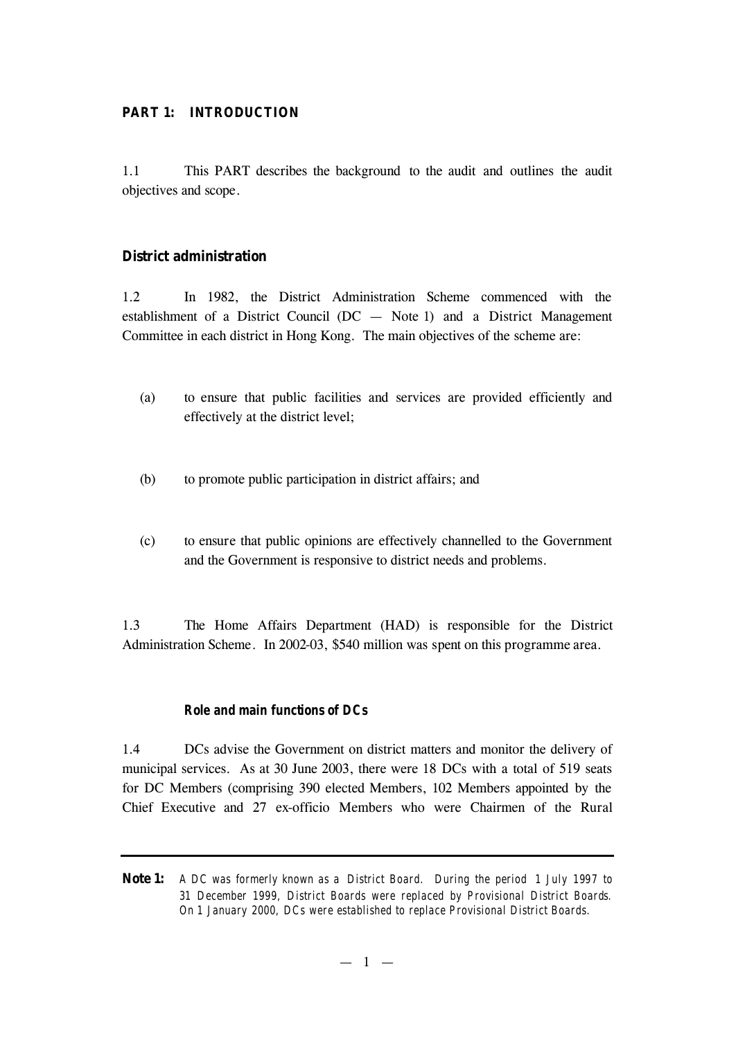## PART 1: INTRODUCTION

1.1 This PART describes the background to the audit and outlines the audit objectives and scope.

### District administration

1.2 In 1982, the District Administration Scheme commenced with the establishment of a District Council (DC — Note 1) and a District Management Committee in each district in Hong Kong. The main objectives of the scheme are:

(a) to ensure that public facilities and services are provided efficiently and effectively at the district level;

(b) to promote public participation in district affairs; and

(c) to ensure that public opinions are effectively channelled to the Government and the Government is responsive to district needs and problems.

1.3 The Home Affairs Department (HAD) is responsible for the District Administration Scheme. In 2002-03, $540 million was spent on this programme area.

#### Role and main functions of DCs

1.4 DCs advise the Government on district matters and monitor the delivery of municipal services. As at 30 June 2003, there were 18 DCs with a total of 519 seats for DC Members (comprising 390 elected Members, 102 Members appointed by the Chief Executive and 27 ex-officio Members who were Chairmen of the Rural

---

**Note 1:** A DC was formerly known as a District Board. During the period 1 July 1997 to 31 December 1999, District Boards were replaced by Provisional District Boards. On 1 January 2000, DCs were established to replace Provisional District Boards.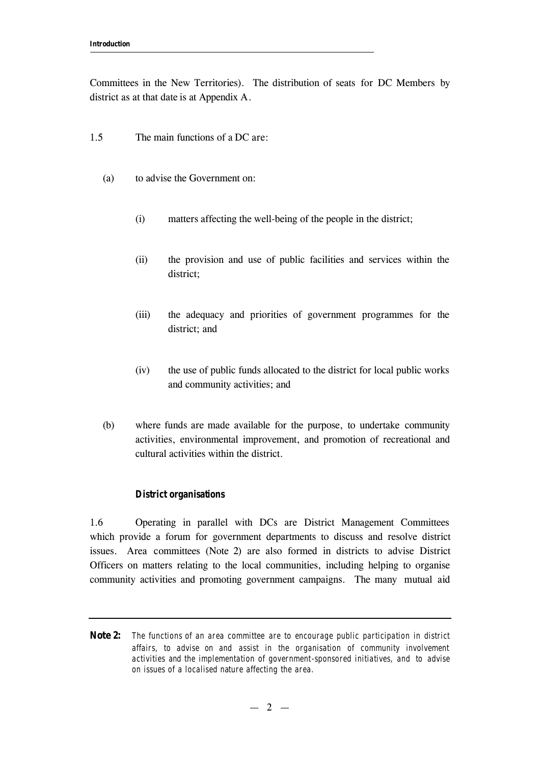Committees in the New Territories). The distribution of seats for DC Members by district as at that date is at Appendix A.

1.5 The main functions of a DC are:

(a) to advise the Government on:

(i) matters affecting the well-being of the people in the district;

(ii) the provision and use of public facilities and services within the district;

(iii) the adequacy and priorities of government programmes for the district; and

(iv) the use of public funds allocated to the district for local public works and community activities; and

(b) where funds are made available for the purpose, to undertake community activities, environmental improvement, and promotion of recreational and cultural activities within the district.

### District organisations

1.6 Operating in parallel with DCs are District Management Committees which provide a forum for government departments to discuss and resolve district issues. Area committees (Note 2) are also formed in districts to advise District Officers on matters relating to the local communities, including helping to organise community activities and promoting government campaigns. The many mutual aid

---

**Note 2:** *The functions of an area committee are to encourage public participation in district affairs, to advise on and assist in the organisation of community involvement activities and the implementation of government-sponsored initiatives, and to advise on issues of a localised nature affecting the area.*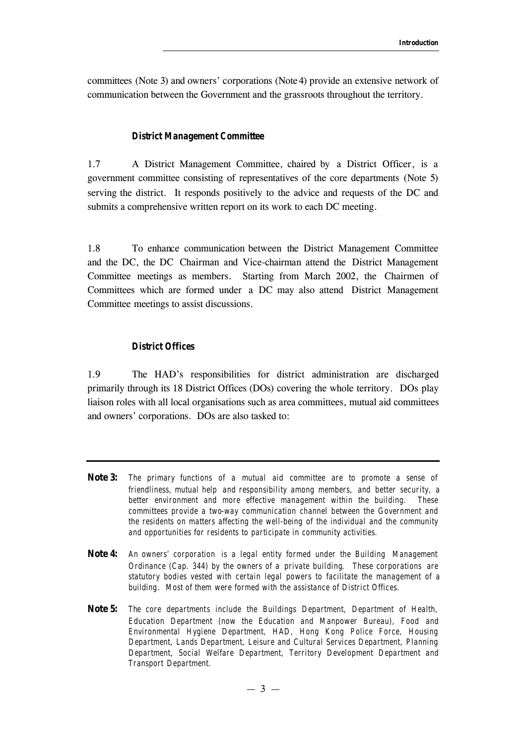committees (Note 3) and owners' corporations (Note 4) provide an extensive network of communication between the Government and the grassroots throughout the territory.

### District Management Committee

1.7 A District Management Committee, chaired by a District Officer, is a government committee consisting of representatives of the core departments (Note 5) serving the district. It responds positively to the advice and requests of the DC and submits a comprehensive written report on its work to each DC meeting.

1.8 To enhance communication between the District Management Committee and the DC, the DC Chairman and Vice-chairman attend the District Management Committee meetings as members. Starting from March 2002, the Chairmen of Committees which are formed under a DC may also attend District Management Committee meetings to assist discussions.

### District Offices

1.9 The HAD's responsibilities for district administration are discharged primarily through its 18 District Offices (DOs) covering the whole territory. DOs play liaison roles with all local organisations such as area committees, mutual aid committees and owners' corporations. DOs are also tasked to:

---

**Note 3:** *The primary functions of a mutual aid committee are to promote a sense of friendliness, mutual help and responsibility among members, and better security, a better environment and more effective management within the building. These committees provide a two-way communication channel between the Government and the residents on matters affecting the well-being of the individual and the community and opportunities for residents to participate in community activities.*

**Note 4:** *An owners' corporation is a legal entity formed under the Building Management Ordinance (Cap. 344) by the owners of a private building. These corporations are statutory bodies vested with certain legal powers to facilitate the management of a building. Most of them were formed with the assistance of District Offices.*

**Note 5:** *The core departments include the Buildings Department, Department of Health, Education Department (now the Education and Manpower Bureau), Food and Environmental Hygiene Department, HAD, Hong Kong Police Force, Housing Department, Lands Department, Leisure and Cultural Services Department, Planning Department, Social Welfare Department, Territory Development Department and Transport Department.*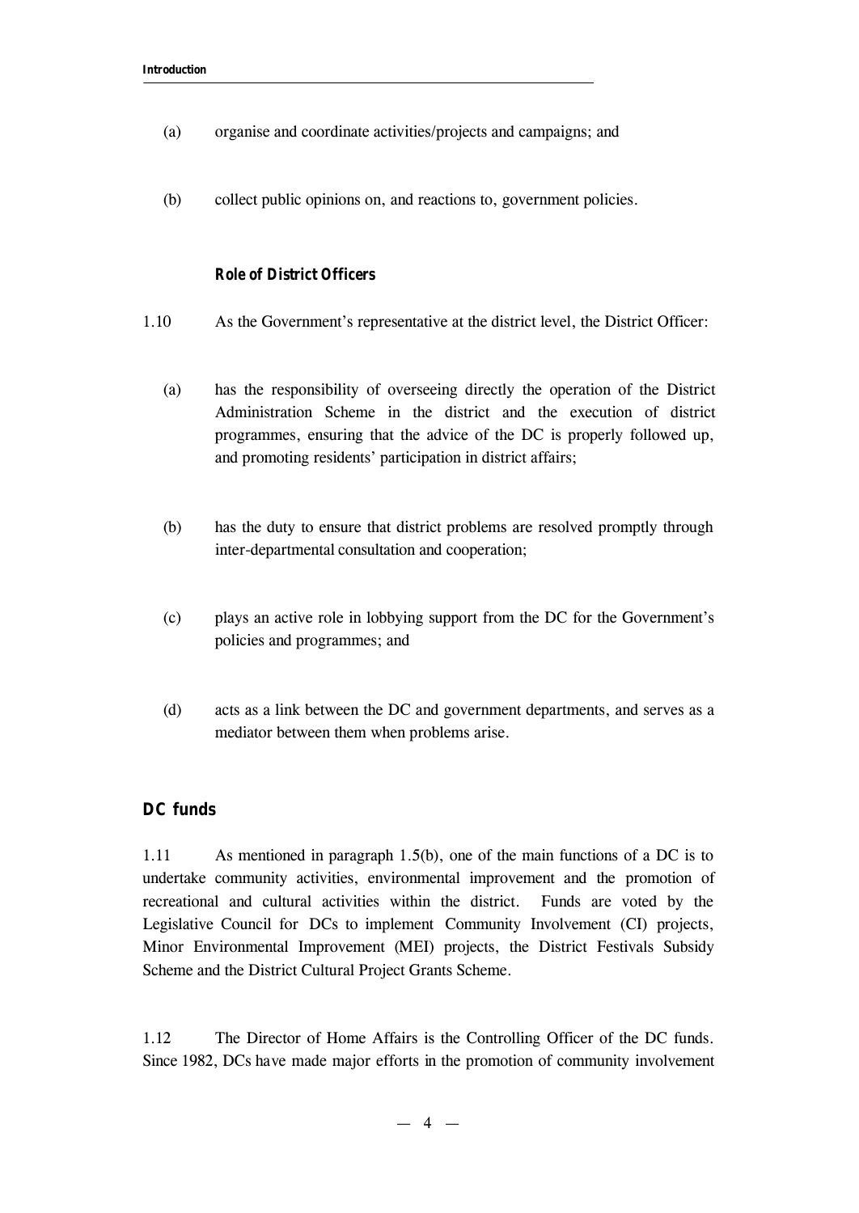(a) organise and coordinate activities/projects and campaigns; and

(b) collect public opinions on, and reactions to, government policies.

#### Role of District Officers

1.10 As the Government's representative at the district level, the District Officer:

(a) has the responsibility of overseeing directly the operation of the District Administration Scheme in the district and the execution of district programmes, ensuring that the advice of the DC is properly followed up, and promoting residents' participation in district affairs;

(b) has the duty to ensure that district problems are resolved promptly through inter-departmental consultation and cooperation;

(c) plays an active role in lobbying support from the DC for the Government's policies and programmes; and

(d) acts as a link between the DC and government departments, and serves as a mediator between them when problems arise.

### DC funds

1.11 As mentioned in paragraph 1.5(b), one of the main functions of a DC is to undertake community activities, environmental improvement and the promotion of recreational and cultural activities within the district. Funds are voted by the Legislative Council for DCs to implement Community Involvement (CI) projects, Minor Environmental Improvement (MEI) projects, the District Festivals Subsidy Scheme and the District Cultural Project Grants Scheme.

1.12 The Director of Home Affairs is the Controlling Officer of the DC funds. Since 1982, DCs have made major efforts in the promotion of community involvement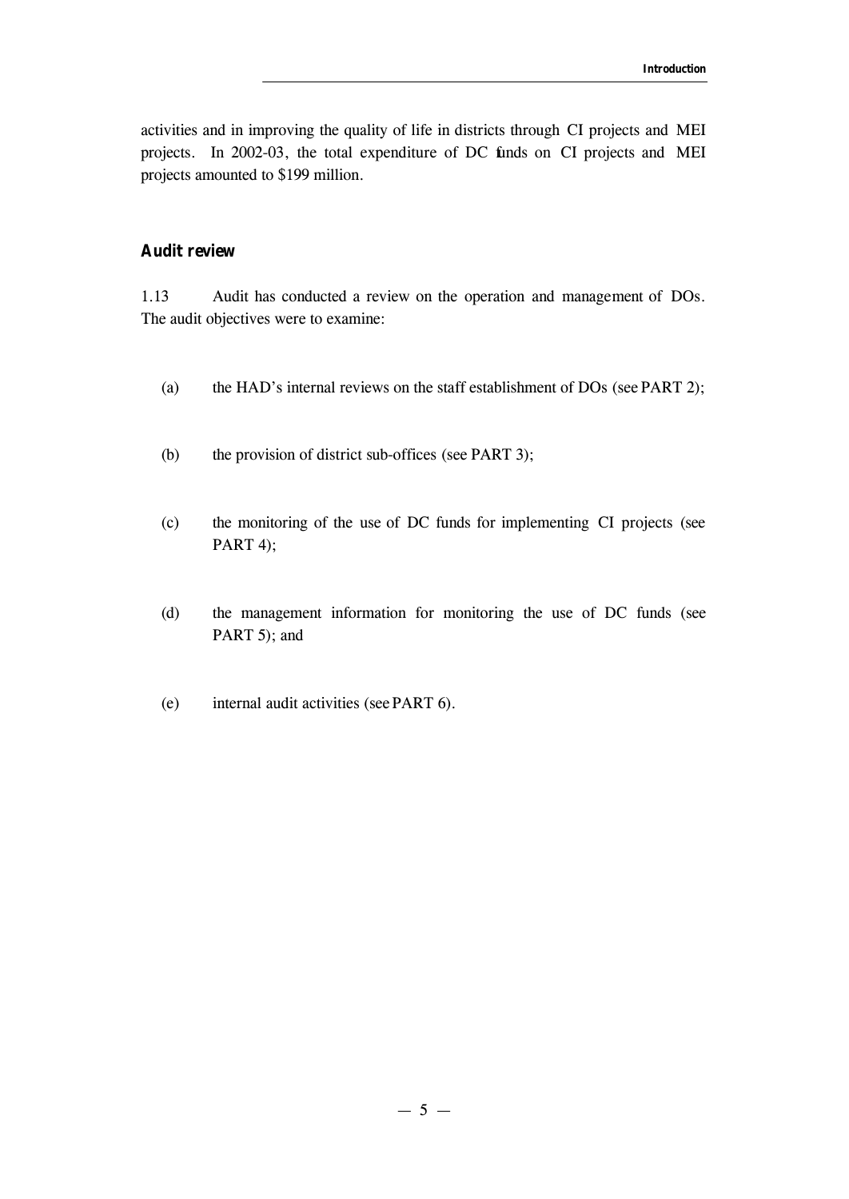activities and in improving the quality of life in districts through CI projects and MEI projects. In 2002-03, the total expenditure of DC funds on CI projects and MEI projects amounted to $199 million.

## Audit review

1.13 Audit has conducted a review on the operation and management of DOs. The audit objectives were to examine:

(a) the HAD's internal reviews on the staff establishment of DOs (see PART 2);

(b) the provision of district sub-offices (see PART 3);

(c) the monitoring of the use of DC funds for implementing CI projects (see PART 4);

(d) the management information for monitoring the use of DC funds (see PART 5); and

(e) internal audit activities (see PART 6).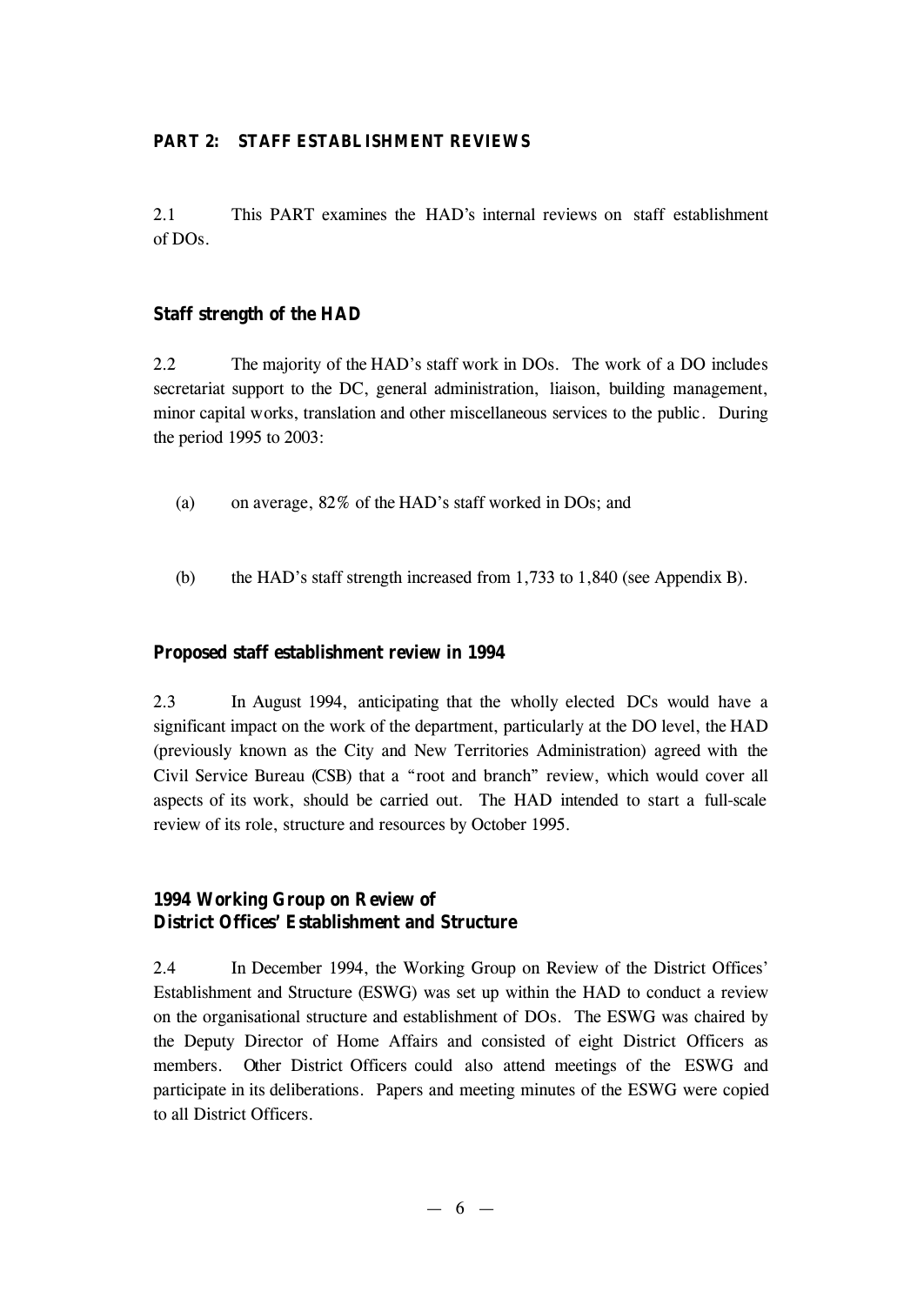## PART 2: STAFF ESTABLISHMENT REVIEWS

2.1 This PART examines the HAD's internal reviews on staff establishment of DOs.

### Staff strength of the HAD

2.2 The majority of the HAD's staff work in DOs. The work of a DO includes secretariat support to the DC, general administration, liaison, building management, minor capital works, translation and other miscellaneous services to the public. During the period 1995 to 2003:

(a) on average, 82% of the HAD's staff worked in DOs; and

(b) the HAD's staff strength increased from 1,733 to 1,840 (see Appendix B).

### Proposed staff establishment review in 1994

2.3 In August 1994, anticipating that the wholly elected DCs would have a significant impact on the work of the department, particularly at the DO level, the HAD (previously known as the City and New Territories Administration) agreed with the Civil Service Bureau (CSB) that a "root and branch" review, which would cover all aspects of its work, should be carried out. The HAD intended to start a full-scale review of its role, structure and resources by October 1995.

### 1994 Working Group on Review of District Offices' Establishment and Structure

2.4 In December 1994, the Working Group on Review of the District Offices' Establishment and Structure (ESWG) was set up within the HAD to conduct a review on the organisational structure and establishment of DOs. The ESWG was chaired by the Deputy Director of Home Affairs and consisted of eight District Officers as members. Other District Officers could also attend meetings of the ESWG and participate in its deliberations. Papers and meeting minutes of the ESWG were copied to all District Officers.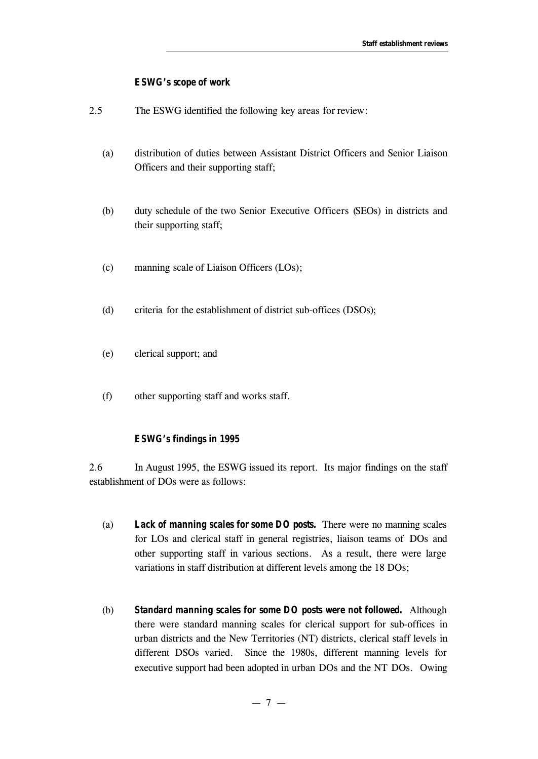### *ESWG's scope of work*

2.5 The ESWG identified the following key areas for review:

(a) distribution of duties between Assistant District Officers and Senior Liaison Officers and their supporting staff;

(b) duty schedule of the two Senior Executive Officers (SEOs) in districts and their supporting staff;

(c) manning scale of Liaison Officers (LOs);

(d) criteria for the establishment of district sub-offices (DSOs);

(e) clerical support; and

(f) other supporting staff and works staff.

### *ESWG's findings in 1995*

2.6 In August 1995, the ESWG issued its report. Its major findings on the staff establishment of DOs were as follows:

(a) ***Lack of manning scales for some DO posts.*** There were no manning scales for LOs and clerical staff in general registries, liaison teams of DOs and other supporting staff in various sections. As a result, there were large variations in staff distribution at different levels among the 18 DOs;

(b) ***Standard manning scales for some DO posts were not followed.*** Although there were standard manning scales for clerical support for sub-offices in urban districts and the New Territories (NT) districts, clerical staff levels in different DSOs varied. Since the 1980s, different manning levels for executive support had been adopted in urban DOs and the NT DOs. Owing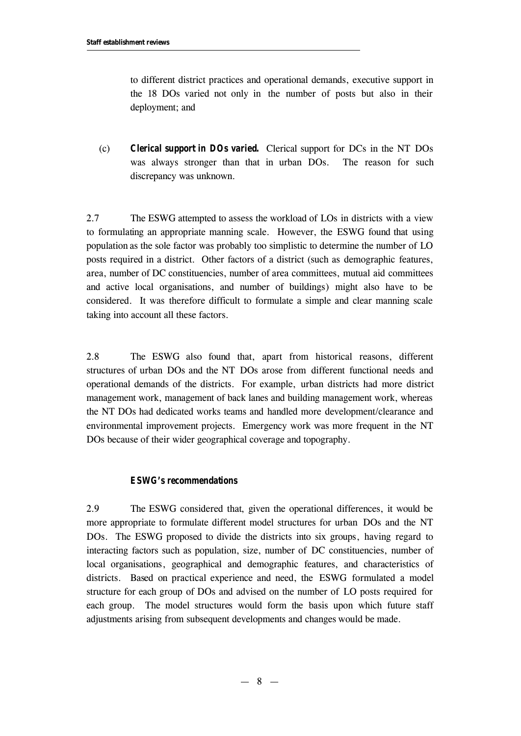to different district practices and operational demands, executive support in the 18 DOs varied not only in the number of posts but also in their deployment; and

(c) ***Clerical support in DOs varied.*** Clerical support for DCs in the NT DOs was always stronger than that in urban DOs. The reason for such discrepancy was unknown.

2.7 The ESWG attempted to assess the workload of LOs in districts with a view to formulating an appropriate manning scale. However, the ESWG found that using population as the sole factor was probably too simplistic to determine the number of LO posts required in a district. Other factors of a district (such as demographic features, area, number of DC constituencies, number of area committees, mutual aid committees and active local organisations, and number of buildings) might also have to be considered. It was therefore difficult to formulate a simple and clear manning scale taking into account all these factors.

2.8 The ESWG also found that, apart from historical reasons, different structures of urban DOs and the NT DOs arose from different functional needs and operational demands of the districts. For example, urban districts had more district management work, management of back lanes and building management work, whereas the NT DOs had dedicated works teams and handled more development/clearance and environmental improvement projects. Emergency work was more frequent in the NT DOs because of their wider geographical coverage and topography.

#### ESWG's recommendations

2.9 The ESWG considered that, given the operational differences, it would be more appropriate to formulate different model structures for urban DOs and the NT DOs. The ESWG proposed to divide the districts into six groups, having regard to interacting factors such as population, size, number of DC constituencies, number of local organisations, geographical and demographic features, and characteristics of districts. Based on practical experience and need, the ESWG formulated a model structure for each group of DOs and advised on the number of LO posts required for each group. The model structures would form the basis upon which future staff adjustments arising from subsequent developments and changes would be made.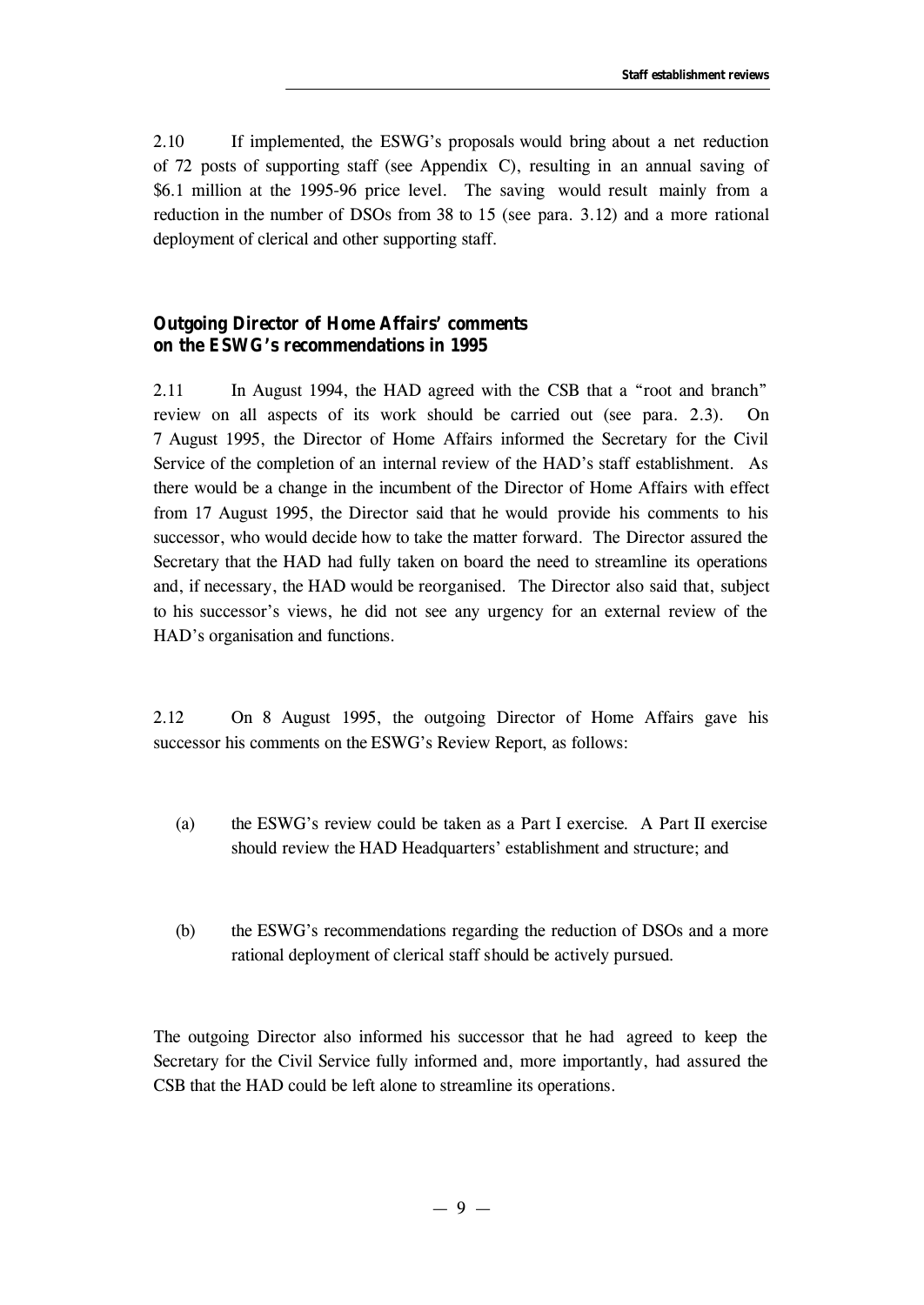2.10 If implemented, the ESWG's proposals would bring about a net reduction of 72 posts of supporting staff (see Appendix C), resulting in an annual saving of $6.1 million at the 1995-96 price level. The saving would result mainly from a reduction in the number of DSOs from 38 to 15 (see para. 3.12) and a more rational deployment of clerical and other supporting staff.

**Outgoing Director of Home Affairs' comments on the ESWG's recommendations in 1995**

2.11 In August 1994, the HAD agreed with the CSB that a "root and branch" review on all aspects of its work should be carried out (see para. 2.3). On 7 August 1995, the Director of Home Affairs informed the Secretary for the Civil Service of the completion of an internal review of the HAD's staff establishment. As there would be a change in the incumbent of the Director of Home Affairs with effect from 17 August 1995, the Director said that he would provide his comments to his successor, who would decide how to take the matter forward. The Director assured the Secretary that the HAD had fully taken on board the need to streamline its operations and, if necessary, the HAD would be reorganised. The Director also said that, subject to his successor's views, he did not see any urgency for an external review of the HAD's organisation and functions.

2.12 On 8 August 1995, the outgoing Director of Home Affairs gave his successor his comments on the ESWG's Review Report, as follows:

(a) the ESWG's review could be taken as a Part I exercise. A Part II exercise should review the HAD Headquarters' establishment and structure; and

(b) the ESWG's recommendations regarding the reduction of DSOs and a more rational deployment of clerical staff should be actively pursued.

The outgoing Director also informed his successor that he had agreed to keep the Secretary for the Civil Service fully informed and, more importantly, had assured the CSB that the HAD could be left alone to streamline its operations.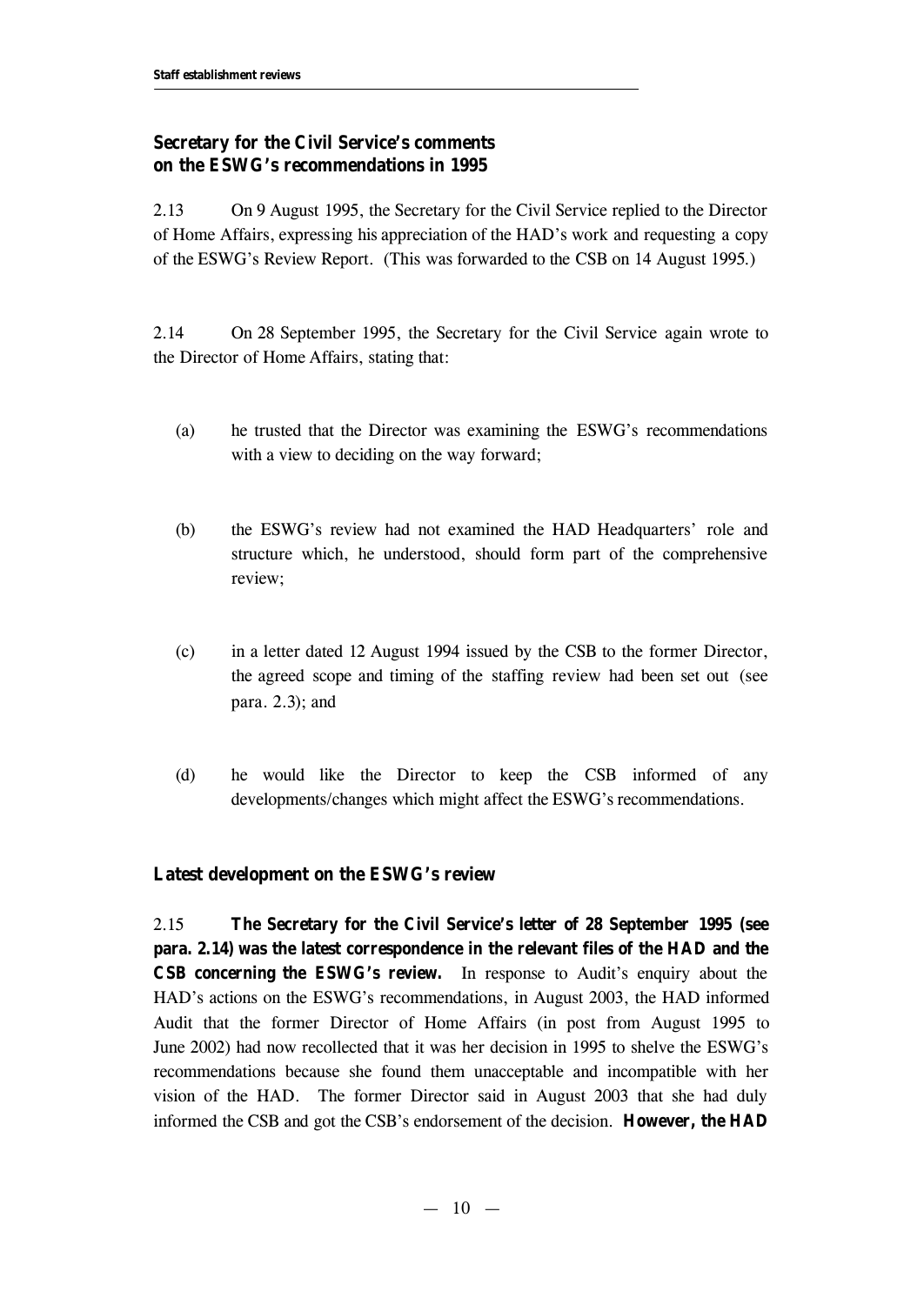### Secretary for the Civil Service's comments on the ESWG's recommendations in 1995

2.13 On 9 August 1995, the Secretary for the Civil Service replied to the Director of Home Affairs, expressing his appreciation of the HAD's work and requesting a copy of the ESWG's Review Report. (This was forwarded to the CSB on 14 August 1995.)

2.14 On 28 September 1995, the Secretary for the Civil Service again wrote to the Director of Home Affairs, stating that:

(a) he trusted that the Director was examining the ESWG's recommendations with a view to deciding on the way forward;

(b) the ESWG's review had not examined the HAD Headquarters' role and structure which, he understood, should form part of the comprehensive review;

(c) in a letter dated 12 August 1994 issued by the CSB to the former Director, the agreed scope and timing of the staffing review had been set out (see para. 2.3); and

(d) he would like the Director to keep the CSB informed of any developments/changes which might affect the ESWG's recommendations.

### Latest development on the ESWG's review

2.15 **The Secretary for the Civil Service's letter of 28 September 1995 (see para. 2.14) was the latest correspondence in the relevant files of the HAD and the CSB concerning the ESWG's review.** In response to Audit's enquiry about the HAD's actions on the ESWG's recommendations, in August 2003, the HAD informed Audit that the former Director of Home Affairs (in post from August 1995 to June 2002) had now recollected that it was her decision in 1995 to shelve the ESWG's recommendations because she found them unacceptable and incompatible with her vision of the HAD. The former Director said in August 2003 that she had duly informed the CSB and got the CSB's endorsement of the decision. **However, the HAD**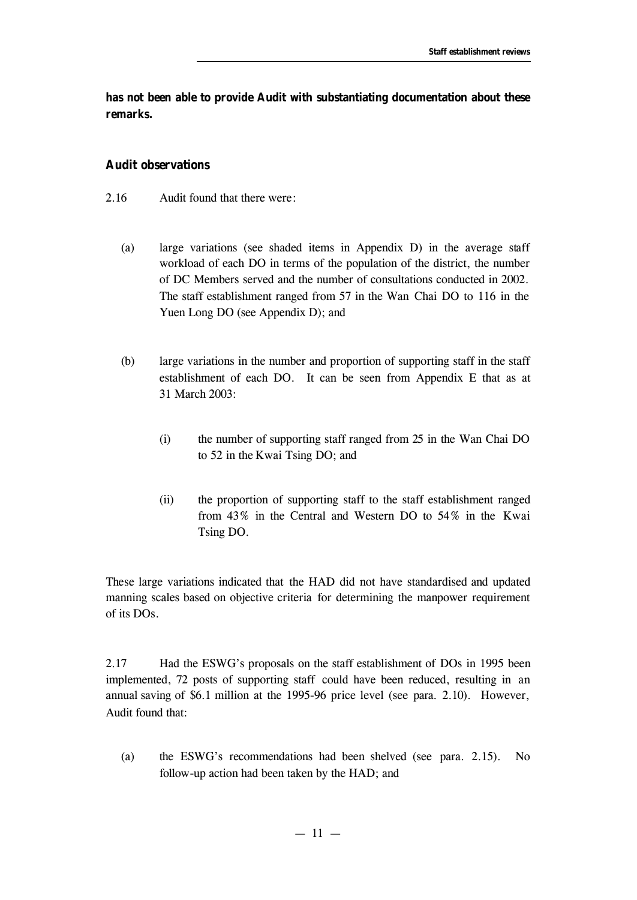**has not been able to provide Audit with substantiating documentation about these remarks.**

### Audit observations

2.16 Audit found that there were:

(a) large variations (see shaded items in Appendix D) in the average staff workload of each DO in terms of the population of the district, the number of DC Members served and the number of consultations conducted in 2002. The staff establishment ranged from 57 in the Wan Chai DO to 116 in the Yuen Long DO (see Appendix D); and

(b) large variations in the number and proportion of supporting staff in the staff establishment of each DO. It can be seen from Appendix E that as at 31 March 2003:

(i) the number of supporting staff ranged from 25 in the Wan Chai DO to 52 in the Kwai Tsing DO; and

(ii) the proportion of supporting staff to the staff establishment ranged from 43% in the Central and Western DO to 54% in the Kwai Tsing DO.

These large variations indicated that the HAD did not have standardised and updated manning scales based on objective criteria for determining the manpower requirement of its DOs.

2.17 Had the ESWG's proposals on the staff establishment of DOs in 1995 been implemented, 72 posts of supporting staff could have been reduced, resulting in an annual saving of $6.1 million at the 1995-96 price level (see para. 2.10). However, Audit found that:

(a) the ESWG's recommendations had been shelved (see para. 2.15). No follow-up action had been taken by the HAD; and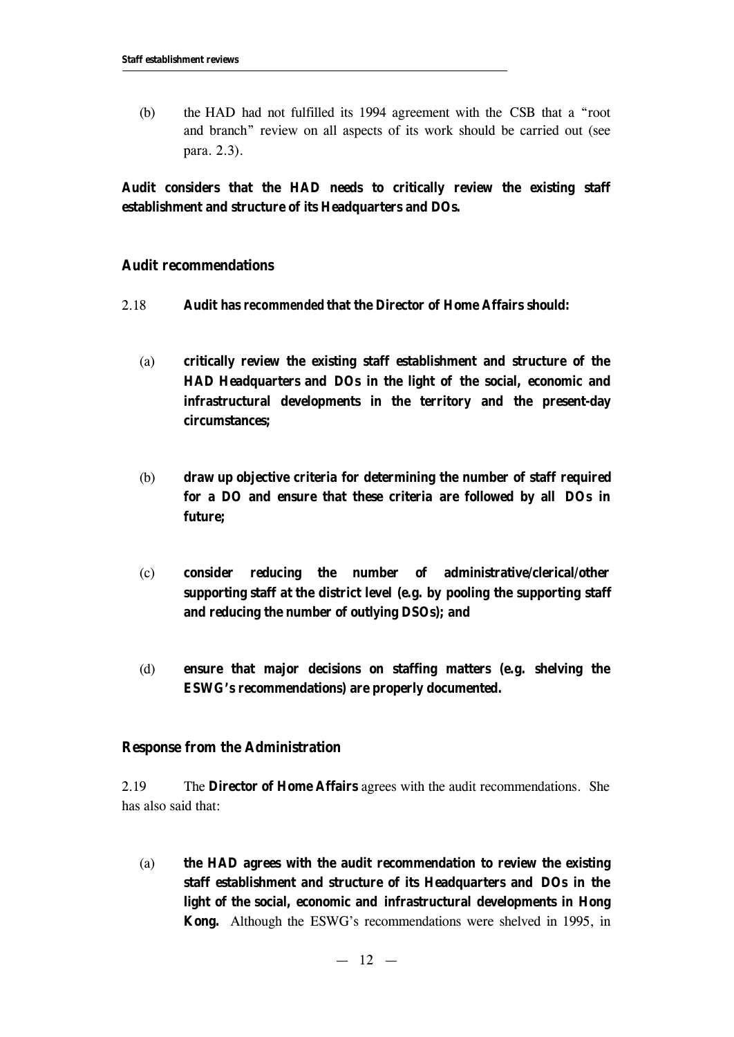(b) the HAD had not fulfilled its 1994 agreement with the CSB that a "root and branch" review on all aspects of its work should be carried out (see para. 2.3).

**Audit considers that the HAD needs to critically review the existing staff establishment and structure of its Headquarters and DOs.**

### Audit recommendations

2.18 **Audit has recommended that the Director of Home Affairs should:**

(a) **critically review the existing staff establishment and structure of the HAD Headquarters and DOs in the light of the social, economic and infrastructural developments in the territory and the present-day circumstances;**

(b) **draw up objective criteria for determining the number of staff required for a DO and ensure that these criteria are followed by all DOs in future;**

(c) **consider reducing the number of administrative/clerical/other supporting staff at the district level (e.g. by pooling the supporting staff and reducing the number of outlying DSOs); and**

(d) **ensure that major decisions on staffing matters (e.g. shelving the ESWG's recommendations) are properly documented.**

### Response from the Administration

2.19 The **Director of Home Affairs** agrees with the audit recommendations. She has also said that:

(a) **the HAD agrees with the audit recommendation to review the existing staff establishment and structure of its Headquarters and DOs in the light of the social, economic and infrastructural developments in Hong Kong.** Although the ESWG's recommendations were shelved in 1995, in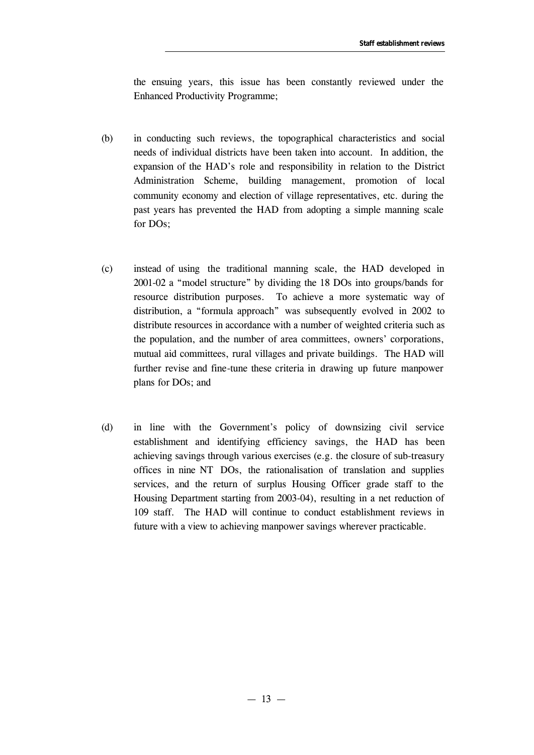the ensuing years, this issue has been constantly reviewed under the Enhanced Productivity Programme;

(b) in conducting such reviews, the topographical characteristics and social needs of individual districts have been taken into account. In addition, the expansion of the HAD's role and responsibility in relation to the District Administration Scheme, building management, promotion of local community economy and election of village representatives, etc. during the past years has prevented the HAD from adopting a simple manning scale for DOs;

(c) instead of using the traditional manning scale, the HAD developed in 2001-02 a "model structure" by dividing the 18 DOs into groups/bands for resource distribution purposes. To achieve a more systematic way of distribution, a "formula approach" was subsequently evolved in 2002 to distribute resources in accordance with a number of weighted criteria such as the population, and the number of area committees, owners' corporations, mutual aid committees, rural villages and private buildings. The HAD will further revise and fine-tune these criteria in drawing up future manpower plans for DOs; and

(d) in line with the Government's policy of downsizing civil service establishment and identifying efficiency savings, the HAD has been achieving savings through various exercises (e.g. the closure of sub-treasury offices in nine NT DOs, the rationalisation of translation and supplies services, and the return of surplus Housing Officer grade staff to the Housing Department starting from 2003-04), resulting in a net reduction of 109 staff. The HAD will continue to conduct establishment reviews in future with a view to achieving manpower savings wherever practicable.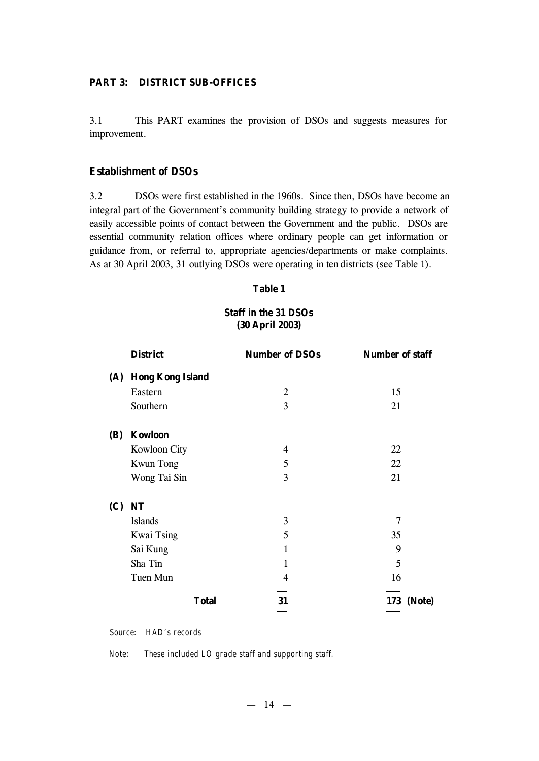## PART 3: DISTRICT SUB-OFFICES

3.1 This PART examines the provision of DSOs and suggests measures for improvement.

### Establishment of DSOs

3.2 DSOs were first established in the 1960s. Since then, DSOs have become an integral part of the Government's community building strategy to provide a network of easily accessible points of contact between the Government and the public. DSOs are essential community relation offices where ordinary people can get information or guidance from, or referral to, appropriate agencies/departments or make complaints. As at 30 April 2003, 31 outlying DSOs were operating in ten districts (see Table 1).

**Table 1**

**Staff in the 31 DSOs (30 April 2003)**

| | District | Number of DSOs | Number of staff |
|---|---|---|---|
| **(A)** | **Hong Kong Island** | | |
| | Eastern | 2 | 15 |
| | Southern | 3 | 21 |
| **(B)** | **Kowloon** | | |
| | Kowloon City | 4 | 22 |
| | Kwun Tong | 5 | 22 |
| | Wong Tai Sin | 3 | 21 |
| **(C)** | **NT** | | |
| | Islands | 3 | 7 |
| | Kwai Tsing | 5 | 35 |
| | Sai Kung | 1 | 9 |
| | Sha Tin | 1 | 5 |
| | Tuen Mun | 4 | 16 |
| | **Total** | **31** | **173 (Note)** |

*Source: HAD's records*

*Note: These included LO grade staff and supporting staff.*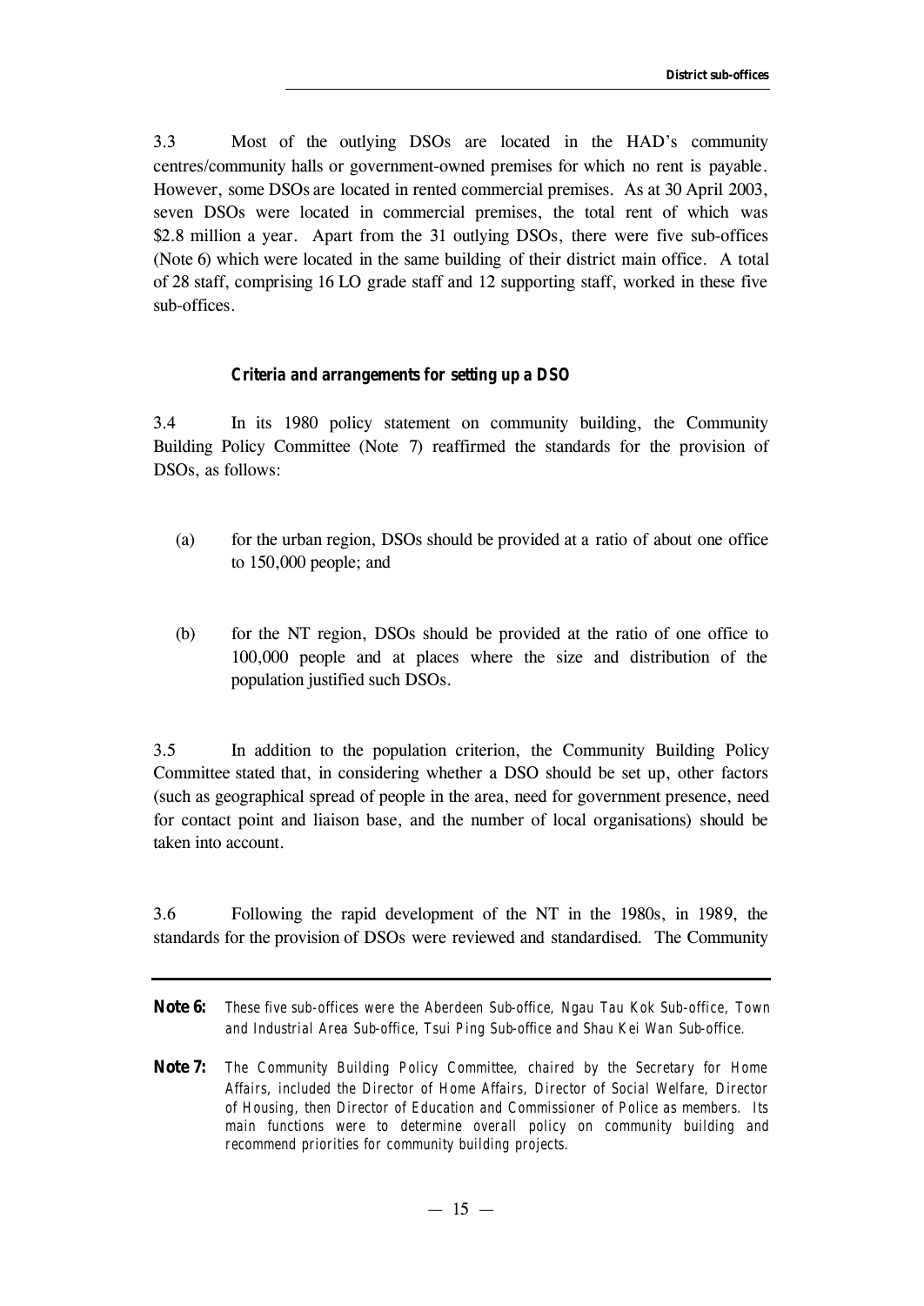3.3 Most of the outlying DSOs are located in the HAD's community centres/community halls or government-owned premises for which no rent is payable. However, some DSOs are located in rented commercial premises. As at 30 April 2003, seven DSOs were located in commercial premises, the total rent of which was $2.8 million a year. Apart from the 31 outlying DSOs, there were five sub-offices (Note 6) which were located in the same building of their district main office. A total of 28 staff, comprising 16 LO grade staff and 12 supporting staff, worked in these five sub-offices.

### *Criteria and arrangements for setting up a DSO*

3.4 In its 1980 policy statement on community building, the Community Building Policy Committee (Note 7) reaffirmed the standards for the provision of DSOs, as follows:

(a) for the urban region, DSOs should be provided at a ratio of about one office to 150,000 people; and

(b) for the NT region, DSOs should be provided at the ratio of one office to 100,000 people and at places where the size and distribution of the population justified such DSOs.

3.5 In addition to the population criterion, the Community Building Policy Committee stated that, in considering whether a DSO should be set up, other factors (such as geographical spread of people in the area, need for government presence, need for contact point and liaison base, and the number of local organisations) should be taken into account.

3.6 Following the rapid development of the NT in the 1980s, in 1989, the standards for the provision of DSOs were reviewed and standardised. The Community

---

**Note 6:** These five sub-offices were the Aberdeen Sub-office, Ngau Tau Kok Sub-office, Town and Industrial Area Sub-office, Tsui Ping Sub-office and Shau Kei Wan Sub-office.

**Note 7:** The Community Building Policy Committee, chaired by the Secretary for Home Affairs, included the Director of Home Affairs, Director of Social Welfare, Director of Housing, then Director of Education and Commissioner of Police as members. Its main functions were to determine overall policy on community building and recommend priorities for community building projects.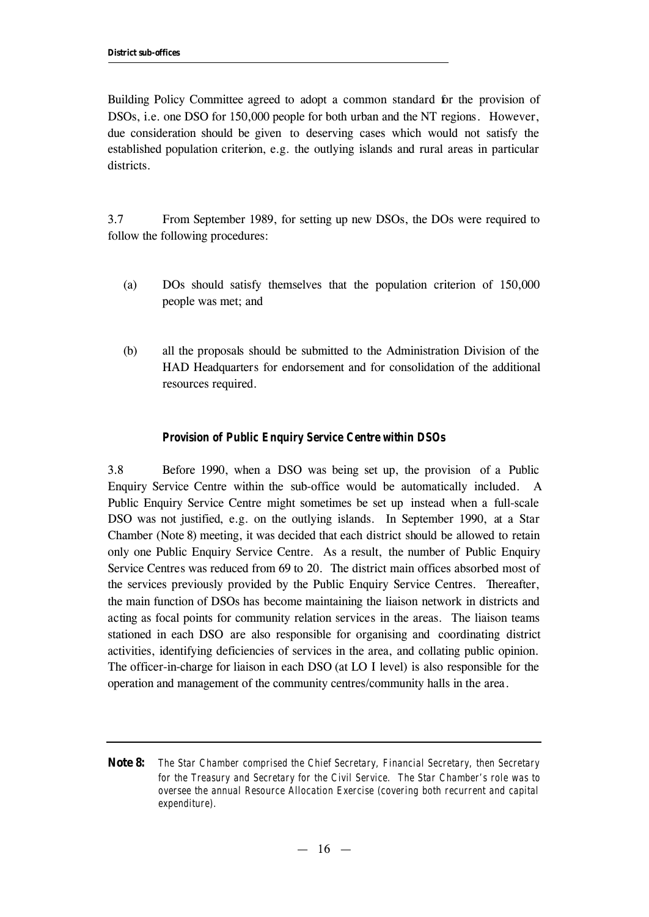Building Policy Committee agreed to adopt a common standard for the provision of DSOs, i.e. one DSO for 150,000 people for both urban and the NT regions. However, due consideration should be given to deserving cases which would not satisfy the established population criterion, e.g. the outlying islands and rural areas in particular districts.

3.7 From September 1989, for setting up new DSOs, the DOs were required to follow the following procedures:

(a) DOs should satisfy themselves that the population criterion of 150,000 people was met; and

(b) all the proposals should be submitted to the Administration Division of the HAD Headquarters for endorsement and for consolidation of the additional resources required.

### Provision of Public Enquiry Service Centre within DSOs

3.8 Before 1990, when a DSO was being set up, the provision of a Public Enquiry Service Centre within the sub-office would be automatically included. A Public Enquiry Service Centre might sometimes be set up instead when a full-scale DSO was not justified, e.g. on the outlying islands. In September 1990, at a Star Chamber (Note 8) meeting, it was decided that each district should be allowed to retain only one Public Enquiry Service Centre. As a result, the number of Public Enquiry Service Centres was reduced from 69 to 20. The district main offices absorbed most of the services previously provided by the Public Enquiry Service Centres. Thereafter, the main function of DSOs has become maintaining the liaison network in districts and acting as focal points for community relation services in the areas. The liaison teams stationed in each DSO are also responsible for organising and coordinating district activities, identifying deficiencies of services in the area, and collating public opinion. The officer-in-charge for liaison in each DSO (at LO I level) is also responsible for the operation and management of the community centres/community halls in the area.

---

**Note 8:** *The Star Chamber comprised the Chief Secretary, Financial Secretary, then Secretary for the Treasury and Secretary for the Civil Service. The Star Chamber's role was to oversee the annual Resource Allocation Exercise (covering both recurrent and capital expenditure).*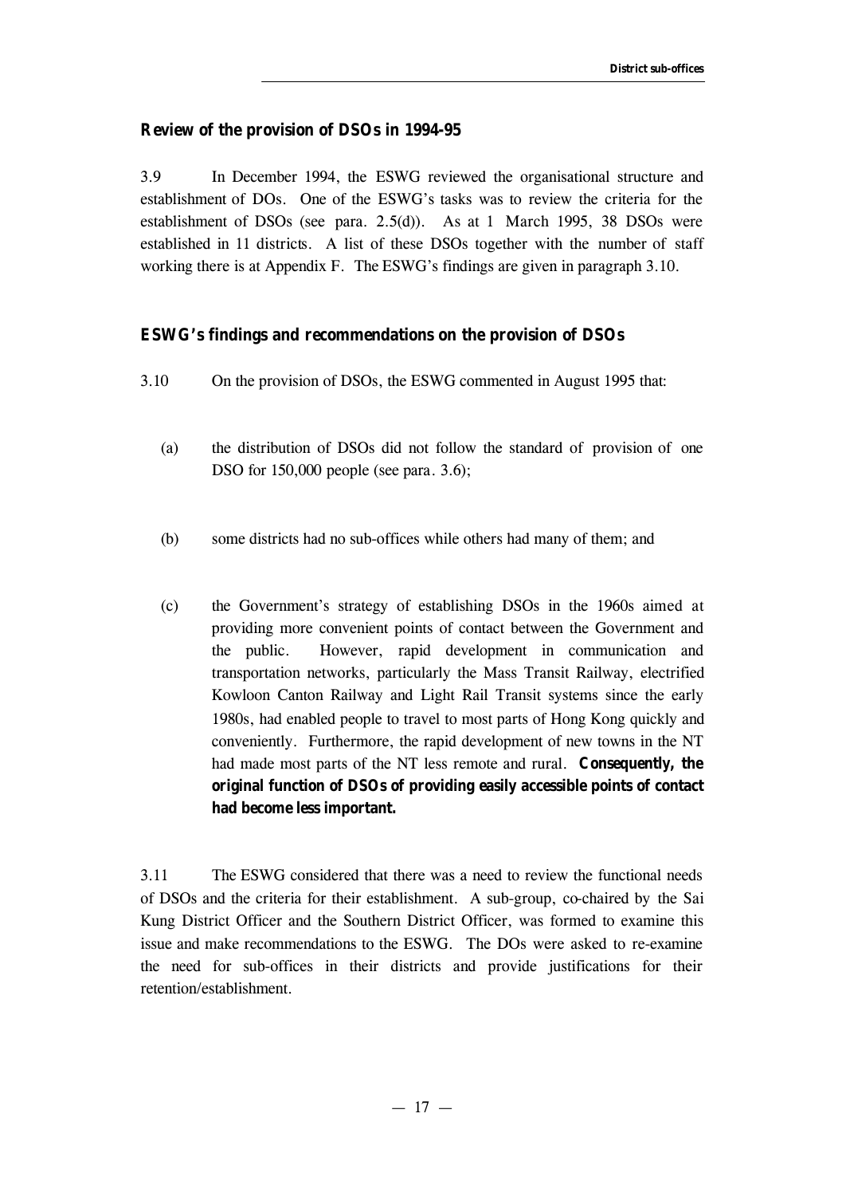### Review of the provision of DSOs in 1994-95

3.9 In December 1994, the ESWG reviewed the organisational structure and establishment of DOs. One of the ESWG's tasks was to review the criteria for the establishment of DSOs (see para. 2.5(d)). As at 1 March 1995, 38 DSOs were established in 11 districts. A list of these DSOs together with the number of staff working there is at Appendix F. The ESWG's findings are given in paragraph 3.10.

### ESWG's findings and recommendations on the provision of DSOs

3.10 On the provision of DSOs, the ESWG commented in August 1995 that:

(a) the distribution of DSOs did not follow the standard of provision of one DSO for 150,000 people (see para. 3.6);

(b) some districts had no sub-offices while others had many of them; and

(c) the Government's strategy of establishing DSOs in the 1960s aimed at providing more convenient points of contact between the Government and the public. However, rapid development in communication and transportation networks, particularly the Mass Transit Railway, electrified Kowloon Canton Railway and Light Rail Transit systems since the early 1980s, had enabled people to travel to most parts of Hong Kong quickly and conveniently. Furthermore, the rapid development of new towns in the NT had made most parts of the NT less remote and rural. **Consequently, the original function of DSOs of providing easily accessible points of contact had become less important.**

3.11 The ESWG considered that there was a need to review the functional needs of DSOs and the criteria for their establishment. A sub-group, co-chaired by the Sai Kung District Officer and the Southern District Officer, was formed to examine this issue and make recommendations to the ESWG. The DOs were asked to re-examine the need for sub-offices in their districts and provide justifications for their retention/establishment.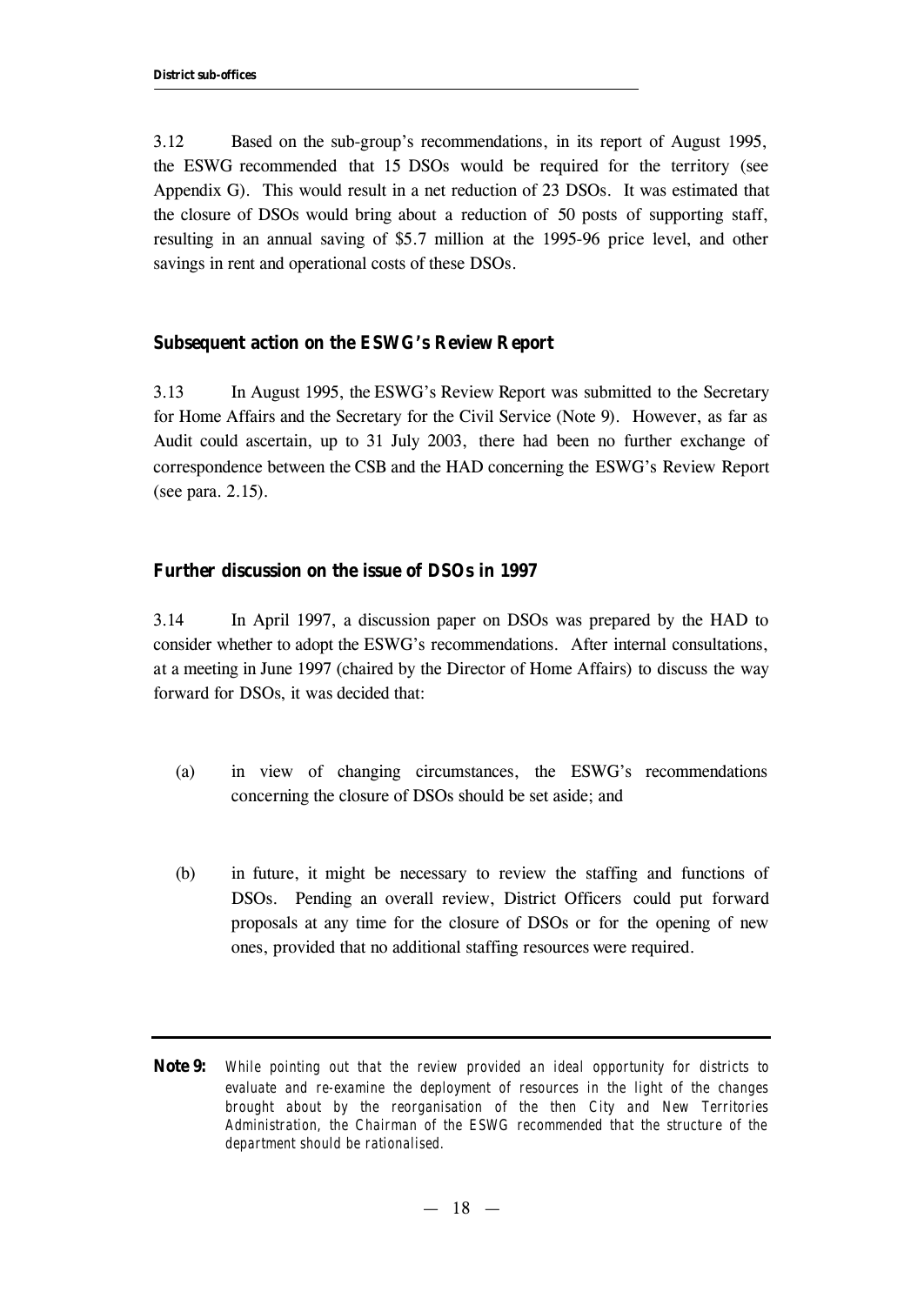3.12 Based on the sub-group's recommendations, in its report of August 1995, the ESWG recommended that 15 DSOs would be required for the territory (see Appendix G). This would result in a net reduction of 23 DSOs. It was estimated that the closure of DSOs would bring about a reduction of 50 posts of supporting staff, resulting in an annual saving of $5.7 million at the 1995-96 price level, and other savings in rent and operational costs of these DSOs.

### Subsequent action on the ESWG's Review Report

3.13 In August 1995, the ESWG's Review Report was submitted to the Secretary for Home Affairs and the Secretary for the Civil Service (Note 9). However, as far as Audit could ascertain, up to 31 July 2003, there had been no further exchange of correspondence between the CSB and the HAD concerning the ESWG's Review Report (see para. 2.15).

### Further discussion on the issue of DSOs in 1997

3.14 In April 1997, a discussion paper on DSOs was prepared by the HAD to consider whether to adopt the ESWG's recommendations. After internal consultations, at a meeting in June 1997 (chaired by the Director of Home Affairs) to discuss the way forward for DSOs, it was decided that:

(a) in view of changing circumstances, the ESWG's recommendations concerning the closure of DSOs should be set aside; and

(b) in future, it might be necessary to review the staffing and functions of DSOs. Pending an overall review, District Officers could put forward proposals at any time for the closure of DSOs or for the opening of new ones, provided that no additional staffing resources were required.

---

**Note 9:** *While pointing out that the review provided an ideal opportunity for districts to evaluate and re-examine the deployment of resources in the light of the changes brought about by the reorganisation of the then City and New Territories Administration, the Chairman of the ESWG recommended that the structure of the department should be rationalised.*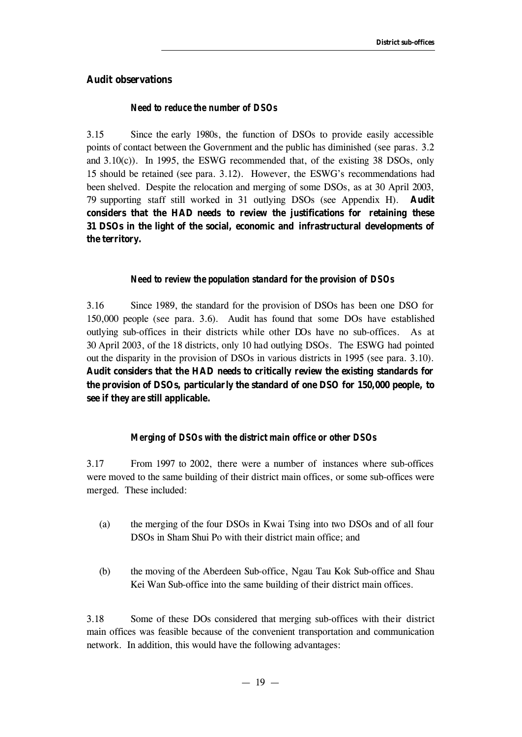## Audit observations

### *Need to reduce the number of DSOs*

3.15 Since the early 1980s, the function of DSOs to provide easily accessible points of contact between the Government and the public has diminished (see paras. 3.2 and 3.10(c)). In 1995, the ESWG recommended that, of the existing 38 DSOs, only 15 should be retained (see para. 3.12). However, the ESWG's recommendations had been shelved. Despite the relocation and merging of some DSOs, as at 30 April 2003, 79 supporting staff still worked in 31 outlying DSOs (see Appendix H). **Audit considers that the HAD needs to review the justifications for retaining these 31 DSOs in the light of the social, economic and infrastructural developments of the territory.**

### *Need to review the population standard for the provision of DSOs*

3.16 Since 1989, the standard for the provision of DSOs has been one DSO for 150,000 people (see para. 3.6). Audit has found that some DOs have established outlying sub-offices in their districts while other DOs have no sub-offices. As at 30 April 2003, of the 18 districts, only 10 had outlying DSOs. The ESWG had pointed out the disparity in the provision of DSOs in various districts in 1995 (see para. 3.10). **Audit considers that the HAD needs to critically review the existing standards for the provision of DSOs, particularly the standard of one DSO for 150,000 people, to see if they are still applicable.**

### *Merging of DSOs with the district main office or other DSOs*

3.17 From 1997 to 2002, there were a number of instances where sub-offices were moved to the same building of their district main offices, or some sub-offices were merged. These included:

(a) the merging of the four DSOs in Kwai Tsing into two DSOs and of all four DSOs in Sham Shui Po with their district main office; and

(b) the moving of the Aberdeen Sub-office, Ngau Tau Kok Sub-office and Shau Kei Wan Sub-office into the same building of their district main offices.

3.18 Some of these DOs considered that merging sub-offices with their district main offices was feasible because of the convenient transportation and communication network. In addition, this would have the following advantages: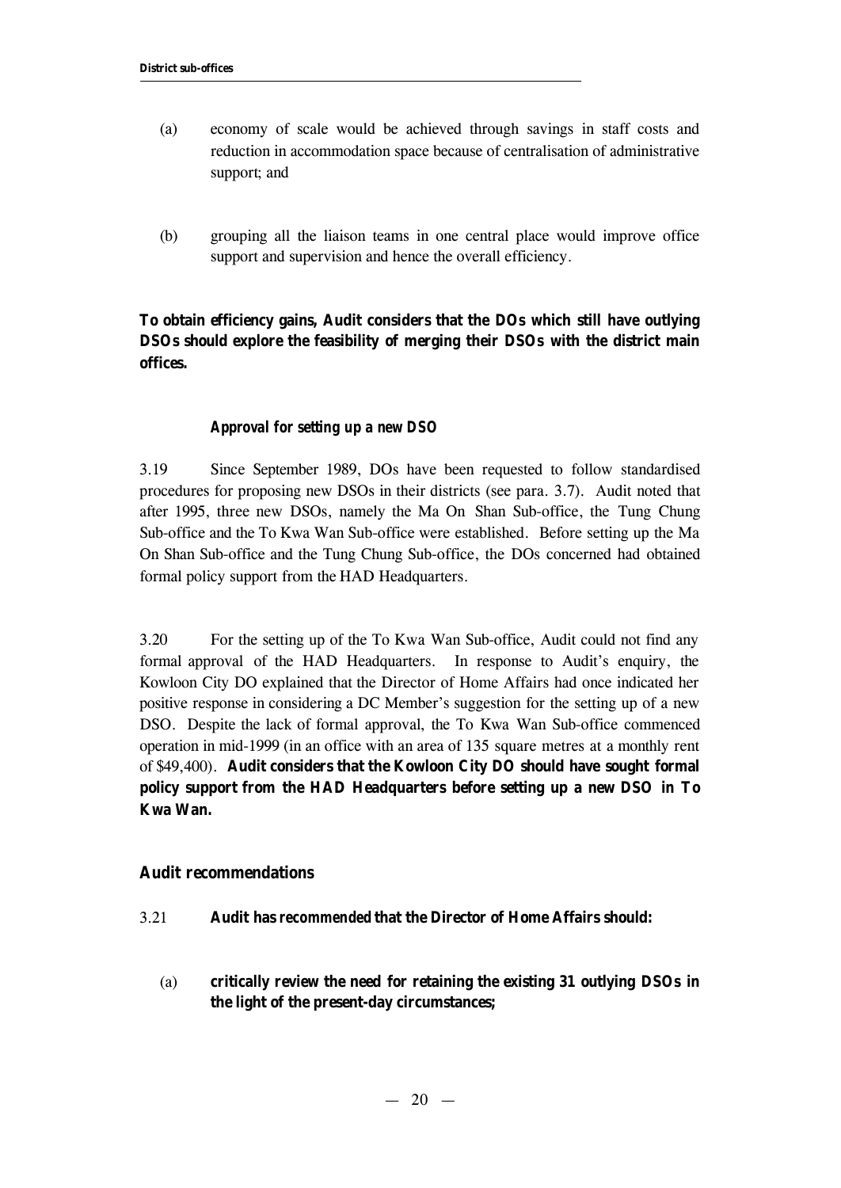(a) economy of scale would be achieved through savings in staff costs and reduction in accommodation space because of centralisation of administrative support; and

(b) grouping all the liaison teams in one central place would improve office support and supervision and hence the overall efficiency.

**To obtain efficiency gains, Audit considers that the DOs which still have outlying DSOs should explore the feasibility of merging their DSOs with the district main offices.**

***Approval for setting up a new DSO***

3.19 Since September 1989, DOs have been requested to follow standardised procedures for proposing new DSOs in their districts (see para. 3.7). Audit noted that after 1995, three new DSOs, namely the Ma On Shan Sub-office, the Tung Chung Sub-office and the To Kwa Wan Sub-office were established. Before setting up the Ma On Shan Sub-office and the Tung Chung Sub-office, the DOs concerned had obtained formal policy support from the HAD Headquarters.

3.20 For the setting up of the To Kwa Wan Sub-office, Audit could not find any formal approval of the HAD Headquarters. In response to Audit's enquiry, the Kowloon City DO explained that the Director of Home Affairs had once indicated her positive response in considering a DC Member's suggestion for the setting up of a new DSO. Despite the lack of formal approval, the To Kwa Wan Sub-office commenced operation in mid-1999 (in an office with an area of 135 square metres at a monthly rent of $49,400). **Audit considers that the Kowloon City DO should have sought formal policy support from the HAD Headquarters before setting up a new DSO in To Kwa Wan.**

## Audit recommendations

3.21 **Audit has recommended that the Director of Home Affairs should:**

(a) **critically review the need for retaining the existing 31 outlying DSOs in the light of the present-day circumstances;**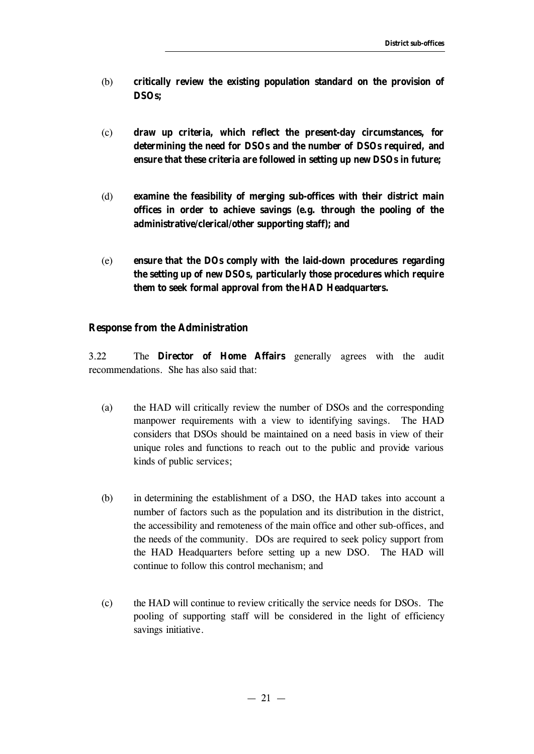(b) **critically review the existing population standard on the provision of DSOs;**

(c) **draw up criteria, which reflect the present-day circumstances, for determining the need for DSOs and the number of DSOs required, and ensure that these criteria are followed in setting up new DSOs in future;**

(d) **examine the feasibility of merging sub-offices with their district main offices in order to achieve savings (e.g. through the pooling of the administrative/clerical/other supporting staff); and**

(e) **ensure that the DOs comply with the laid-down procedures regarding the setting up of new DSOs, particularly those procedures which require them to seek formal approval from the HAD Headquarters.**

### Response from the Administration

3.22 The **Director of Home Affairs** generally agrees with the audit recommendations. She has also said that:

(a) the HAD will critically review the number of DSOs and the corresponding manpower requirements with a view to identifying savings. The HAD considers that DSOs should be maintained on a need basis in view of their unique roles and functions to reach out to the public and provide various kinds of public services;

(b) in determining the establishment of a DSO, the HAD takes into account a number of factors such as the population and its distribution in the district, the accessibility and remoteness of the main office and other sub-offices, and the needs of the community. DOs are required to seek policy support from the HAD Headquarters before setting up a new DSO. The HAD will continue to follow this control mechanism; and

(c) the HAD will continue to review critically the service needs for DSOs. The pooling of supporting staff will be considered in the light of efficiency savings initiative.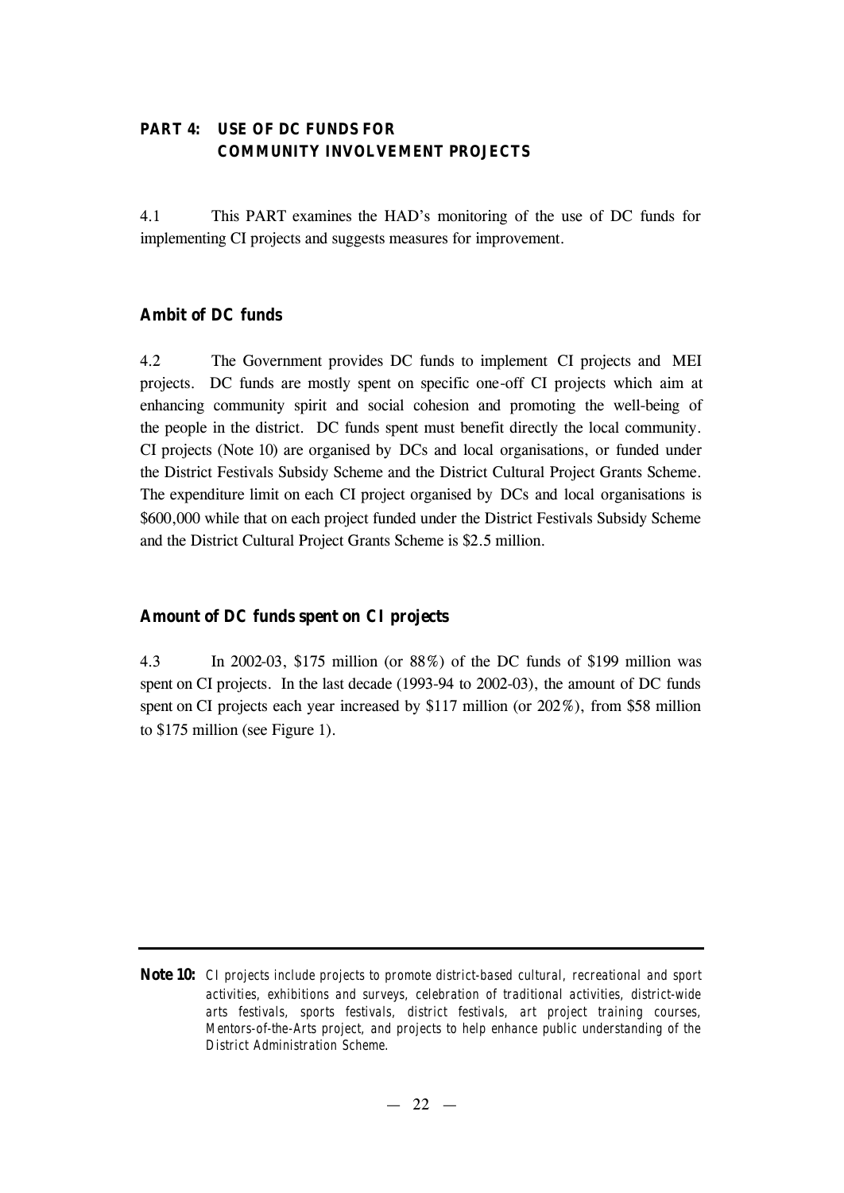## PART 4: USE OF DC FUNDS FOR COMMUNITY INVOLVEMENT PROJECTS

4.1 This PART examines the HAD's monitoring of the use of DC funds for implementing CI projects and suggests measures for improvement.

### Ambit of DC funds

4.2 The Government provides DC funds to implement CI projects and MEI projects. DC funds are mostly spent on specific one-off CI projects which aim at enhancing community spirit and social cohesion and promoting the well-being of the people in the district. DC funds spent must benefit directly the local community. CI projects (Note 10) are organised by DCs and local organisations, or funded under the District Festivals Subsidy Scheme and the District Cultural Project Grants Scheme. The expenditure limit on each CI project organised by DCs and local organisations is $600,000 while that on each project funded under the District Festivals Subsidy Scheme and the District Cultural Project Grants Scheme is $2.5 million.

### Amount of DC funds spent on CI projects

4.3 In 2002-03, $175 million (or 88%) of the DC funds of $199 million was spent on CI projects. In the last decade (1993-94 to 2002-03), the amount of DC funds spent on CI projects each year increased by $117 million (or 202%), from $58 million to $175 million (see Figure 1).

---

**Note 10:** *CI projects include projects to promote district-based cultural, recreational and sport activities, exhibitions and surveys, celebration of traditional activities, district-wide arts festivals, sports festivals, district festivals, art project training courses, Mentors-of-the-Arts project, and projects to help enhance public understanding of the District Administration Scheme.*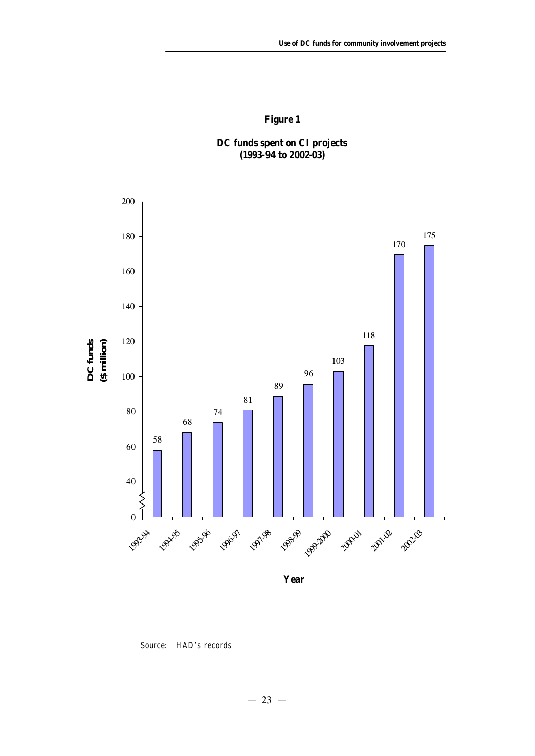**Figure 1**

**DC funds spent on CI projects (1993-94 to 2002-03)**

| Year | DC funds ($ million) |
|---|---|
| 1993-94 | 58 |
| 1994-95 | 68 |
| 1995-96 | 74 |
| 1996-97 | 81 |
| 1997-98 | 89 |
| 1998-99 | 96 |
| 1999-2000 | 103 |
| 2000-01 | 118 |
| 2001-02 | 170 |
| 2002-03 | 175 |

Source: HAD's records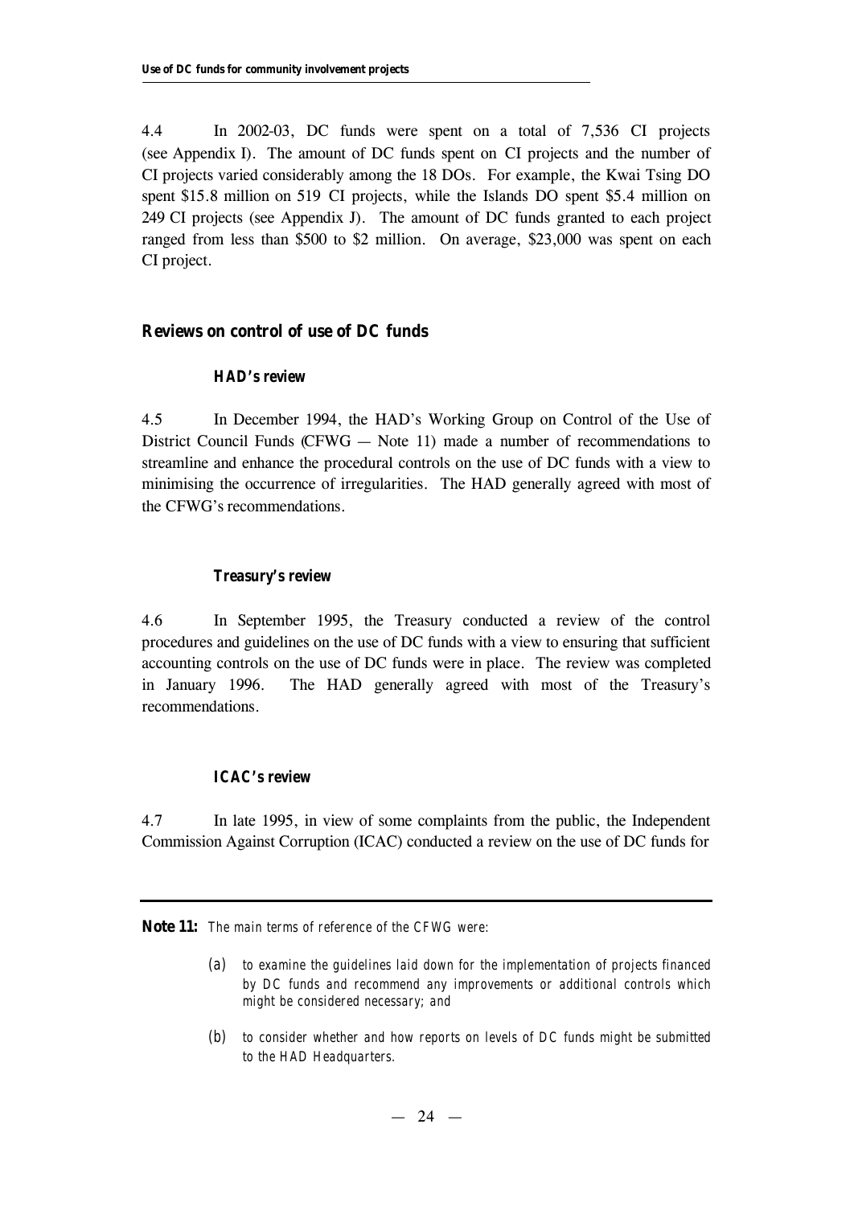4.4 In 2002-03, DC funds were spent on a total of 7,536 CI projects (see Appendix I). The amount of DC funds spent on CI projects and the number of CI projects varied considerably among the 18 DOs. For example, the Kwai Tsing DO spent $15.8 million on 519 CI projects, while the Islands DO spent $5.4 million on 249 CI projects (see Appendix J). The amount of DC funds granted to each project ranged from less than $500 to $2 million. On average, $23,000 was spent on each CI project.

## Reviews on control of use of DC funds

### *HAD's review*

4.5 In December 1994, the HAD's Working Group on Control of the Use of District Council Funds (CFWG — Note 11) made a number of recommendations to streamline and enhance the procedural controls on the use of DC funds with a view to minimising the occurrence of irregularities. The HAD generally agreed with most of the CFWG's recommendations.

### *Treasury's review*

4.6 In September 1995, the Treasury conducted a review of the control procedures and guidelines on the use of DC funds with a view to ensuring that sufficient accounting controls on the use of DC funds were in place. The review was completed in January 1996. The HAD generally agreed with most of the Treasury's recommendations.

### *ICAC's review*

4.7 In late 1995, in view of some complaints from the public, the Independent Commission Against Corruption (ICAC) conducted a review on the use of DC funds for

---

**Note 11:** *The main terms of reference of the CFWG were:*

- *(a) to examine the guidelines laid down for the implementation of projects financed by DC funds and recommend any improvements or additional controls which might be considered necessary; and*
- *(b) to consider whether and how reports on levels of DC funds might be submitted to the HAD Headquarters.*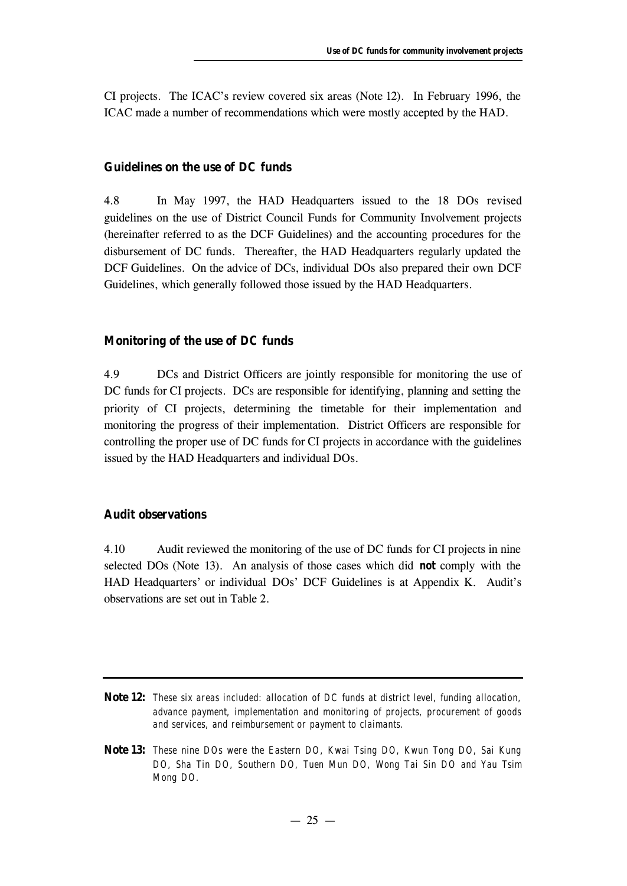CI projects. The ICAC's review covered six areas (Note 12). In February 1996, the ICAC made a number of recommendations which were mostly accepted by the HAD.

### Guidelines on the use of DC funds

4.8 In May 1997, the HAD Headquarters issued to the 18 DOs revised guidelines on the use of District Council Funds for Community Involvement projects (hereinafter referred to as the DCF Guidelines) and the accounting procedures for the disbursement of DC funds. Thereafter, the HAD Headquarters regularly updated the DCF Guidelines. On the advice of DCs, individual DOs also prepared their own DCF Guidelines, which generally followed those issued by the HAD Headquarters.

### Monitoring of the use of DC funds

4.9 DCs and District Officers are jointly responsible for monitoring the use of DC funds for CI projects. DCs are responsible for identifying, planning and setting the priority of CI projects, determining the timetable for their implementation and monitoring the progress of their implementation. District Officers are responsible for controlling the proper use of DC funds for CI projects in accordance with the guidelines issued by the HAD Headquarters and individual DOs.

### Audit observations

4.10 Audit reviewed the monitoring of the use of DC funds for CI projects in nine selected DOs (Note 13). An analysis of those cases which did **not** comply with the HAD Headquarters' or individual DOs' DCF Guidelines is at Appendix K. Audit's observations are set out in Table 2.

---

**Note 12:** *These six areas included: allocation of DC funds at district level, funding allocation, advance payment, implementation and monitoring of projects, procurement of goods and services, and reimbursement or payment to claimants.*

**Note 13:** *These nine DOs were the Eastern DO, Kwai Tsing DO, Kwun Tong DO, Sai Kung DO, Sha Tin DO, Southern DO, Tuen Mun DO, Wong Tai Sin DO and Yau Tsim Mong DO.*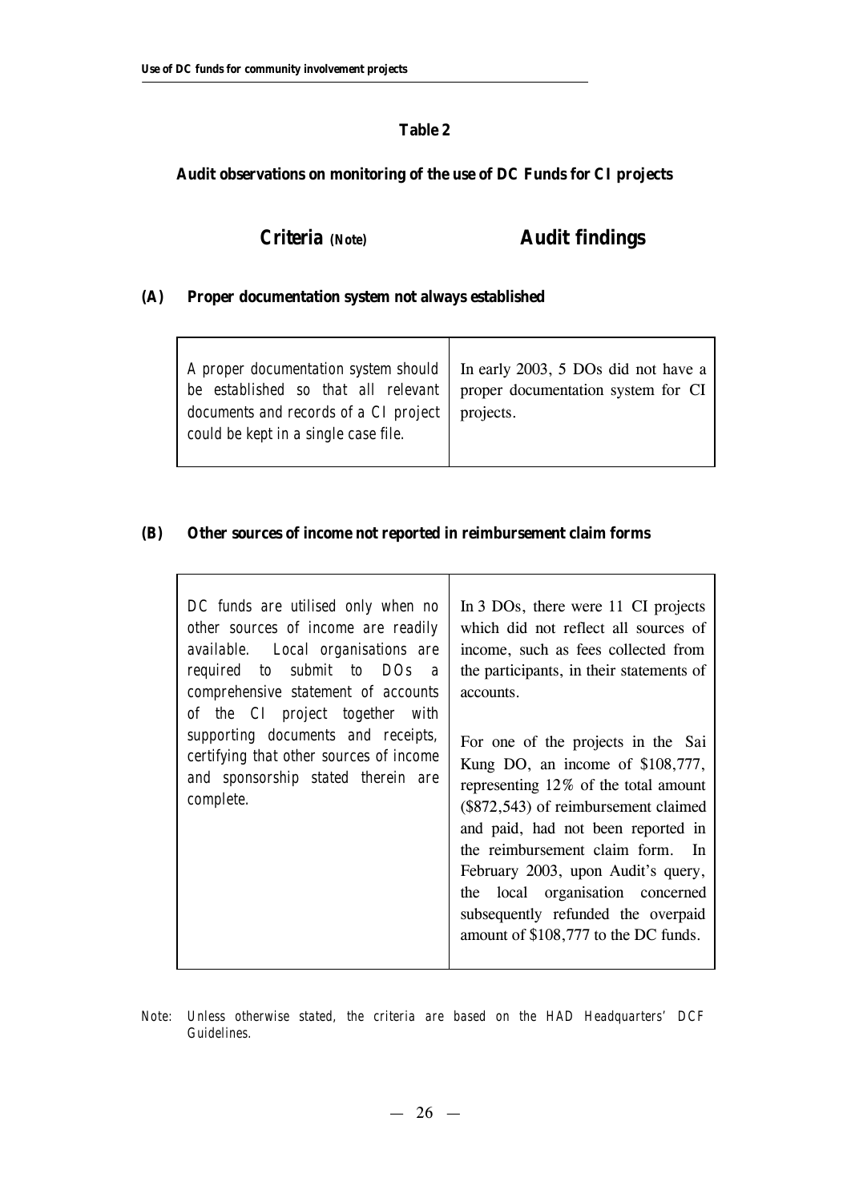## Table 2

### Audit observations on monitoring of the use of DC Funds for CI projects

| Criteria (Note) | Audit findings |
|---|---|
| **(A) Proper documentation system not always established** | |
| *A proper documentation system should be established so that all relevant documents and records of a CI project could be kept in a single case file.* | In early 2003, 5 DOs did not have a proper documentation system for CI projects. |
| **(B) Other sources of income not reported in reimbursement claim forms** | |
| *DC funds are utilised only when no other sources of income are readily available. Local organisations are required to submit to DOs a comprehensive statement of accounts of the CI project together with supporting documents and receipts, certifying that other sources of income and sponsorship stated therein are complete.* | In 3 DOs, there were 11 CI projects which did not reflect all sources of income, such as fees collected from the participants, in their statements of accounts.<br><br>For one of the projects in the Sai Kung DO, an income of \$108,777, representing 12% of the total amount (\$872,543) of reimbursement claimed and paid, had not been reported in the reimbursement claim form. In February 2003, upon Audit's query, the local organisation concerned subsequently refunded the overpaid amount of \$108,777 to the DC funds. |

*Note: Unless otherwise stated, the criteria are based on the HAD Headquarters' DCF Guidelines.*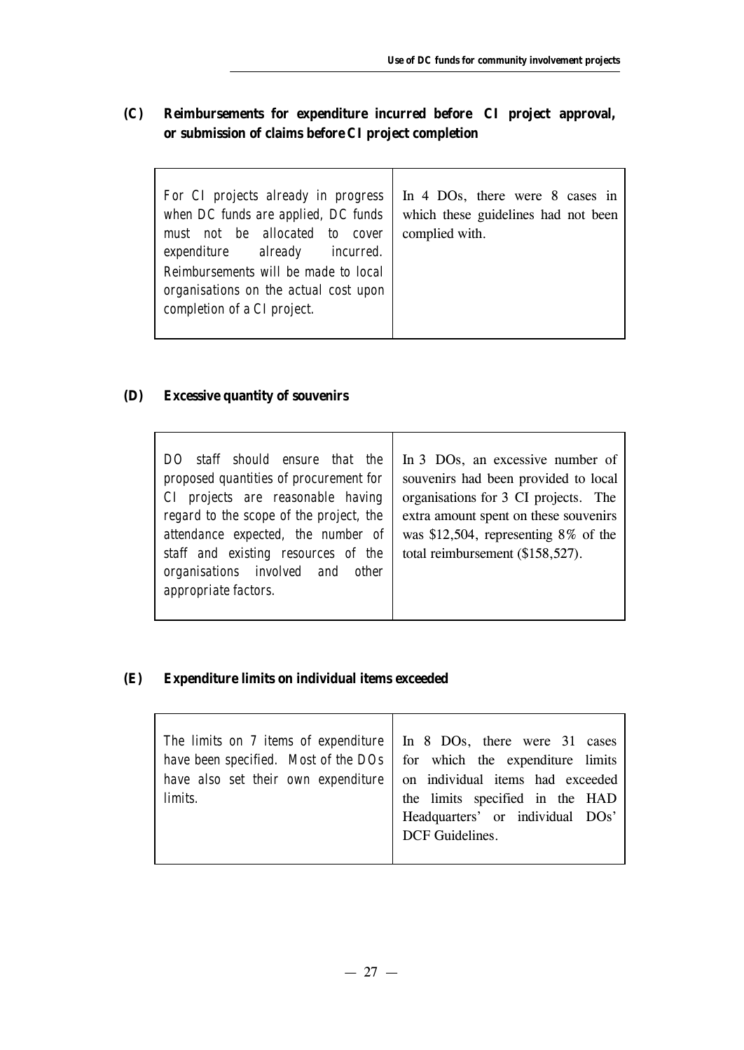**(C) Reimbursements for expenditure incurred before CI project approval, or submission of claims before CI project completion**

| | |
|---|---|
| *For CI projects already in progress when DC funds are applied, DC funds must not be allocated to cover expenditure already incurred. Reimbursements will be made to local organisations on the actual cost upon completion of a CI project.* | In 4 DOs, there were 8 cases in which these guidelines had not been complied with. |

**(D) Excessive quantity of souvenirs**

| | |
|---|---|
| *DO staff should ensure that the proposed quantities of procurement for CI projects are reasonable having regard to the scope of the project, the attendance expected, the number of staff and existing resources of the organisations involved and other appropriate factors.* | In 3 DOs, an excessive number of souvenirs had been provided to local organisations for 3 CI projects. The extra amount spent on these souvenirs was $12,504, representing 8% of the total reimbursement ($158,527). |

**(E) Expenditure limits on individual items exceeded**

| | |
|---|---|
| *The limits on 7 items of expenditure have been specified. Most of the DOs have also set their own expenditure limits.* | In 8 DOs, there were 31 cases for which the expenditure limits on individual items had exceeded the limits specified in the HAD Headquarters' or individual DOs' DCF Guidelines. |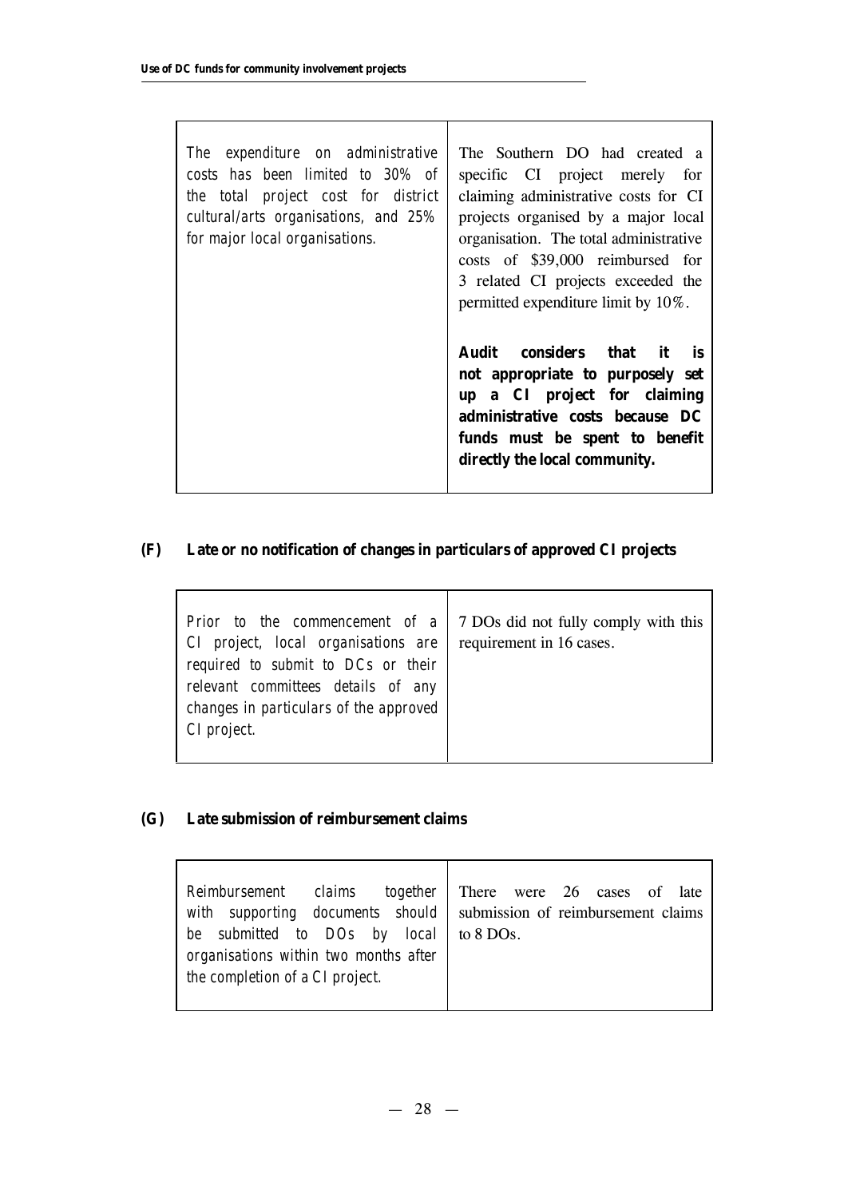| | |
|---|---|
| *The expenditure on administrative costs has been limited to 30% of the total project cost for district cultural/arts organisations, and 25% for major local organisations.* | The Southern DO had created a specific CI project merely for claiming administrative costs for CI projects organised by a major local organisation. The total administrative costs of \$39,000 reimbursed for 3 related CI projects exceeded the permitted expenditure limit by 10%.<br><br>**Audit considers that it is not appropriate to purposely set up a CI project for claiming administrative costs because DC funds must be spent to benefit directly the local community.** |

**(F) Late or no notification of changes in particulars of approved CI projects**

| | |
|---|---|
| *Prior to the commencement of a CI project, local organisations are required to submit to DCs or their relevant committees details of any changes in particulars of the approved CI project.* | 7 DOs did not fully comply with this requirement in 16 cases. |

**(G) Late submission of reimbursement claims**

| | |
|---|---|
| *Reimbursement claims together with supporting documents should be submitted to DOs by local organisations within two months after the completion of a CI project.* | There were 26 cases of late submission of reimbursement claims to 8 DOs. |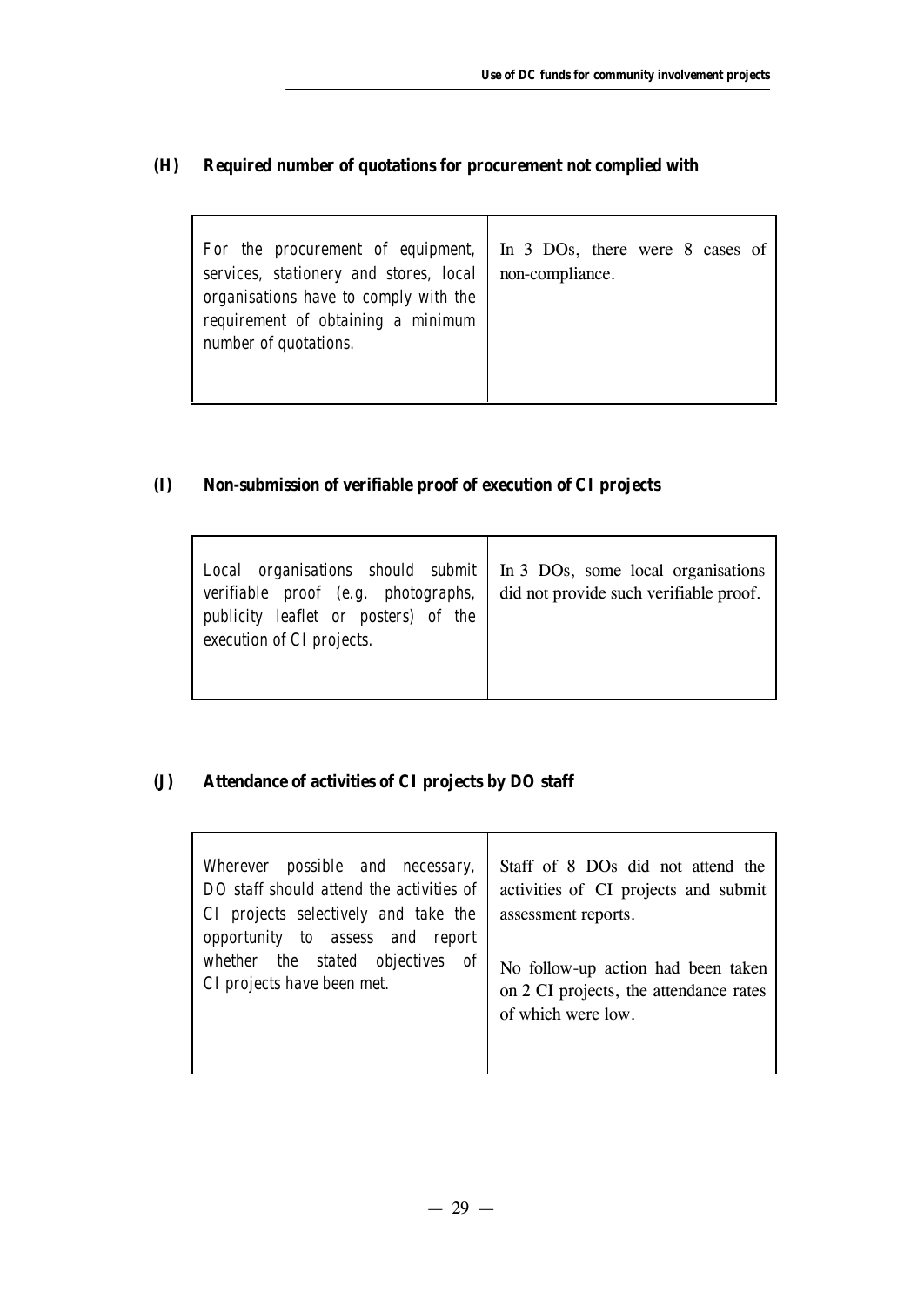**(H) Required number of quotations for procurement not complied with**

| | |
|---|---|
| *For the procurement of equipment, services, stationery and stores, local organisations have to comply with the requirement of obtaining a minimum number of quotations.* | In 3 DOs, there were 8 cases of non-compliance. |

**(I) Non-submission of verifiable proof of execution of CI projects**

| | |
|---|---|
| *Local organisations should submit verifiable proof (e.g. photographs, publicity leaflet or posters) of the execution of CI projects.* | In 3 DOs, some local organisations did not provide such verifiable proof. |

**(J) Attendance of activities of CI projects by DO staff**

| | |
|---|---|
| *Wherever possible and necessary, DO staff should attend the activities of CI projects selectively and take the opportunity to assess and report whether the stated objectives of CI projects have been met.* | Staff of 8 DOs did not attend the activities of CI projects and submit assessment reports.<br><br>No follow-up action had been taken on 2 CI projects, the attendance rates of which were low. |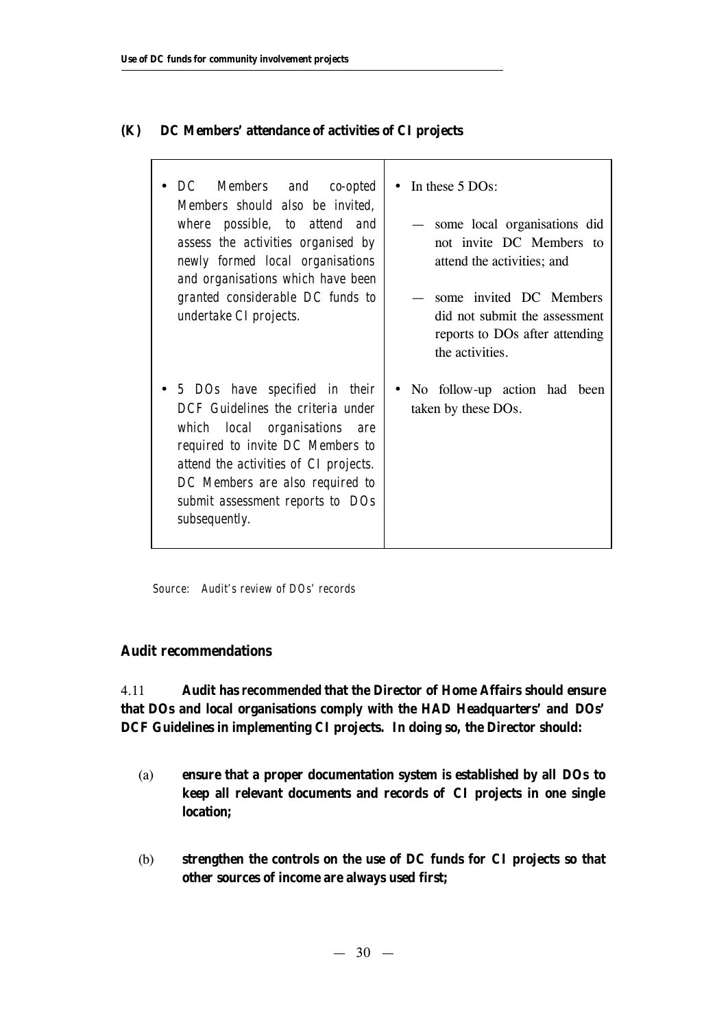### (K) DC Members' attendance of activities of CI projects

| | |
|---|---|
| • *DC Members and co-opted Members should also be invited, where possible, to attend and assess the activities organised by newly formed local organisations and organisations which have been granted considerable DC funds to undertake CI projects.* | • In these 5 DOs: <br> — some local organisations did not invite DC Members to attend the activities; and <br> — some invited DC Members did not submit the assessment reports to DOs after attending the activities. |
| • *5 DOs have specified in their DCF Guidelines the criteria under which local organisations are required to invite DC Members to attend the activities of CI projects. DC Members are also required to submit assessment reports to DOs subsequently.* | • No follow-up action had been taken by these DOs. |

*Source: Audit's review of DOs' records*

### Audit recommendations

4.11 **Audit has recommended that the Director of Home Affairs should ensure that DOs and local organisations comply with the HAD Headquarters' and DOs' DCF Guidelines in implementing CI projects. In doing so, the Director should:**

(a) **ensure that a proper documentation system is established by all DOs to keep all relevant documents and records of CI projects in one single location;**

(b) **strengthen the controls on the use of DC funds for CI projects so that other sources of income are always used first;**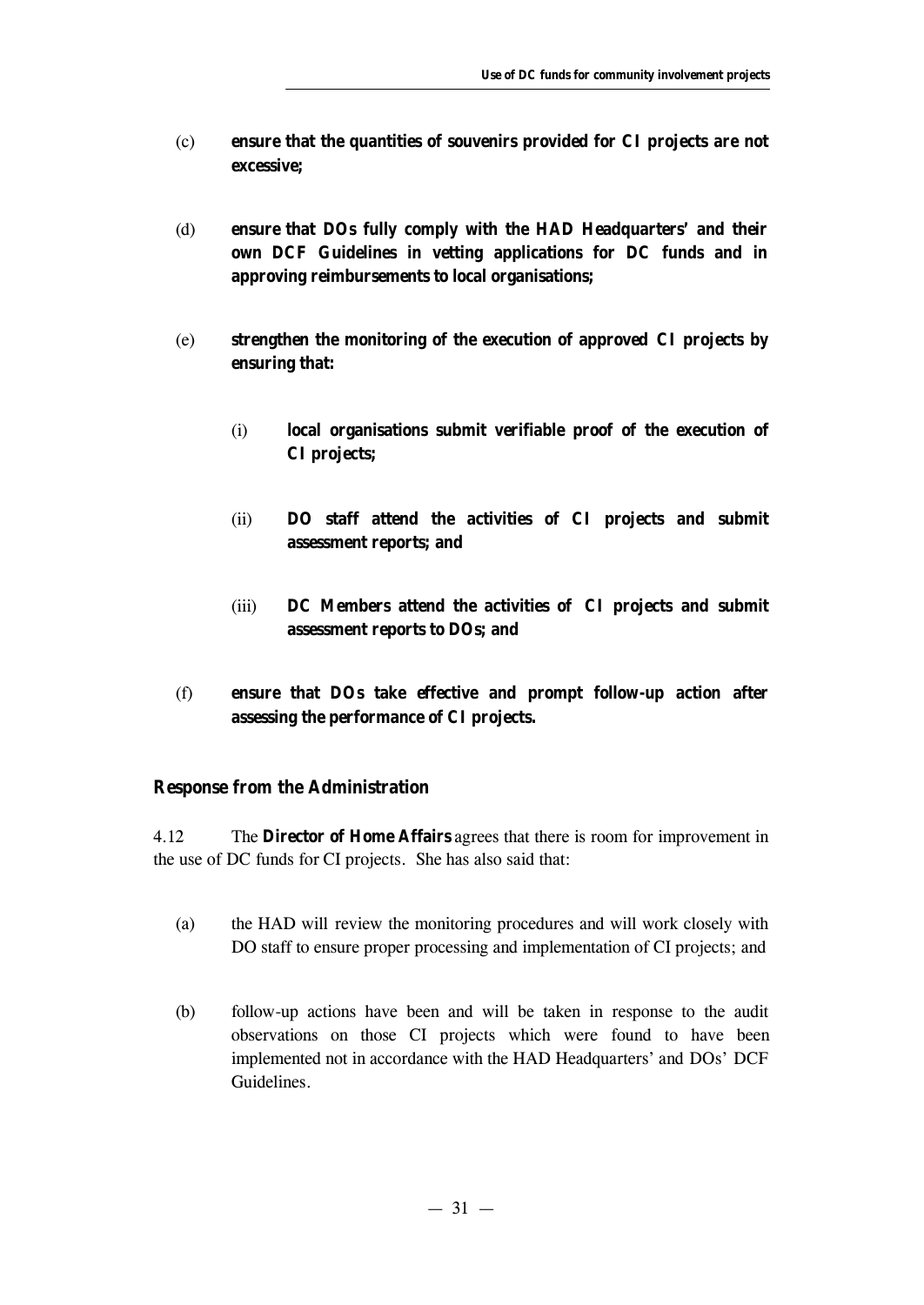(c) **ensure that the quantities of souvenirs provided for CI projects are not excessive;**

(d) **ensure that DOs fully comply with the HAD Headquarters' and their own DCF Guidelines in vetting applications for DC funds and in approving reimbursements to local organisations;**

(e) **strengthen the monitoring of the execution of approved CI projects by ensuring that:**

  (i) **local organisations submit verifiable proof of the execution of CI projects;**

  (ii) **DO staff attend the activities of CI projects and submit assessment reports; and**

  (iii) **DC Members attend the activities of CI projects and submit assessment reports to DOs; and**

(f) **ensure that DOs take effective and prompt follow-up action after assessing the performance of CI projects.**

### Response from the Administration

4.12 The **Director of Home Affairs** agrees that there is room for improvement in the use of DC funds for CI projects. She has also said that:

(a) the HAD will review the monitoring procedures and will work closely with DO staff to ensure proper processing and implementation of CI projects; and

(b) follow-up actions have been and will be taken in response to the audit observations on those CI projects which were found to have been implemented not in accordance with the HAD Headquarters' and DOs' DCF Guidelines.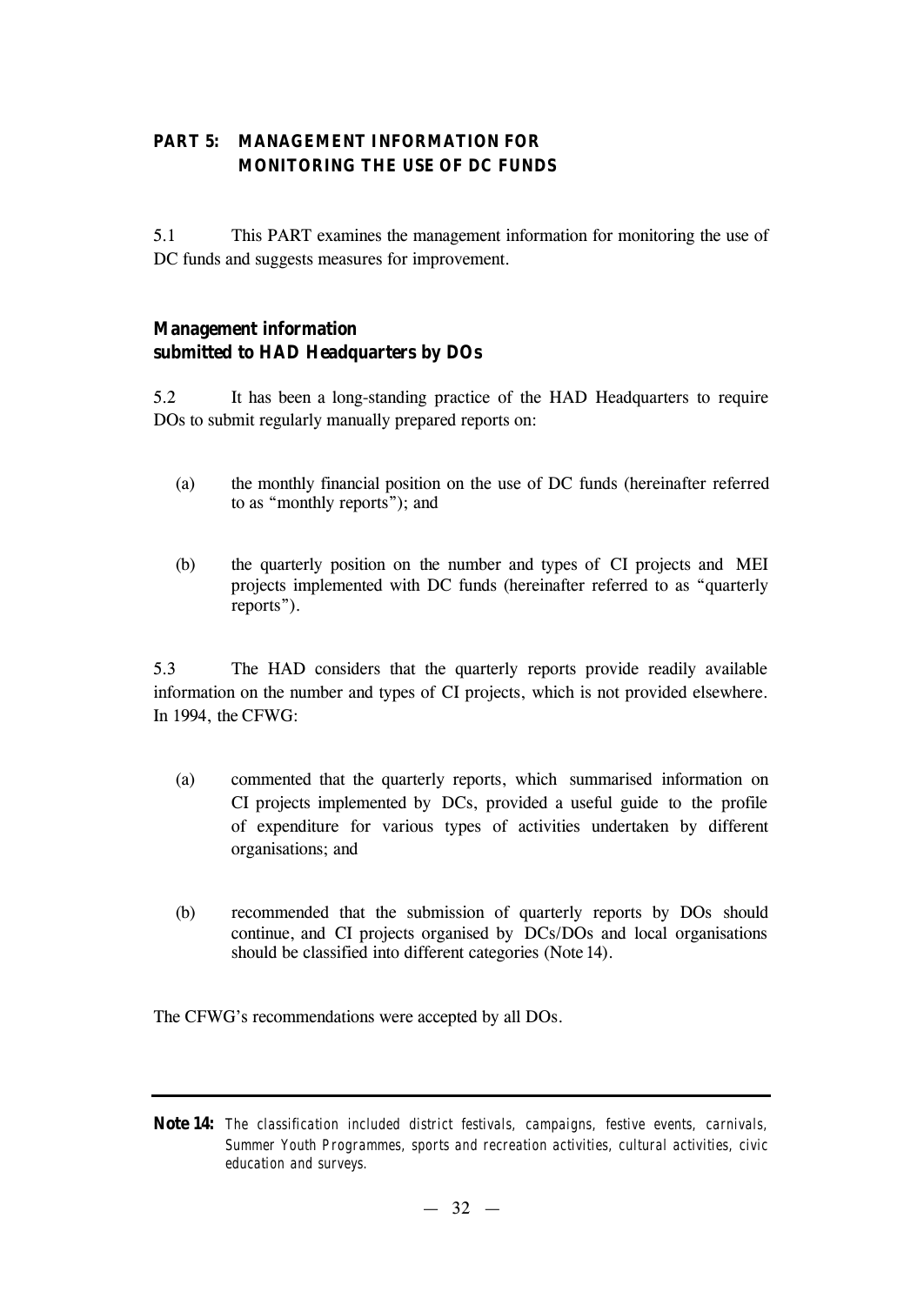## PART 5: MANAGEMENT INFORMATION FOR MONITORING THE USE OF DC FUNDS

5.1 This PART examines the management information for monitoring the use of DC funds and suggests measures for improvement.

### Management information submitted to HAD Headquarters by DOs

5.2 It has been a long-standing practice of the HAD Headquarters to require DOs to submit regularly manually prepared reports on:

(a) the monthly financial position on the use of DC funds (hereinafter referred to as "monthly reports"); and

(b) the quarterly position on the number and types of CI projects and MEI projects implemented with DC funds (hereinafter referred to as "quarterly reports").

5.3 The HAD considers that the quarterly reports provide readily available information on the number and types of CI projects, which is not provided elsewhere. In 1994, the CFWG:

(a) commented that the quarterly reports, which summarised information on CI projects implemented by DCs, provided a useful guide to the profile of expenditure for various types of activities undertaken by different organisations; and

(b) recommended that the submission of quarterly reports by DOs should continue, and CI projects organised by DCs/DOs and local organisations should be classified into different categories (Note 14).

The CFWG's recommendations were accepted by all DOs.

---

**Note 14:** *The classification included district festivals, campaigns, festive events, carnivals, Summer Youth Programmes, sports and recreation activities, cultural activities, civic education and surveys.*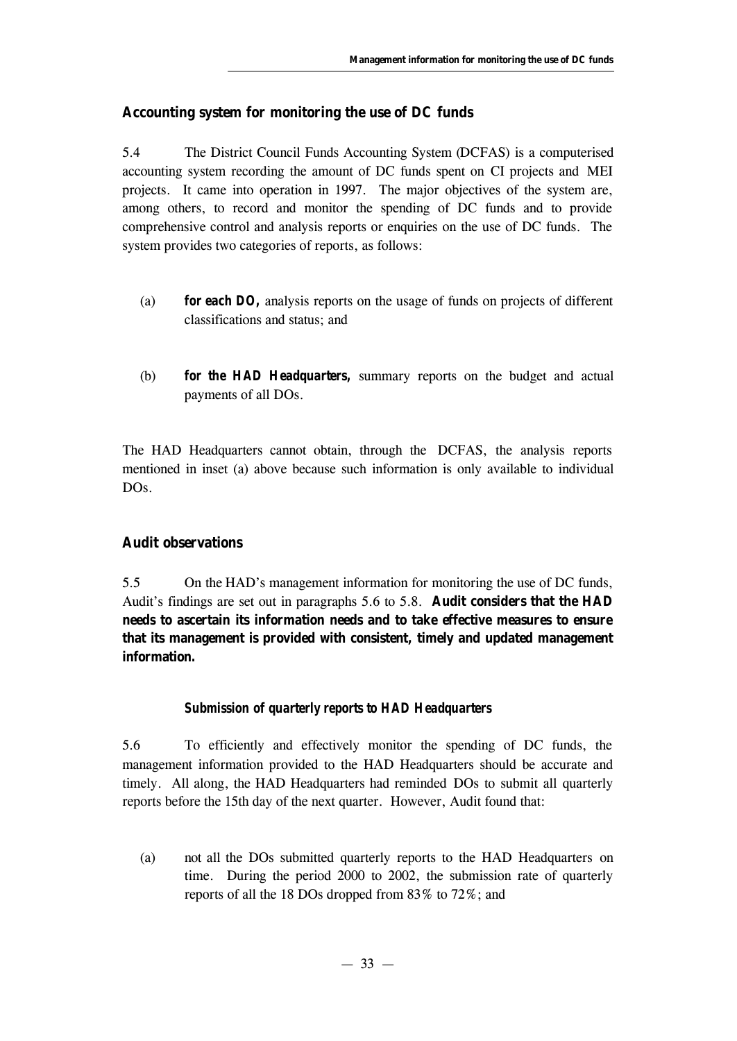## Accounting system for monitoring the use of DC funds

5.4 The District Council Funds Accounting System (DCFAS) is a computerised accounting system recording the amount of DC funds spent on CI projects and MEI projects. It came into operation in 1997. The major objectives of the system are, among others, to record and monitor the spending of DC funds and to provide comprehensive control and analysis reports or enquiries on the use of DC funds. The system provides two categories of reports, as follows:

(a) ***for each DO,*** analysis reports on the usage of funds on projects of different classifications and status; and

(b) ***for the HAD Headquarters,*** summary reports on the budget and actual payments of all DOs.

The HAD Headquarters cannot obtain, through the DCFAS, the analysis reports mentioned in inset (a) above because such information is only available to individual DOs.

## Audit observations

5.5 On the HAD's management information for monitoring the use of DC funds, Audit's findings are set out in paragraphs 5.6 to 5.8. **Audit considers that the HAD needs to ascertain its information needs and to take effective measures to ensure that its management is provided with consistent, timely and updated management information.**

### *Submission of quarterly reports to HAD Headquarters*

5.6 To efficiently and effectively monitor the spending of DC funds, the management information provided to the HAD Headquarters should be accurate and timely. All along, the HAD Headquarters had reminded DOs to submit all quarterly reports before the 15th day of the next quarter. However, Audit found that:

(a) not all the DOs submitted quarterly reports to the HAD Headquarters on time. During the period 2000 to 2002, the submission rate of quarterly reports of all the 18 DOs dropped from 83% to 72%; and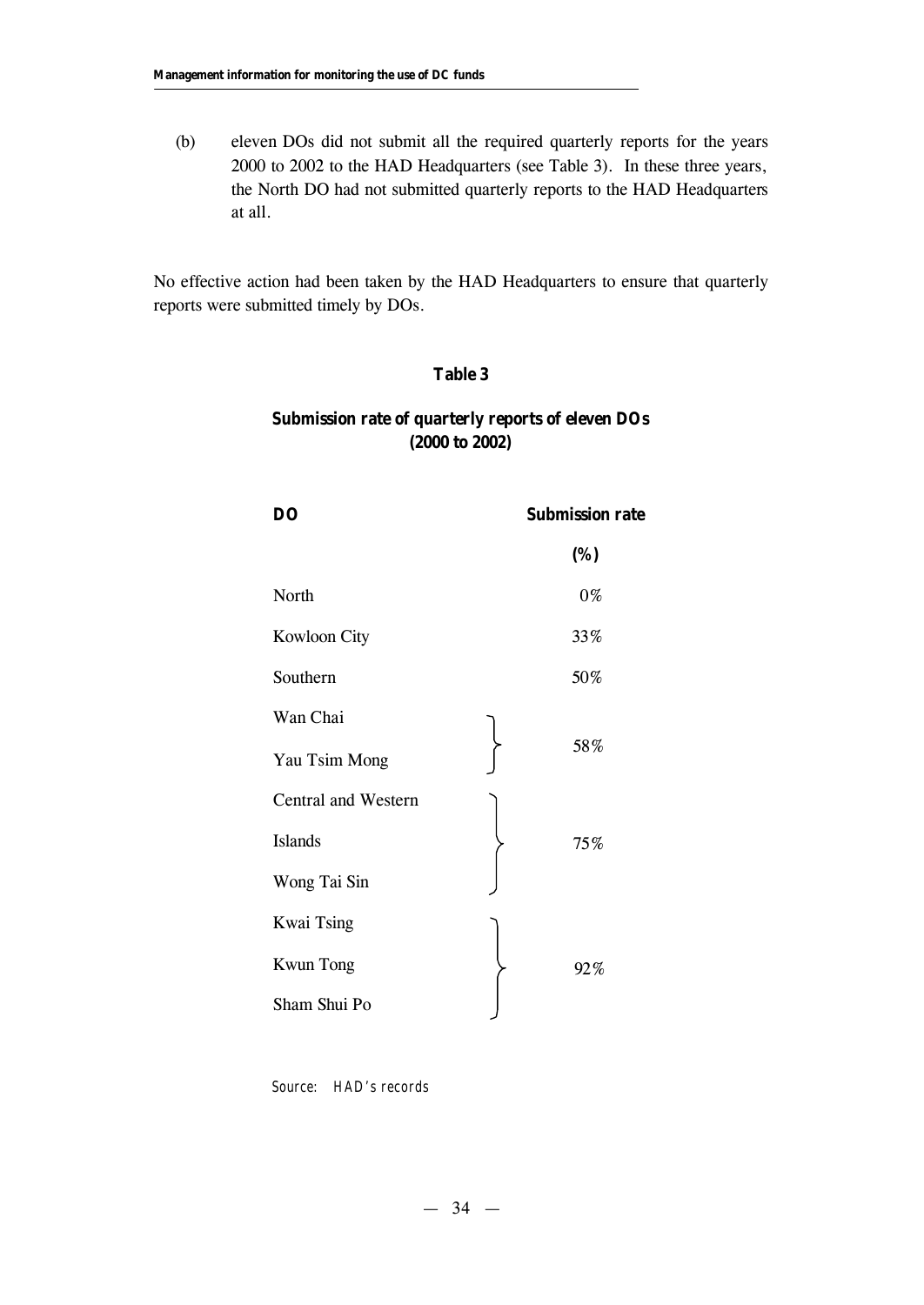(b) eleven DOs did not submit all the required quarterly reports for the years 2000 to 2002 to the HAD Headquarters (see Table 3). In these three years, the North DO had not submitted quarterly reports to the HAD Headquarters at all.

No effective action had been taken by the HAD Headquarters to ensure that quarterly reports were submitted timely by DOs.

**Table 3**

**Submission rate of quarterly reports of eleven DOs (2000 to 2002)**

| DO | Submission rate (%) |
|---|---|
| North | 0% |
| Kowloon City | 33% |
| Southern | 50% |
| Wan Chai | 58% |
| Yau Tsim Mong | 58% |
| Central and Western | 75% |
| Islands | 75% |
| Wong Tai Sin | 75% |
| Kwai Tsing | 92% |
| Kwun Tong | 92% |
| Sham Shui Po | 92% |

Source: HAD's records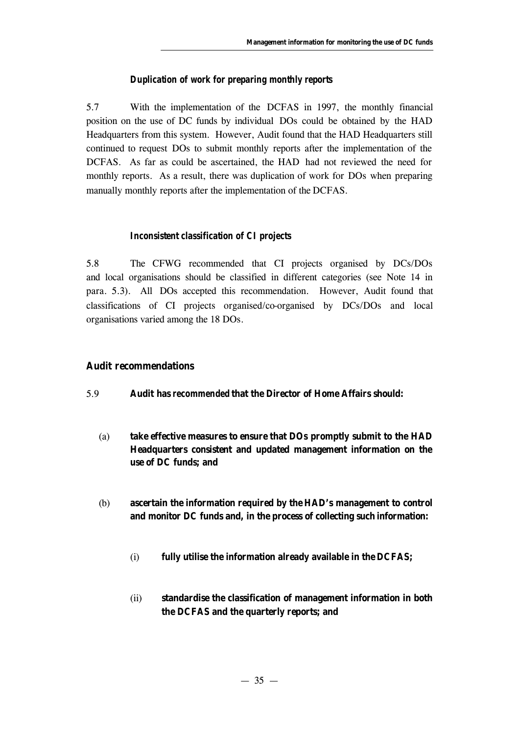### Duplication of work for preparing monthly reports

5.7 With the implementation of the DCFAS in 1997, the monthly financial position on the use of DC funds by individual DOs could be obtained by the HAD Headquarters from this system. However, Audit found that the HAD Headquarters still continued to request DOs to submit monthly reports after the implementation of the DCFAS. As far as could be ascertained, the HAD had not reviewed the need for monthly reports. As a result, there was duplication of work for DOs when preparing manually monthly reports after the implementation of the DCFAS.

### Inconsistent classification of CI projects

5.8 The CFWG recommended that CI projects organised by DCs/DOs and local organisations should be classified in different categories (see Note 14 in para. 5.3). All DOs accepted this recommendation. However, Audit found that classifications of CI projects organised/co-organised by DCs/DOs and local organisations varied among the 18 DOs.

## Audit recommendations

5.9 **Audit has recommended that the Director of Home Affairs should:**

(a) **take effective measures to ensure that DOs promptly submit to the HAD Headquarters consistent and updated management information on the use of DC funds; and**

(b) **ascertain the information required by the HAD's management to control and monitor DC funds and, in the process of collecting such information:**

  (i) **fully utilise the information already available in the DCFAS;**

  (ii) **standardise the classification of management information in both the DCFAS and the quarterly reports; and**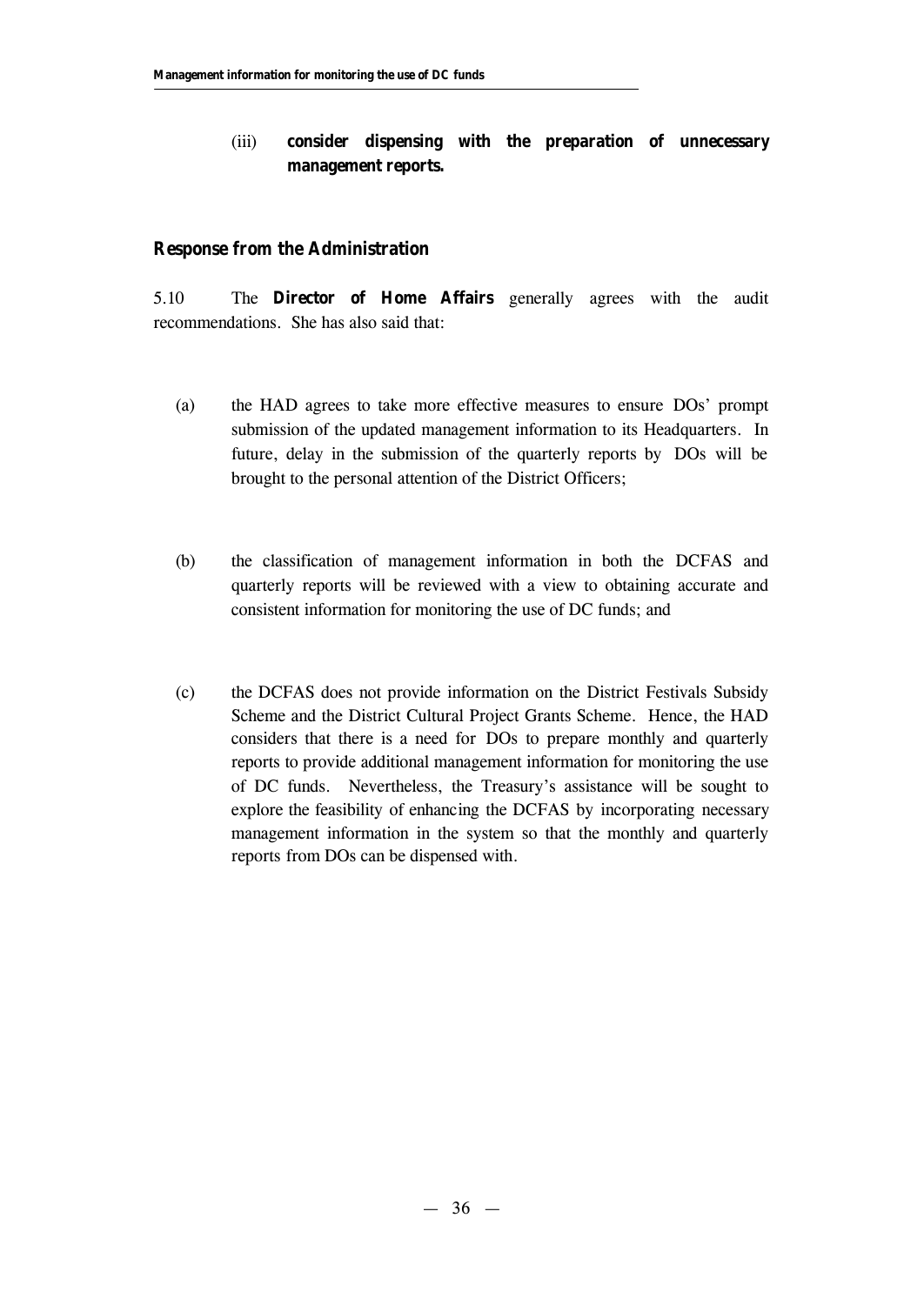(iii) **consider dispensing with the preparation of unnecessary management reports.**

### Response from the Administration

5.10 The **Director of Home Affairs** generally agrees with the audit recommendations. She has also said that:

(a) the HAD agrees to take more effective measures to ensure DOs' prompt submission of the updated management information to its Headquarters. In future, delay in the submission of the quarterly reports by DOs will be brought to the personal attention of the District Officers;

(b) the classification of management information in both the DCFAS and quarterly reports will be reviewed with a view to obtaining accurate and consistent information for monitoring the use of DC funds; and

(c) the DCFAS does not provide information on the District Festivals Subsidy Scheme and the District Cultural Project Grants Scheme. Hence, the HAD considers that there is a need for DOs to prepare monthly and quarterly reports to provide additional management information for monitoring the use of DC funds. Nevertheless, the Treasury's assistance will be sought to explore the feasibility of enhancing the DCFAS by incorporating necessary management information in the system so that the monthly and quarterly reports from DOs can be dispensed with.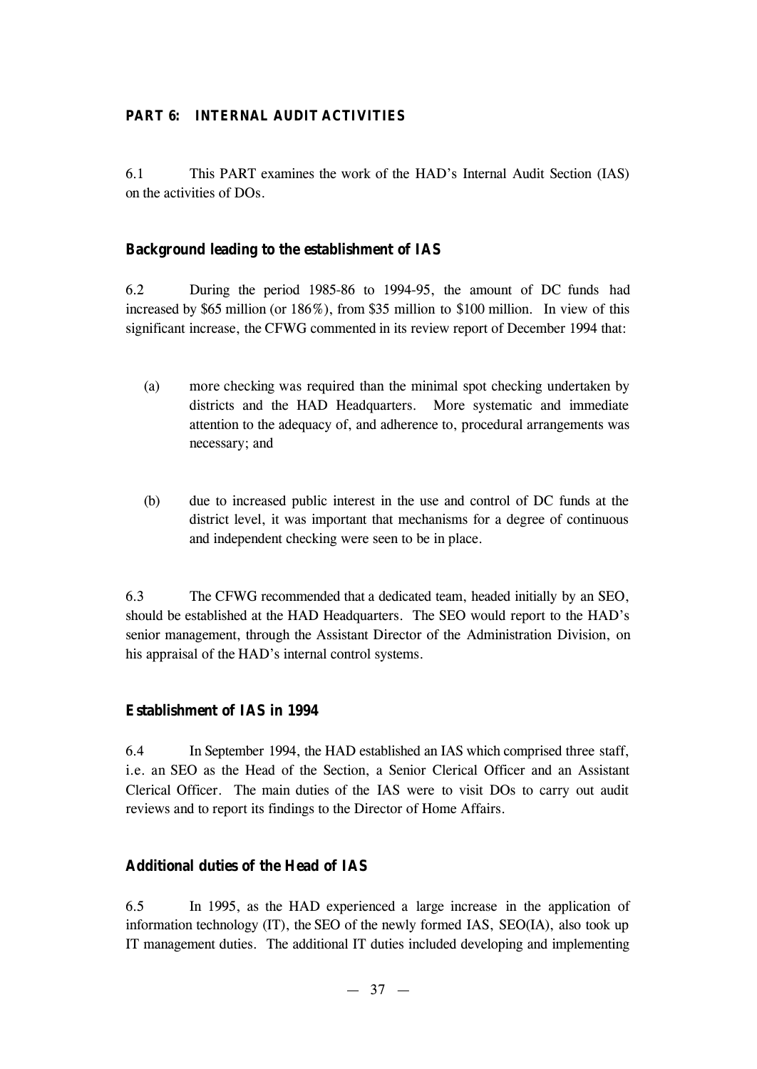## PART 6: INTERNAL AUDIT ACTIVITIES

6.1 This PART examines the work of the HAD's Internal Audit Section (IAS) on the activities of DOs.

### Background leading to the establishment of IAS

6.2 During the period 1985-86 to 1994-95, the amount of DC funds had increased by $65 million (or 186%), from $35 million to $100 million. In view of this significant increase, the CFWG commented in its review report of December 1994 that:

(a) more checking was required than the minimal spot checking undertaken by districts and the HAD Headquarters. More systematic and immediate attention to the adequacy of, and adherence to, procedural arrangements was necessary; and

(b) due to increased public interest in the use and control of DC funds at the district level, it was important that mechanisms for a degree of continuous and independent checking were seen to be in place.

6.3 The CFWG recommended that a dedicated team, headed initially by an SEO, should be established at the HAD Headquarters. The SEO would report to the HAD's senior management, through the Assistant Director of the Administration Division, on his appraisal of the HAD's internal control systems.

### Establishment of IAS in 1994

6.4 In September 1994, the HAD established an IAS which comprised three staff, i.e. an SEO as the Head of the Section, a Senior Clerical Officer and an Assistant Clerical Officer. The main duties of the IAS were to visit DOs to carry out audit reviews and to report its findings to the Director of Home Affairs.

### Additional duties of the Head of IAS

6.5 In 1995, as the HAD experienced a large increase in the application of information technology (IT), the SEO of the newly formed IAS, SEO(IA), also took up IT management duties. The additional IT duties included developing and implementing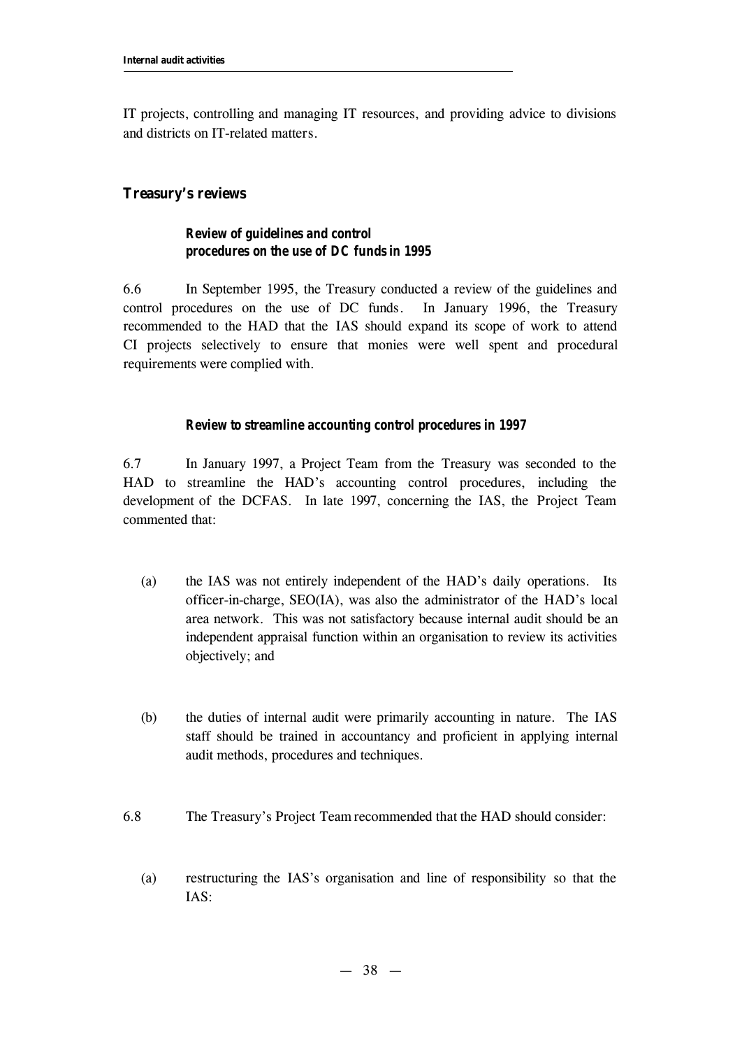IT projects, controlling and managing IT resources, and providing advice to divisions and districts on IT-related matters.

## Treasury's reviews

### Review of guidelines and control procedures on the use of DC funds in 1995

6.6 In September 1995, the Treasury conducted a review of the guidelines and control procedures on the use of DC funds. In January 1996, the Treasury recommended to the HAD that the IAS should expand its scope of work to attend CI projects selectively to ensure that monies were well spent and procedural requirements were complied with.

### Review to streamline accounting control procedures in 1997

6.7 In January 1997, a Project Team from the Treasury was seconded to the HAD to streamline the HAD's accounting control procedures, including the development of the DCFAS. In late 1997, concerning the IAS, the Project Team commented that:

(a) the IAS was not entirely independent of the HAD's daily operations. Its officer-in-charge, SEO(IA), was also the administrator of the HAD's local area network. This was not satisfactory because internal audit should be an independent appraisal function within an organisation to review its activities objectively; and

(b) the duties of internal audit were primarily accounting in nature. The IAS staff should be trained in accountancy and proficient in applying internal audit methods, procedures and techniques.

6.8 The Treasury's Project Team recommended that the HAD should consider:

(a) restructuring the IAS's organisation and line of responsibility so that the IAS: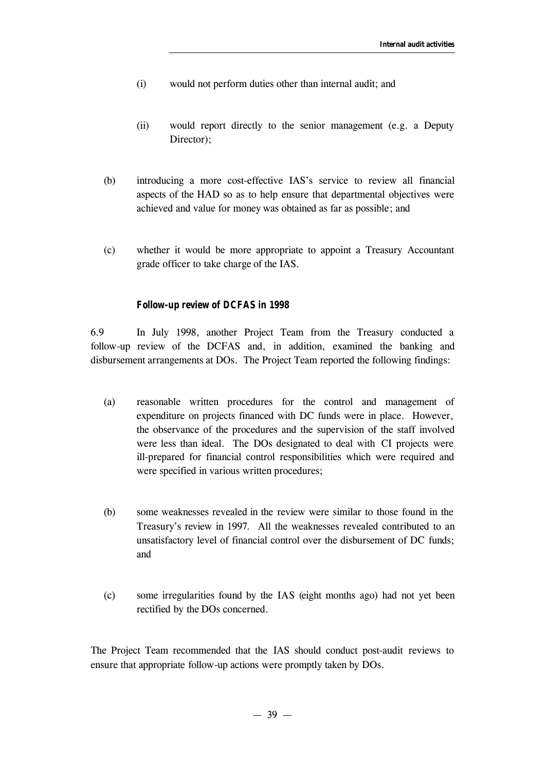(i) would not perform duties other than internal audit; and

(ii) would report directly to the senior management (e.g. a Deputy Director);

(b) introducing a more cost-effective IAS's service to review all financial aspects of the HAD so as to help ensure that departmental objectives were achieved and value for money was obtained as far as possible; and

(c) whether it would be more appropriate to appoint a Treasury Accountant grade officer to take charge of the IAS.

**Follow-up review of DCFAS in 1998**

6.9 In July 1998, another Project Team from the Treasury conducted a follow-up review of the DCFAS and, in addition, examined the banking and disbursement arrangements at DOs. The Project Team reported the following findings:

(a) reasonable written procedures for the control and management of expenditure on projects financed with DC funds were in place. However, the observance of the procedures and the supervision of the staff involved were less than ideal. The DOs designated to deal with CI projects were ill-prepared for financial control responsibilities which were required and were specified in various written procedures;

(b) some weaknesses revealed in the review were similar to those found in the Treasury's review in 1997. All the weaknesses revealed contributed to an unsatisfactory level of financial control over the disbursement of DC funds; and

(c) some irregularities found by the IAS (eight months ago) had not yet been rectified by the DOs concerned.

The Project Team recommended that the IAS should conduct post-audit reviews to ensure that appropriate follow-up actions were promptly taken by DOs.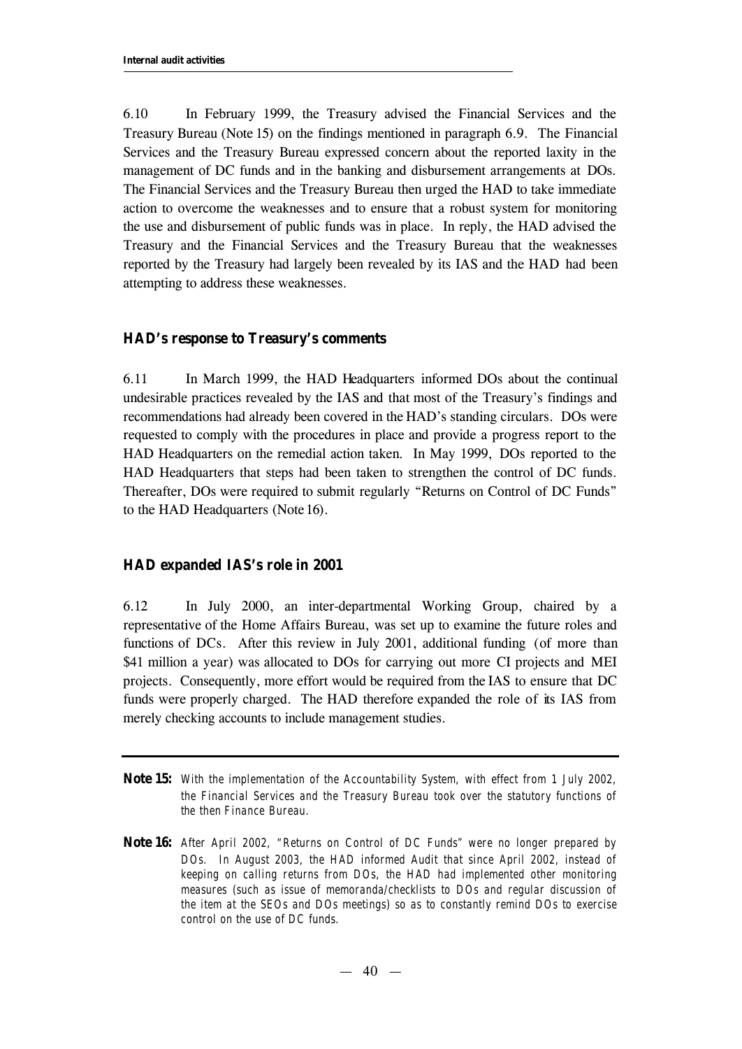6.10 In February 1999, the Treasury advised the Financial Services and the Treasury Bureau (Note 15) on the findings mentioned in paragraph 6.9. The Financial Services and the Treasury Bureau expressed concern about the reported laxity in the management of DC funds and in the banking and disbursement arrangements at DOs. The Financial Services and the Treasury Bureau then urged the HAD to take immediate action to overcome the weaknesses and to ensure that a robust system for monitoring the use and disbursement of public funds was in place. In reply, the HAD advised the Treasury and the Financial Services and the Treasury Bureau that the weaknesses reported by the Treasury had largely been revealed by its IAS and the HAD had been attempting to address these weaknesses.

### HAD's response to Treasury's comments

6.11 In March 1999, the HAD Headquarters informed DOs about the continual undesirable practices revealed by the IAS and that most of the Treasury's findings and recommendations had already been covered in the HAD's standing circulars. DOs were requested to comply with the procedures in place and provide a progress report to the HAD Headquarters on the remedial action taken. In May 1999, DOs reported to the HAD Headquarters that steps had been taken to strengthen the control of DC funds. Thereafter, DOs were required to submit regularly "Returns on Control of DC Funds" to the HAD Headquarters (Note 16).

### HAD expanded IAS's role in 2001

6.12 In July 2000, an inter-departmental Working Group, chaired by a representative of the Home Affairs Bureau, was set up to examine the future roles and functions of DCs. After this review in July 2001, additional funding (of more than $41 million a year) was allocated to DOs for carrying out more CI projects and MEI projects. Consequently, more effort would be required from the IAS to ensure that DC funds were properly charged. The HAD therefore expanded the role of its IAS from merely checking accounts to include management studies.

---

**Note 15:** *With the implementation of the Accountability System, with effect from 1 July 2002, the Financial Services and the Treasury Bureau took over the statutory functions of the then Finance Bureau.*

**Note 16:** *After April 2002, "Returns on Control of DC Funds" were no longer prepared by DOs. In August 2003, the HAD informed Audit that since April 2002, instead of keeping on calling returns from DOs, the HAD had implemented other monitoring measures (such as issue of memoranda/checklists to DOs and regular discussion of the item at the SEOs and DOs meetings) so as to constantly remind DOs to exercise control on the use of DC funds.*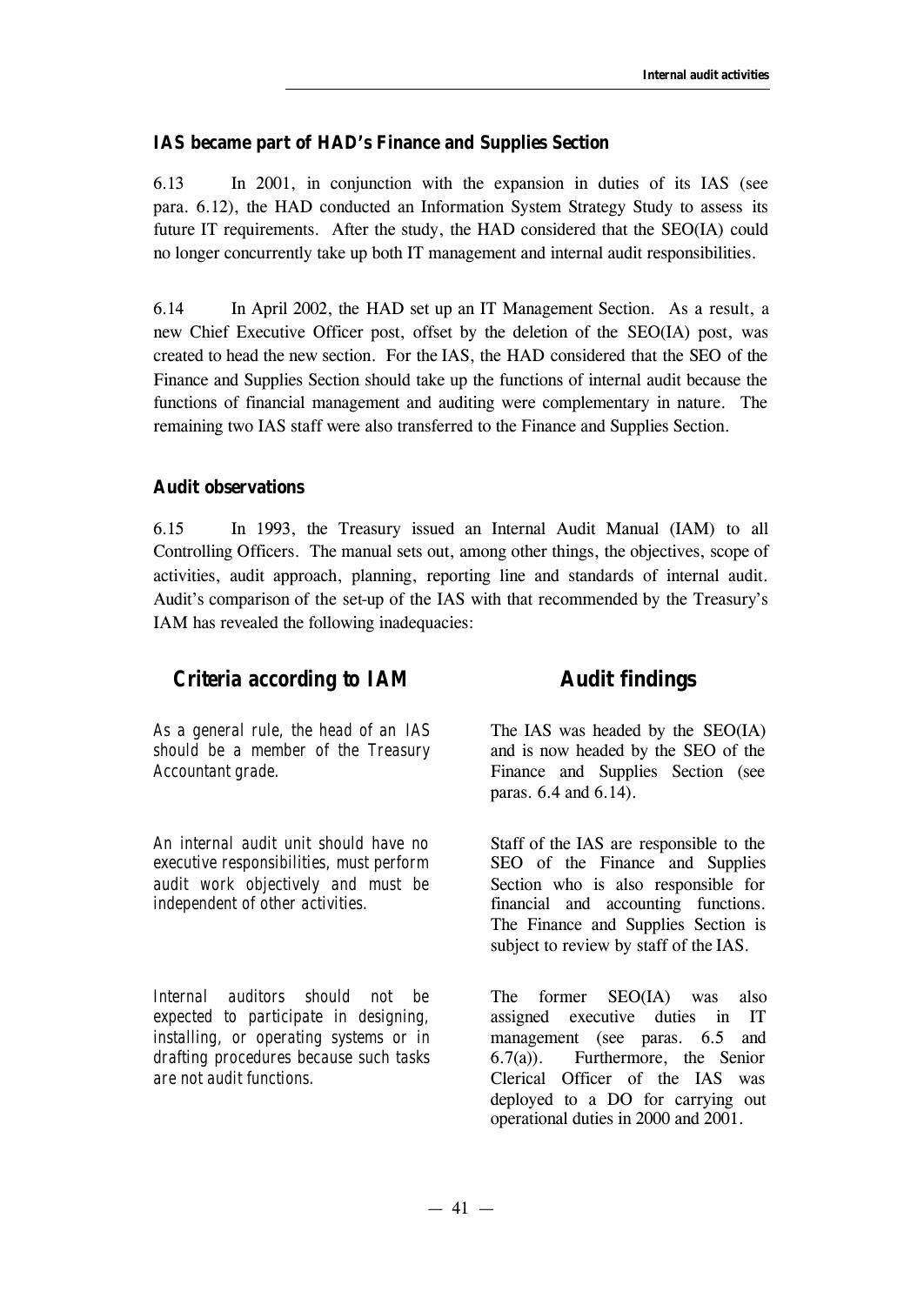### IAS became part of HAD's Finance and Supplies Section

6.13 In 2001, in conjunction with the expansion in duties of its IAS (see para. 6.12), the HAD conducted an Information System Strategy Study to assess its future IT requirements. After the study, the HAD considered that the SEO(IA) could no longer concurrently take up both IT management and internal audit responsibilities.

6.14 In April 2002, the HAD set up an IT Management Section. As a result, a new Chief Executive Officer post, offset by the deletion of the SEO(IA) post, was created to head the new section. For the IAS, the HAD considered that the SEO of the Finance and Supplies Section should take up the functions of internal audit because the functions of financial management and auditing were complementary in nature. The remaining two IAS staff were also transferred to the Finance and Supplies Section.

### Audit observations

6.15 In 1993, the Treasury issued an Internal Audit Manual (IAM) to all Controlling Officers. The manual sets out, among other things, the objectives, scope of activities, audit approach, planning, reporting line and standards of internal audit. Audit's comparison of the set-up of the IAS with that recommended by the Treasury's IAM has revealed the following inadequacies:

| Criteria according to IAM | Audit findings |
|---|---|
| *As a general rule, the head of an IAS should be a member of the Treasury Accountant grade.* | The IAS was headed by the SEO(IA) and is now headed by the SEO of the Finance and Supplies Section (see paras. 6.4 and 6.14). |
| *An internal audit unit should have no executive responsibilities, must perform audit work objectively and must be independent of other activities.* | Staff of the IAS are responsible to the SEO of the Finance and Supplies Section who is also responsible for financial and accounting functions. The Finance and Supplies Section is subject to review by staff of the IAS. |
| *Internal auditors should not be expected to participate in designing, installing, or operating systems or in drafting procedures because such tasks are not audit functions.* | The former SEO(IA) was also assigned executive duties in IT management (see paras. 6.5 and 6.7(a)). Furthermore, the Senior Clerical Officer of the IAS was deployed to a DO for carrying out operational duties in 2000 and 2001. |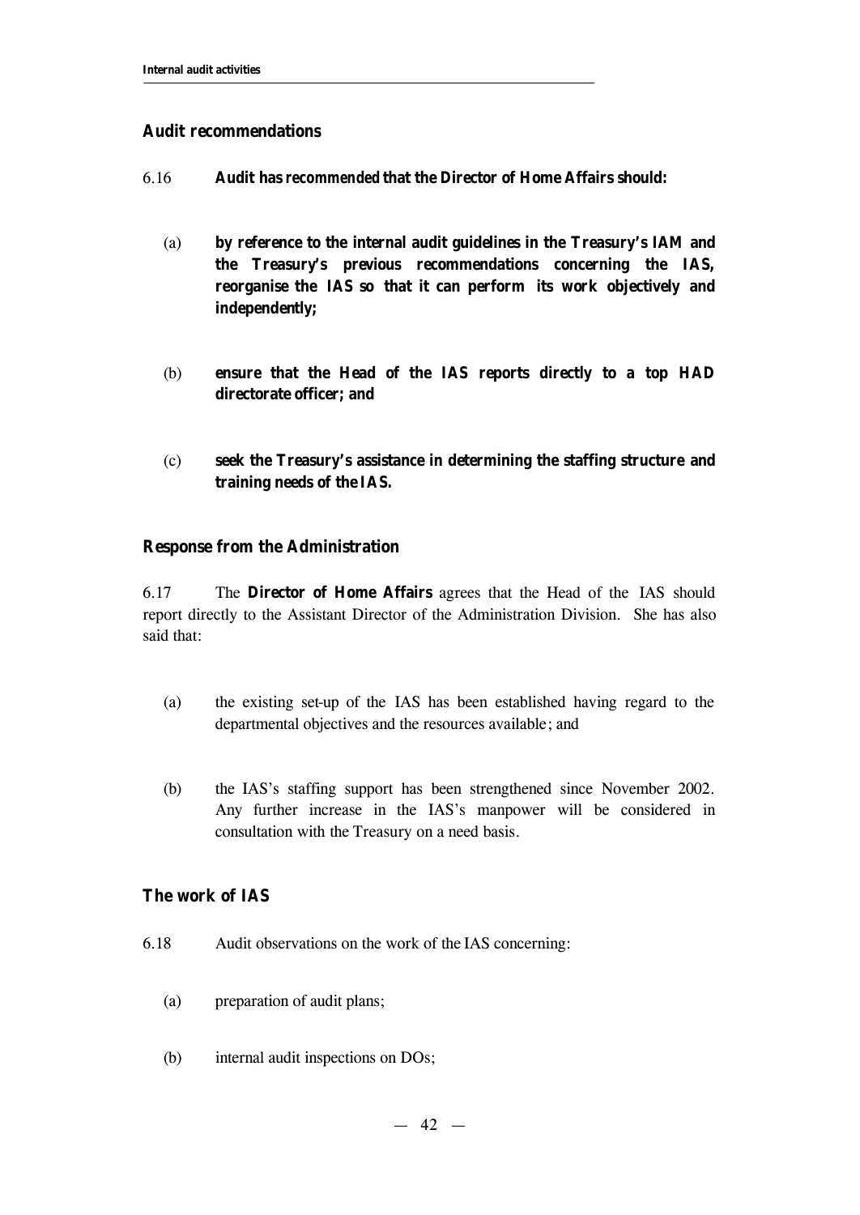## Audit recommendations

6.16 **Audit has recommended that the Director of Home Affairs should:**

(a) **by reference to the internal audit guidelines in the Treasury's IAM and the Treasury's previous recommendations concerning the IAS, reorganise the IAS so that it can perform its work objectively and independently;**

(b) **ensure that the Head of the IAS reports directly to a top HAD directorate officer; and**

(c) **seek the Treasury's assistance in determining the staffing structure and training needs of the IAS.**

## Response from the Administration

6.17 The **Director of Home Affairs** agrees that the Head of the IAS should report directly to the Assistant Director of the Administration Division. She has also said that:

(a) the existing set-up of the IAS has been established having regard to the departmental objectives and the resources available; and

(b) the IAS's staffing support has been strengthened since November 2002. Any further increase in the IAS's manpower will be considered in consultation with the Treasury on a need basis.

## The work of IAS

6.18 Audit observations on the work of the IAS concerning:

(a) preparation of audit plans;

(b) internal audit inspections on DOs;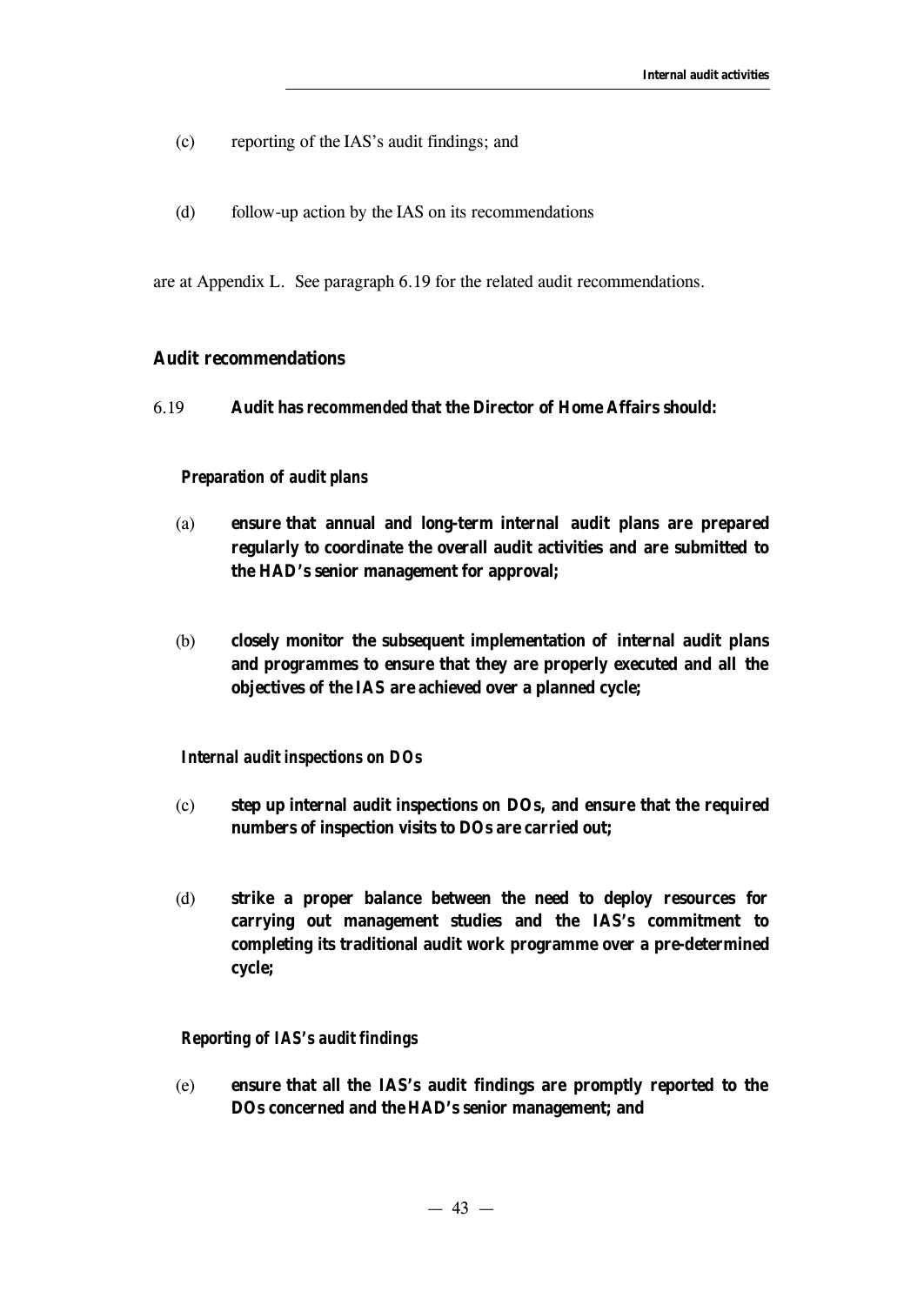(c) reporting of the IAS's audit findings; and

(d) follow-up action by the IAS on its recommendations

are at Appendix L. See paragraph 6.19 for the related audit recommendations.

## Audit recommendations

6.19 **Audit has recommended that the Director of Home Affairs should:**

***Preparation of audit plans***

(a) **ensure that annual and long-term internal audit plans are prepared regularly to coordinate the overall audit activities and are submitted to the HAD's senior management for approval;**

(b) **closely monitor the subsequent implementation of internal audit plans and programmes to ensure that they are properly executed and all the objectives of the IAS are achieved over a planned cycle;**

***Internal audit inspections on DOs***

(c) **step up internal audit inspections on DOs, and ensure that the required numbers of inspection visits to DOs are carried out;**

(d) **strike a proper balance between the need to deploy resources for carrying out management studies and the IAS's commitment to completing its traditional audit work programme over a pre-determined cycle;**

***Reporting of IAS's audit findings***

(e) **ensure that all the IAS's audit findings are promptly reported to the DOs concerned and the HAD's senior management; and**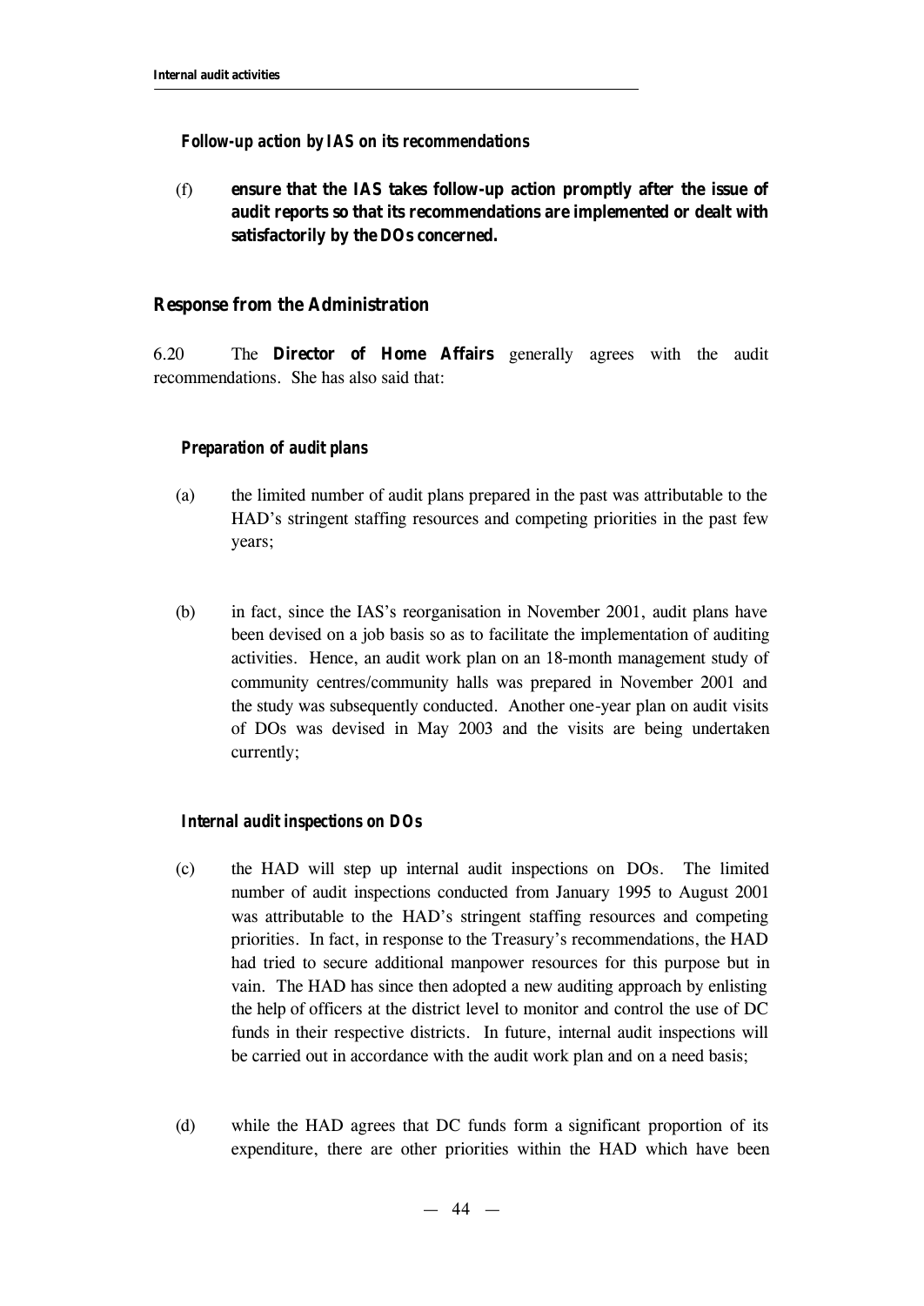***Follow-up action by IAS on its recommendations***

(f) **ensure that the IAS takes follow-up action promptly after the issue of audit reports so that its recommendations are implemented or dealt with satisfactorily by the DOs concerned.**

## Response from the Administration

6.20 The **Director of Home Affairs** generally agrees with the audit recommendations. She has also said that:

***Preparation of audit plans***

(a) the limited number of audit plans prepared in the past was attributable to the HAD's stringent staffing resources and competing priorities in the past few years;

(b) in fact, since the IAS's reorganisation in November 2001, audit plans have been devised on a job basis so as to facilitate the implementation of auditing activities. Hence, an audit work plan on an 18-month management study of community centres/community halls was prepared in November 2001 and the study was subsequently conducted. Another one-year plan on audit visits of DOs was devised in May 2003 and the visits are being undertaken currently;

***Internal audit inspections on DOs***

(c) the HAD will step up internal audit inspections on DOs. The limited number of audit inspections conducted from January 1995 to August 2001 was attributable to the HAD's stringent staffing resources and competing priorities. In fact, in response to the Treasury's recommendations, the HAD had tried to secure additional manpower resources for this purpose but in vain. The HAD has since then adopted a new auditing approach by enlisting the help of officers at the district level to monitor and control the use of DC funds in their respective districts. In future, internal audit inspections will be carried out in accordance with the audit work plan and on a need basis;

(d) while the HAD agrees that DC funds form a significant proportion of its expenditure, there are other priorities within the HAD which have been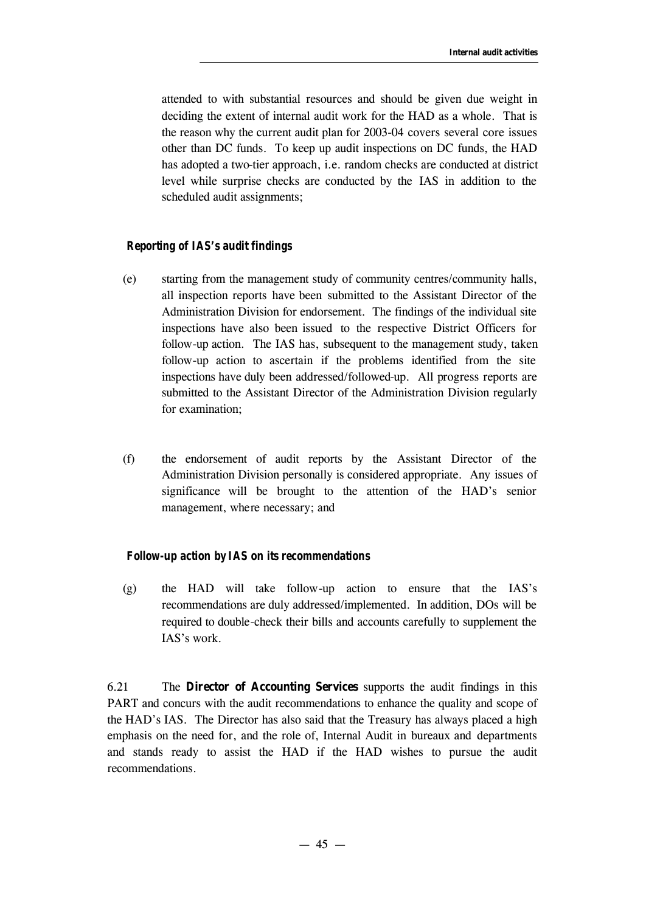attended to with substantial resources and should be given due weight in deciding the extent of internal audit work for the HAD as a whole. That is the reason why the current audit plan for 2003-04 covers several core issues other than DC funds. To keep up audit inspections on DC funds, the HAD has adopted a two-tier approach, i.e. random checks are conducted at district level while surprise checks are conducted by the IAS in addition to the scheduled audit assignments;

***Reporting of IAS's audit findings***

(e) starting from the management study of community centres/community halls, all inspection reports have been submitted to the Assistant Director of the Administration Division for endorsement. The findings of the individual site inspections have also been issued to the respective District Officers for follow-up action. The IAS has, subsequent to the management study, taken follow-up action to ascertain if the problems identified from the site inspections have duly been addressed/followed-up. All progress reports are submitted to the Assistant Director of the Administration Division regularly for examination;

(f) the endorsement of audit reports by the Assistant Director of the Administration Division personally is considered appropriate. Any issues of significance will be brought to the attention of the HAD's senior management, where necessary; and

***Follow-up action by IAS on its recommendations***

(g) the HAD will take follow-up action to ensure that the IAS's recommendations are duly addressed/implemented. In addition, DOs will be required to double-check their bills and accounts carefully to supplement the IAS's work.

6.21 The **Director of Accounting Services** supports the audit findings in this PART and concurs with the audit recommendations to enhance the quality and scope of the HAD's IAS. The Director has also said that the Treasury has always placed a high emphasis on the need for, and the role of, Internal Audit in bureaux and departments and stands ready to assist the HAD if the HAD wishes to pursue the audit recommendations.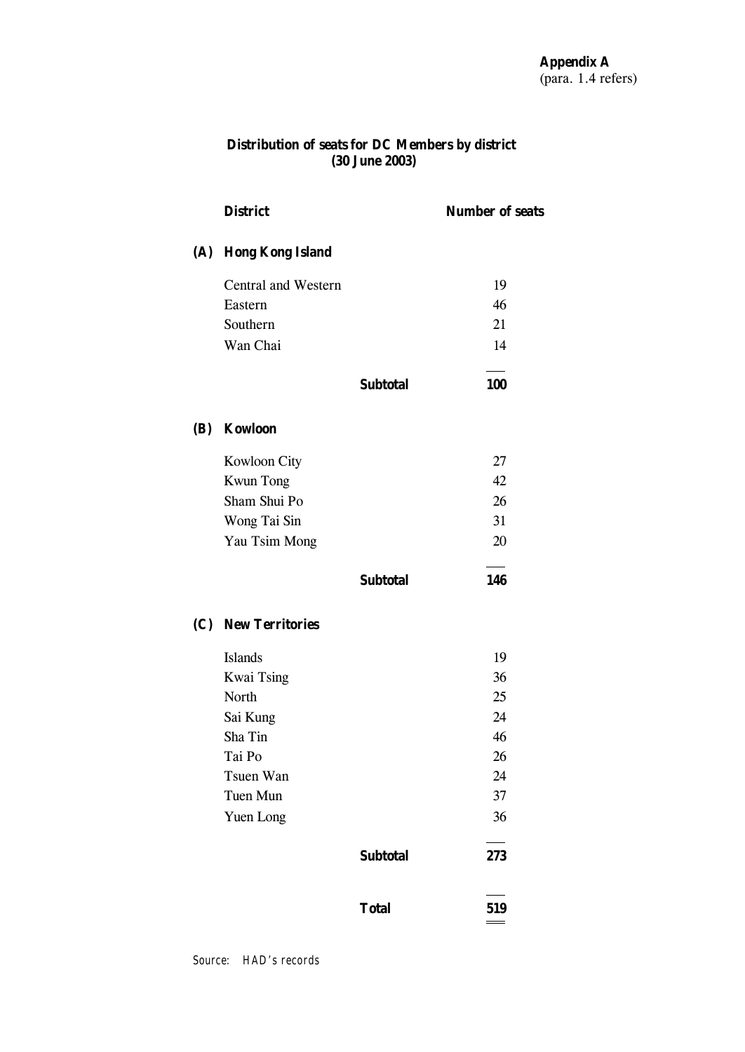**Appendix A**
(para. 1.4 refers)

**Distribution of seats for DC Members by district**
**(30 June 2003)**

| | **District** | | **Number of seats** |
|---|---|---|---|
| **(A)** | **Hong Kong Island** | | |
| | Central and Western | | 19 |
| | Eastern | | 46 |
| | Southern | | 21 |
| | Wan Chai | | 14 |
| | | **Subtotal** | **100** |
| **(B)** | **Kowloon** | | |
| | Kowloon City | | 27 |
| | Kwun Tong | | 42 |
| | Sham Shui Po | | 26 |
| | Wong Tai Sin | | 31 |
| | Yau Tsim Mong | | 20 |
| | | **Subtotal** | **146** |
| **(C)** | **New Territories** | | |
| | Islands | | 19 |
| | Kwai Tsing | | 36 |
| | North | | 25 |
| | Sai Kung | | 24 |
| | Sha Tin | | 46 |
| | Tai Po | | 26 |
| | Tsuen Wan | | 24 |
| | Tuen Mun | | 37 |
| | Yuen Long | | 36 |
| | | **Subtotal** | **273** |
| | | **Total** | **519** |

Source: HAD's records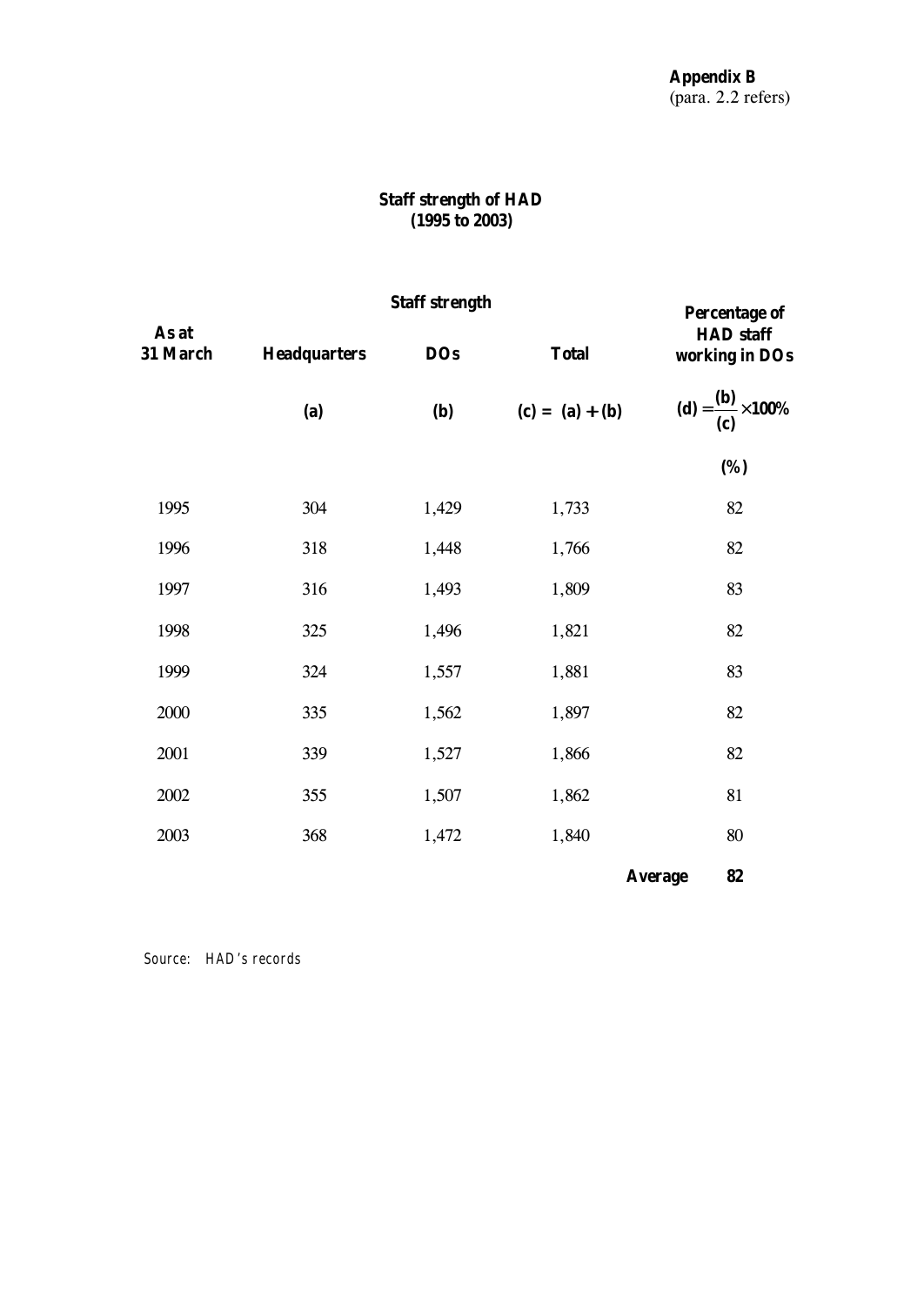**Appendix B**
(para. 2.2 refers)

## Staff strength of HAD (1995 to 2003)

| As at 31 March | Staff strength | | | Percentage of HAD staff working in DOs |
|---|---|---|---|---|
| | Headquarters | DOs | Total | |
| | (a) | (b) | (c) = (a) + (b) | $(d) = \frac{(b)}{(c)} \times 100\%$ |
| | | | | (%) |
| 1995 | 304 | 1,429 | 1,733 | 82 |
| 1996 | 318 | 1,448 | 1,766 | 82 |
| 1997 | 316 | 1,493 | 1,809 | 83 |
| 1998 | 325 | 1,496 | 1,821 | 82 |
| 1999 | 324 | 1,557 | 1,881 | 83 |
| 2000 | 335 | 1,562 | 1,897 | 82 |
| 2001 | 339 | 1,527 | 1,866 | 82 |
| 2002 | 355 | 1,507 | 1,862 | 81 |
| 2003 | 368 | 1,472 | 1,840 | 80 |
| | | | **Average** | **82** |

Source: HAD's records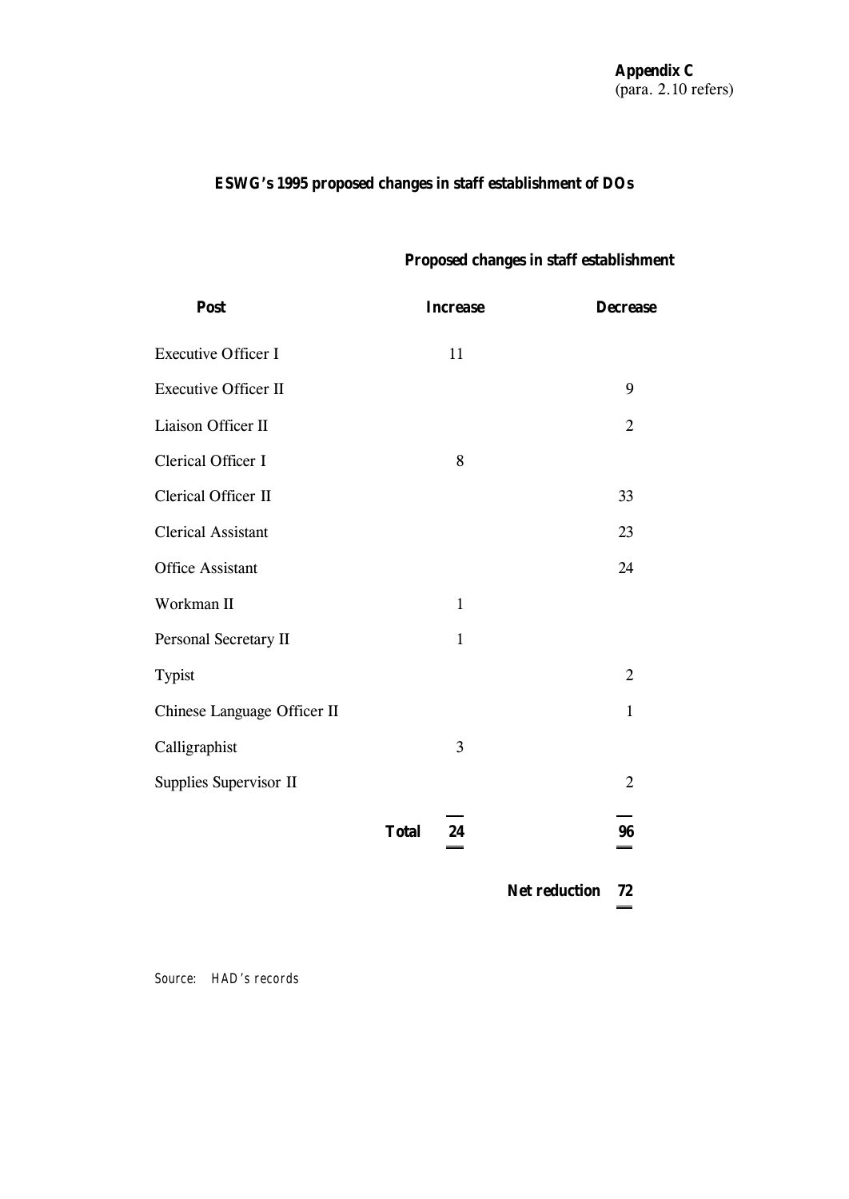**Appendix C**
(para. 2.10 refers)

**ESWG's 1995 proposed changes in staff establishment of DOs**

| Post | Proposed changes in staff establishment | |
|---|---|---|
| | **Increase** | **Decrease** |
| Executive Officer I | 11 | |
| Executive Officer II | | 9 |
| Liaison Officer II | | 2 |
| Clerical Officer I | 8 | |
| Clerical Officer II | | 33 |
| Clerical Assistant | | 23 |
| Office Assistant | | 24 |
| Workman II | 1 | |
| Personal Secretary II | 1 | |
| Typist | | 2 |
| Chinese Language Officer II | | 1 |
| Calligraphist | 3 | |
| Supplies Supervisor II | | 2 |
| **Total** | **24** | **96** |
| | **Net reduction** | **72** |

Source: HAD's records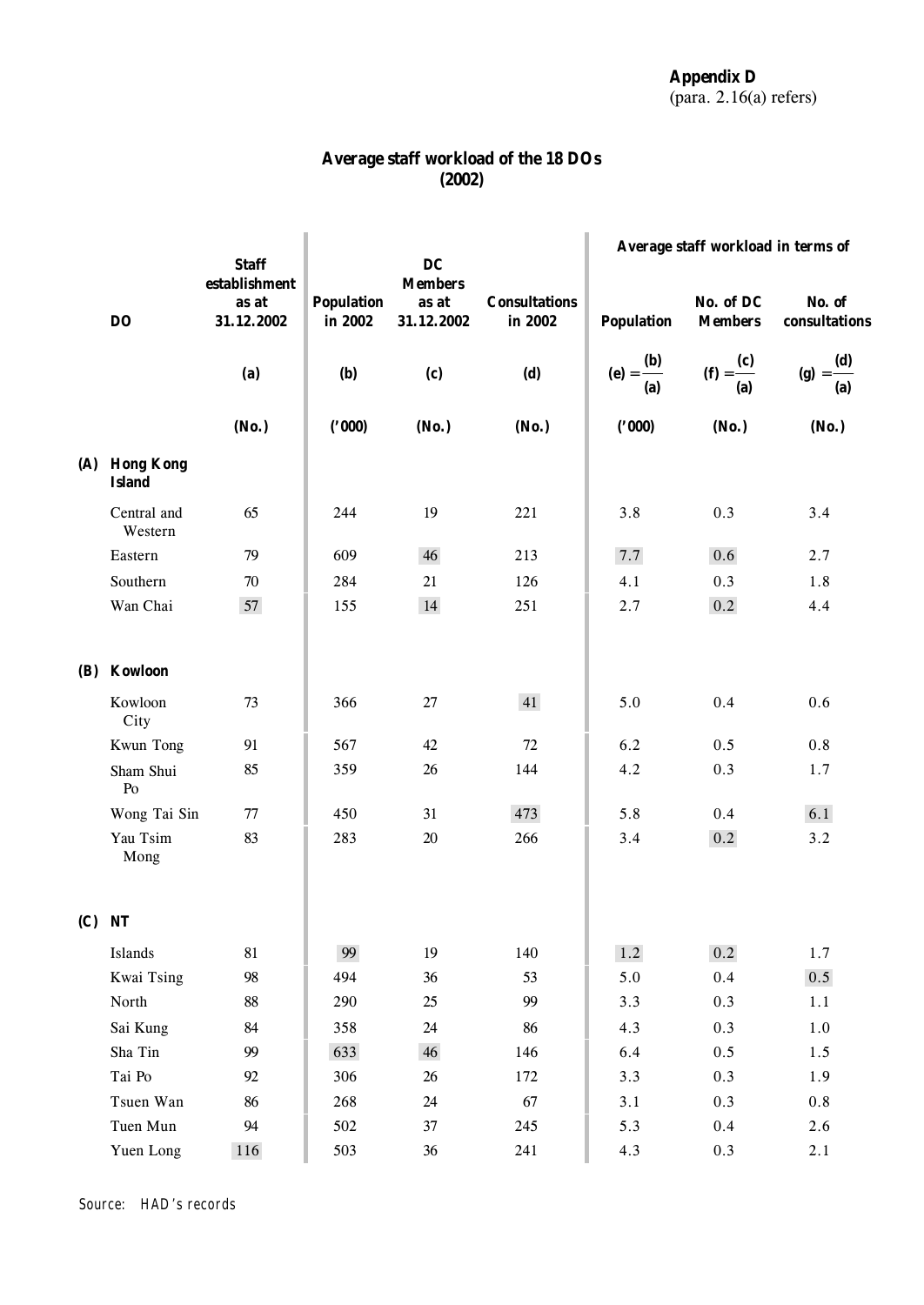**Appendix D**
(para. 2.16(a) refers)

## Average staff workload of the 18 DOs (2002)

| | DO | Staff establishment as at 31.12.2002 | Population in 2002 | DC Members as at 31.12.2002 | Consultations in 2002 | Average staff workload in terms of | | |
|---|---|---|---|---|---|---|---|---|
| | | | | | | Population | No. of DC Members | No. of consultations |
| | | (a) | (b) | (c) | (d) | (e) $=\frac{(b)}{(a)}$ | (f) $=\frac{(c)}{(a)}$ | (g) $=\frac{(d)}{(a)}$ |
| | | (No.) | ('000) | (No.) | (No.) | ('000) | (No.) | (No.) |
| **(A)** | **Hong Kong Island** | | | | | | | |
| | Central and Western | 65 | 244 | 19 | 221 | 3.8 | 0.3 | 3.4 |
| | Eastern | 79 | 609 | 46 | 213 | 7.7 | 0.6 | 2.7 |
| | Southern | 70 | 284 | 21 | 126 | 4.1 | 0.3 | 1.8 |
| | Wan Chai | 57 | 155 | 14 | 251 | 2.7 | 0.2 | 4.4 |
| **(B)** | **Kowloon** | | | | | | | |
| | Kowloon City | 73 | 366 | 27 | 41 | 5.0 | 0.4 | 0.6 |
| | Kwun Tong | 91 | 567 | 42 | 72 | 6.2 | 0.5 | 0.8 |
| | Sham Shui Po | 85 | 359 | 26 | 144 | 4.2 | 0.3 | 1.7 |
| | Wong Tai Sin | 77 | 450 | 31 | 473 | 5.8 | 0.4 | 6.1 |
| | Yau Tsim Mong | 83 | 283 | 20 | 266 | 3.4 | 0.2 | 3.2 |
| **(C)** | **NT** | | | | | | | |
| | Islands | 81 | 99 | 19 | 140 | 1.2 | 0.2 | 1.7 |
| | Kwai Tsing | 98 | 494 | 36 | 53 | 5.0 | 0.4 | 0.5 |
| | North | 88 | 290 | 25 | 99 | 3.3 | 0.3 | 1.1 |
| | Sai Kung | 84 | 358 | 24 | 86 | 4.3 | 0.3 | 1.0 |
| | Sha Tin | 99 | 633 | 46 | 146 | 6.4 | 0.5 | 1.5 |
| | Tai Po | 92 | 306 | 26 | 172 | 3.3 | 0.3 | 1.9 |
| | Tsuen Wan | 86 | 268 | 24 | 67 | 3.1 | 0.3 | 0.8 |
| | Tuen Mun | 94 | 502 | 37 | 245 | 5.3 | 0.4 | 2.6 |
| | Yuen Long | 116 | 503 | 36 | 241 | 4.3 | 0.3 | 2.1 |

Source: HAD's records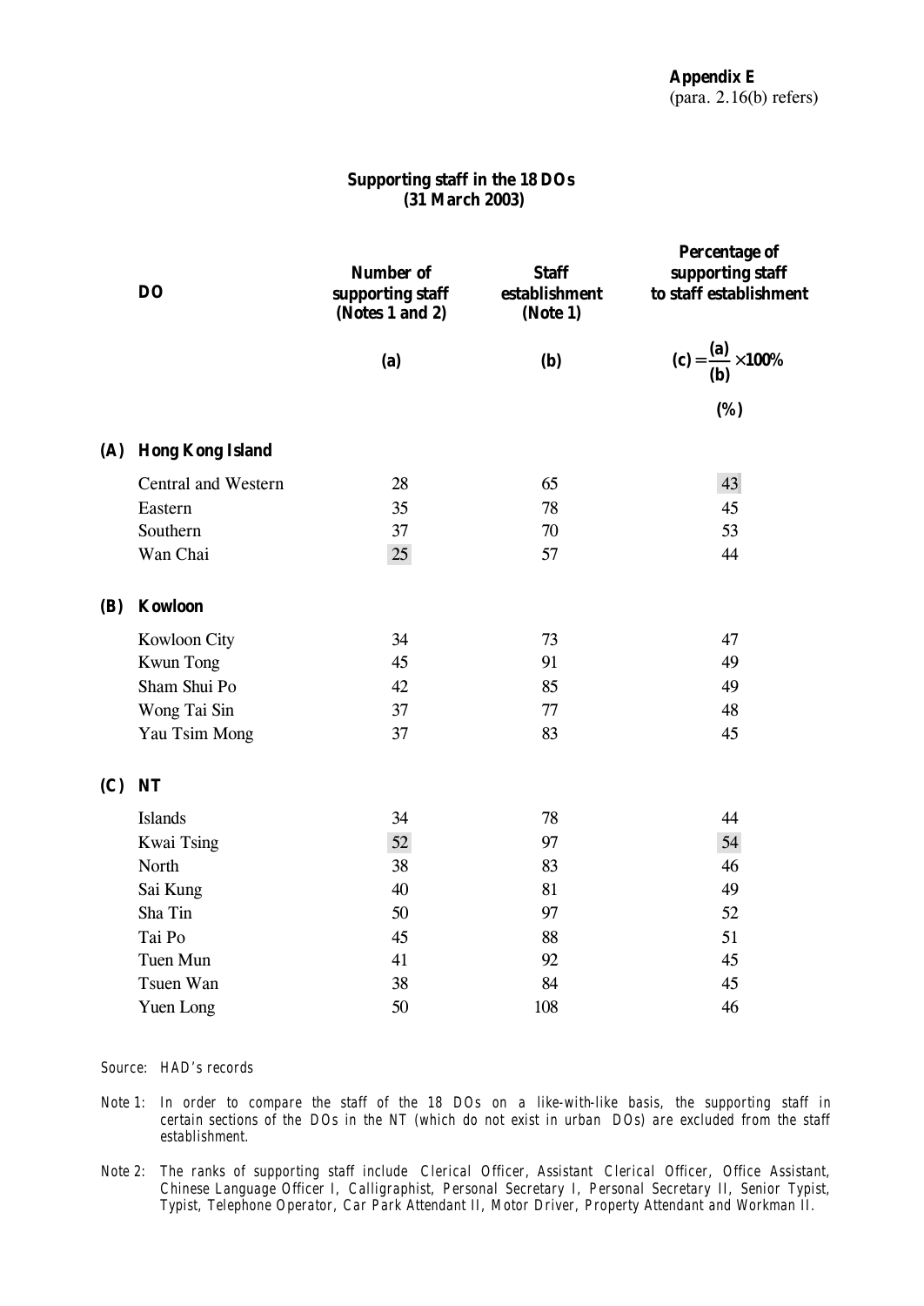**Appendix E**
(para. 2.16(b) refers)

## Supporting staff in the 18 DOs (31 March 2003)

| DO | Number of supporting staff (Notes 1 and 2) | Staff establishment (Note 1) | Percentage of supporting staff to staff establishment |
|---|---|---|---|
| | (a) | (b) | $(c) = \frac{(a)}{(b)} \times 100\%$ |
| | | | (%) |
| **(A) Hong Kong Island** | | | |
| Central and Western | 28 | 65 | 43 |
| Eastern | 35 | 78 | 45 |
| Southern | 37 | 70 | 53 |
| Wan Chai | 25 | 57 | 44 |
| **(B) Kowloon** | | | |
| Kowloon City | 34 | 73 | 47 |
| Kwun Tong | 45 | 91 | 49 |
| Sham Shui Po | 42 | 85 | 49 |
| Wong Tai Sin | 37 | 77 | 48 |
| Yau Tsim Mong | 37 | 83 | 45 |
| **(C) NT** | | | |
| Islands | 34 | 78 | 44 |
| Kwai Tsing | 52 | 97 | 54 |
| North | 38 | 83 | 46 |
| Sai Kung | 40 | 81 | 49 |
| Sha Tin | 50 | 97 | 52 |
| Tai Po | 45 | 88 | 51 |
| Tuen Mun | 41 | 92 | 45 |
| Tsuen Wan | 38 | 84 | 45 |
| Yuen Long | 50 | 108 | 46 |

*Source: HAD's records*

*Note 1: In order to compare the staff of the 18 DOs on a like-with-like basis, the supporting staff in certain sections of the DOs in the NT (which do not exist in urban DOs) are excluded from the staff establishment.*

*Note 2: The ranks of supporting staff include Clerical Officer, Assistant Clerical Officer, Office Assistant, Chinese Language Officer I, Calligraphist, Personal Secretary I, Personal Secretary II, Senior Typist, Typist, Telephone Operator, Car Park Attendant II, Motor Driver, Property Attendant and Workman II.*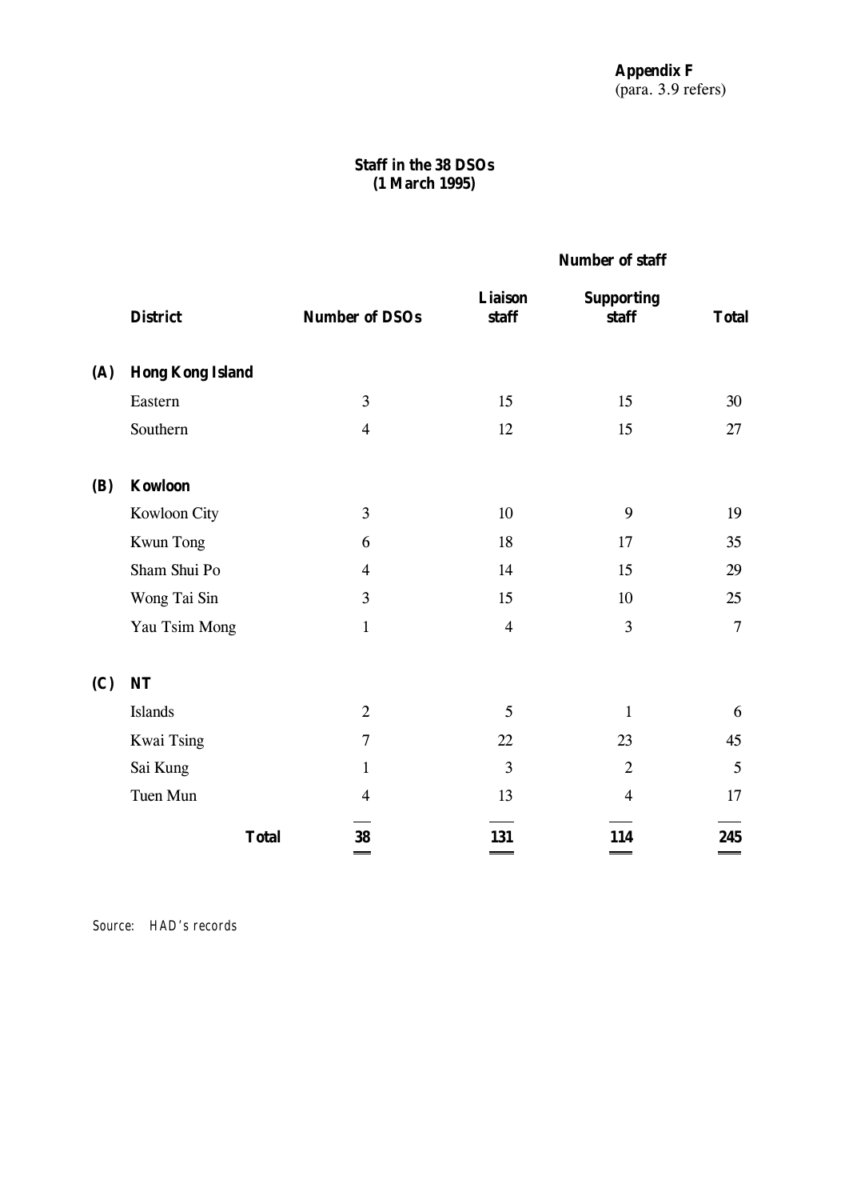**Appendix F**
(para. 3.9 refers)

**Staff in the 38 DSOs**
**(1 March 1995)**

| | District | Number of DSOs | Number of staff | | |
|---|---|---|---|---|---|
| | | | **Liaison staff** | **Supporting staff** | **Total** |
| **(A)** | **Hong Kong Island** | | | | |
| | Eastern | 3 | 15 | 15 | 30 |
| | Southern | 4 | 12 | 15 | 27 |
| **(B)** | **Kowloon** | | | | |
| | Kowloon City | 3 | 10 | 9 | 19 |
| | Kwun Tong | 6 | 18 | 17 | 35 |
| | Sham Shui Po | 4 | 14 | 15 | 29 |
| | Wong Tai Sin | 3 | 15 | 10 | 25 |
| | Yau Tsim Mong | 1 | 4 | 3 | 7 |
| **(C)** | **NT** | | | | |
| | Islands | 2 | 5 | 1 | 6 |
| | Kwai Tsing | 7 | 22 | 23 | 45 |
| | Sai Kung | 1 | 3 | 2 | 5 |
| | Tuen Mun | 4 | 13 | 4 | 17 |
| | **Total** | **38** | **131** | **114** | **245** |

Source: HAD's records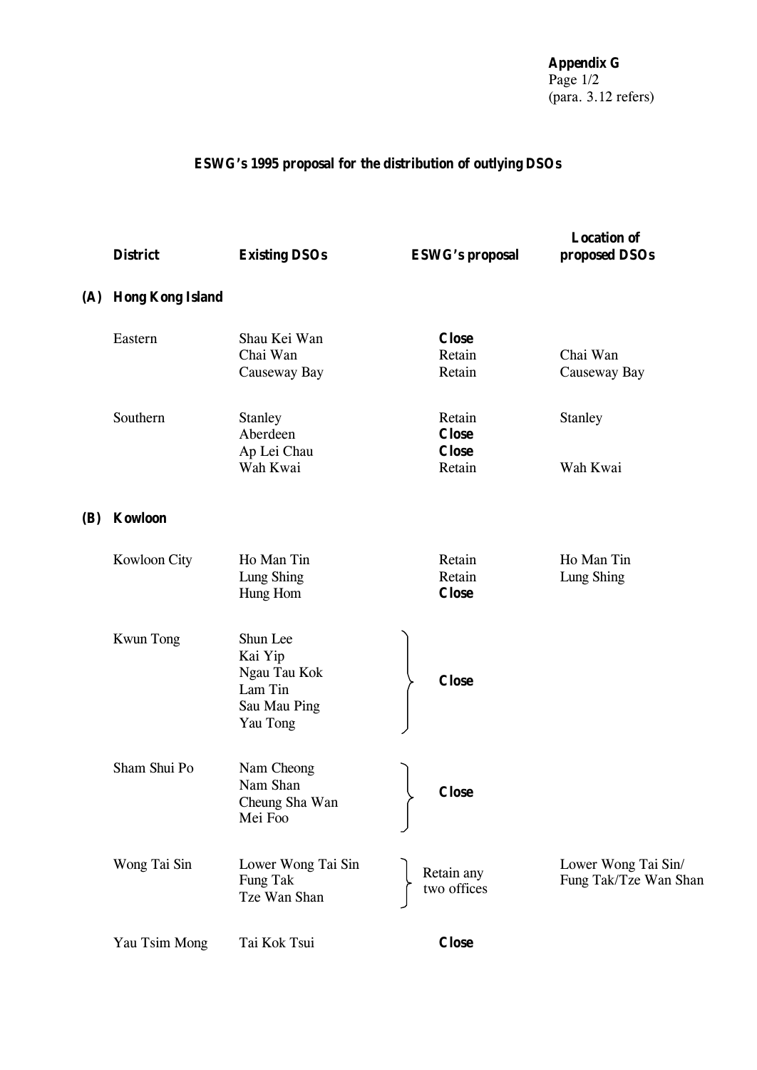**Appendix G**
Page 1/2
(para. 3.12 refers)

## ESWG's 1995 proposal for the distribution of outlying DSOs

| | District | Existing DSOs | ESWG's proposal | Location of proposed DSOs |
|---|---|---|---|---|
| **(A)** | **Hong Kong Island** | | | |
| | Eastern | Shau Kei Wan | **Close** | |
| | | Chai Wan | Retain | Chai Wan |
| | | Causeway Bay | Retain | Causeway Bay |
| | Southern | Stanley | Retain | Stanley |
| | | Aberdeen | **Close** | |
| | | Ap Lei Chau | **Close** | |
| | | Wah Kwai | Retain | Wah Kwai |
| **(B)** | **Kowloon** | | | |
| | Kowloon City | Ho Man Tin | Retain | Ho Man Tin |
| | | Lung Shing | Retain | Lung Shing |
| | | Hung Hom | **Close** | |
| | Kwun Tong | Shun Lee<br>Kai Yip<br>Ngau Tau Kok<br>Lam Tin<br>Sau Mau Ping<br>Yau Tong | **Close** | |
| | Sham Shui Po | Nam Cheong<br>Nam Shan<br>Cheung Sha Wan<br>Mei Foo | **Close** | |
| | Wong Tai Sin | Lower Wong Tai Sin<br>Fung Tak<br>Tze Wan Shan | Retain any two offices | Lower Wong Tai Sin/ Fung Tak/Tze Wan Shan |
| | Yau Tsim Mong | Tai Kok Tsui | **Close** | |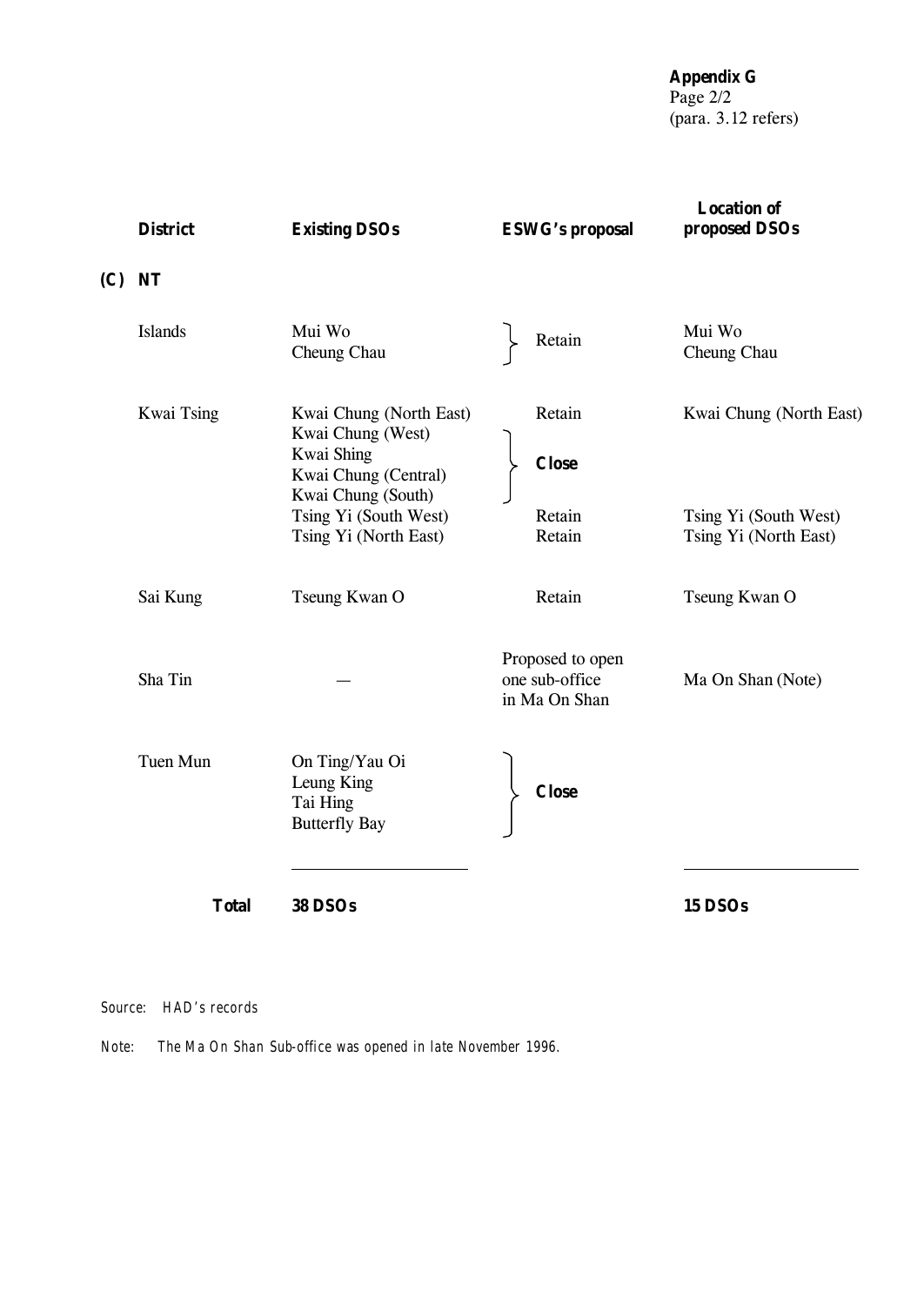**Appendix G**
Page 2/2
(para. 3.12 refers)

| District | Existing DSOs | ESWG's proposal | Location of proposed DSOs |
|---|---|---|---|
| **(C) NT** | | | |
| Islands | Mui Wo<br>Cheung Chau | Retain | Mui Wo<br>Cheung Chau |
| Kwai Tsing | Kwai Chung (North East) | Retain | Kwai Chung (North East) |
| | Kwai Chung (West)<br>Kwai Shing<br>Kwai Chung (Central)<br>Kwai Chung (South) | **Close** | |
| | Tsing Yi (South West) | Retain | Tsing Yi (South West) |
| | Tsing Yi (North East) | Retain | Tsing Yi (North East) |
| Sai Kung | Tseung Kwan O | Retain | Tseung Kwan O |
| Sha Tin | — | Proposed to open one sub-office in Ma On Shan | Ma On Shan (Note) |
| Tuen Mun | On Ting/Yau Oi<br>Leung King<br>Tai Hing<br>Butterfly Bay | **Close** | |
| **Total** | **38 DSOs** | | **15 DSOs** |

Source: HAD's records

Note: The Ma On Shan Sub-office was opened in late November 1996.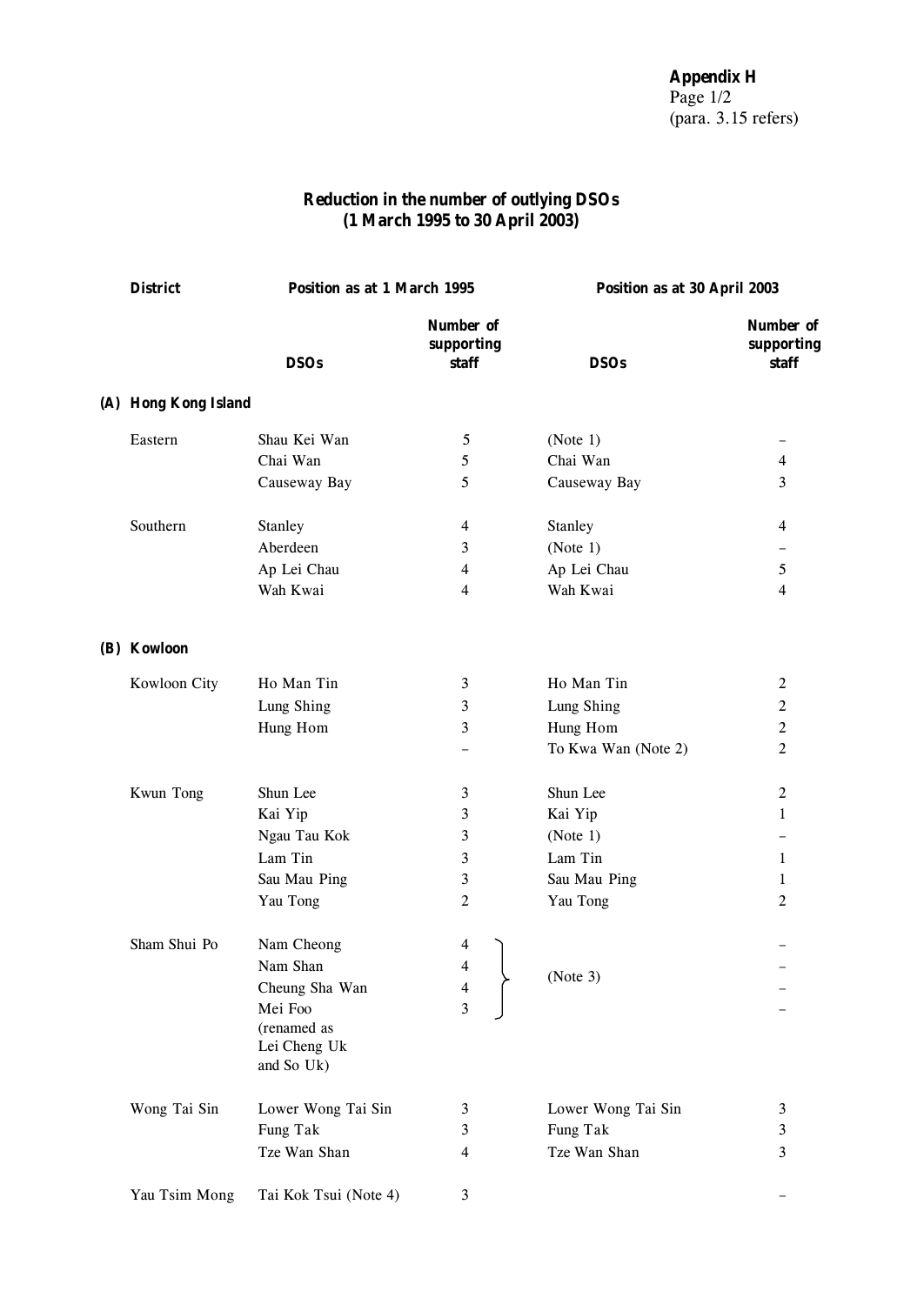**Appendix H**
Page 1/2
(para. 3.15 refers)

## Reduction in the number of outlying DSOs
## (1 March 1995 to 30 April 2003)

| District | Position as at 1 March 1995 | | Position as at 30 April 2003 | |
|---|---|---|---|---|
| | DSOs | Number of supporting staff | DSOs | Number of supporting staff |
| **(A) Hong Kong Island** | | | | |
| Eastern | Shau Kei Wan | 5 | (Note 1) | – |
| | Chai Wan | 5 | Chai Wan | 4 |
| | Causeway Bay | 5 | Causeway Bay | 3 |
| Southern | Stanley | 4 | Stanley | 4 |
| | Aberdeen | 3 | (Note 1) | – |
| | Ap Lei Chau | 4 | Ap Lei Chau | 5 |
| | Wah Kwai | 4 | Wah Kwai | 4 |
| **(B) Kowloon** | | | | |
| Kowloon City | Ho Man Tin | 3 | Ho Man Tin | 2 |
| | Lung Shing | 3 | Lung Shing | 2 |
| | Hung Hom | 3 | Hung Hom | 2 |
| | | – | To Kwa Wan (Note 2) | 2 |
| Kwun Tong | Shun Lee | 3 | Shun Lee | 2 |
| | Kai Yip | 3 | Kai Yip | 1 |
| | Ngau Tau Kok | 3 | (Note 1) | – |
| | Lam Tin | 3 | Lam Tin | 1 |
| | Sau Mau Ping | 3 | Sau Mau Ping | 1 |
| | Yau Tong | 2 | Yau Tong | 2 |
| Sham Shui Po | Nam Cheong | 4 | (Note 3) | – |
| | Nam Shan | 4 | | – |
| | Cheung Sha Wan | 4 | | – |
| | Mei Foo (renamed as Lei Cheng Uk and So Uk) | 3 | | – |
| Wong Tai Sin | Lower Wong Tai Sin | 3 | Lower Wong Tai Sin | 3 |
| | Fung Tak | 3 | Fung Tak | 3 |
| | Tze Wan Shan | 4 | Tze Wan Shan | 3 |
| Yau Tsim Mong | Tai Kok Tsui (Note 4) | 3 | | – |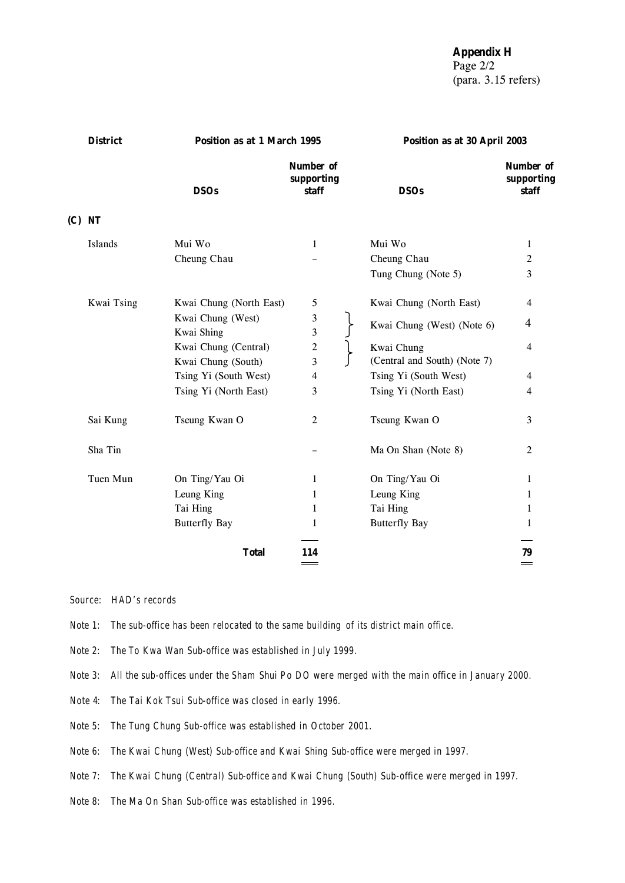**Appendix H**
Page 2/2
(para. 3.15 refers)

| District | Position as at 1 March 1995 | | Position as at 30 April 2003 | |
|---|---|---|---|---|
| | **DSOs** | **Number of supporting staff** | **DSOs** | **Number of supporting staff** |
| **(C) NT** | | | | |
| Islands | Mui Wo | 1 | Mui Wo | 1 |
| | Cheung Chau | – | Cheung Chau | 2 |
| | | | Tung Chung (Note 5) | 3 |
| Kwai Tsing | Kwai Chung (North East) | 5 | Kwai Chung (North East) | 4 |
| | Kwai Chung (West) | 3 | Kwai Chung (West) (Note 6) | 4 |
| | Kwai Shing | 3 | | |
| | Kwai Chung (Central) | 2 | Kwai Chung (Central and South) (Note 7) | 4 |
| | Kwai Chung (South) | 3 | | |
| | Tsing Yi (South West) | 4 | Tsing Yi (South West) | 4 |
| | Tsing Yi (North East) | 3 | Tsing Yi (North East) | 4 |
| Sai Kung | Tseung Kwan O | 2 | Tseung Kwan O | 3 |
| Sha Tin | | – | Ma On Shan (Note 8) | 2 |
| Tuen Mun | On Ting/Yau Oi | 1 | On Ting/Yau Oi | 1 |
| | Leung King | 1 | Leung King | 1 |
| | Tai Hing | 1 | Tai Hing | 1 |
| | Butterfly Bay | 1 | Butterfly Bay | 1 |
| | **Total** | **114** | | **79** |

Source: HAD's records

Note 1: The sub-office has been relocated to the same building of its district main office.

Note 2: The To Kwa Wan Sub-office was established in July 1999.

Note 3: All the sub-offices under the Sham Shui Po DO were merged with the main office in January 2000.

Note 4: The Tai Kok Tsui Sub-office was closed in early 1996.

Note 5: The Tung Chung Sub-office was established in October 2001.

Note 6: The Kwai Chung (West) Sub-office and Kwai Shing Sub-office were merged in 1997.

Note 7: The Kwai Chung (Central) Sub-office and Kwai Chung (South) Sub-office were merged in 1997.

Note 8: The Ma On Shan Sub-office was established in 1996.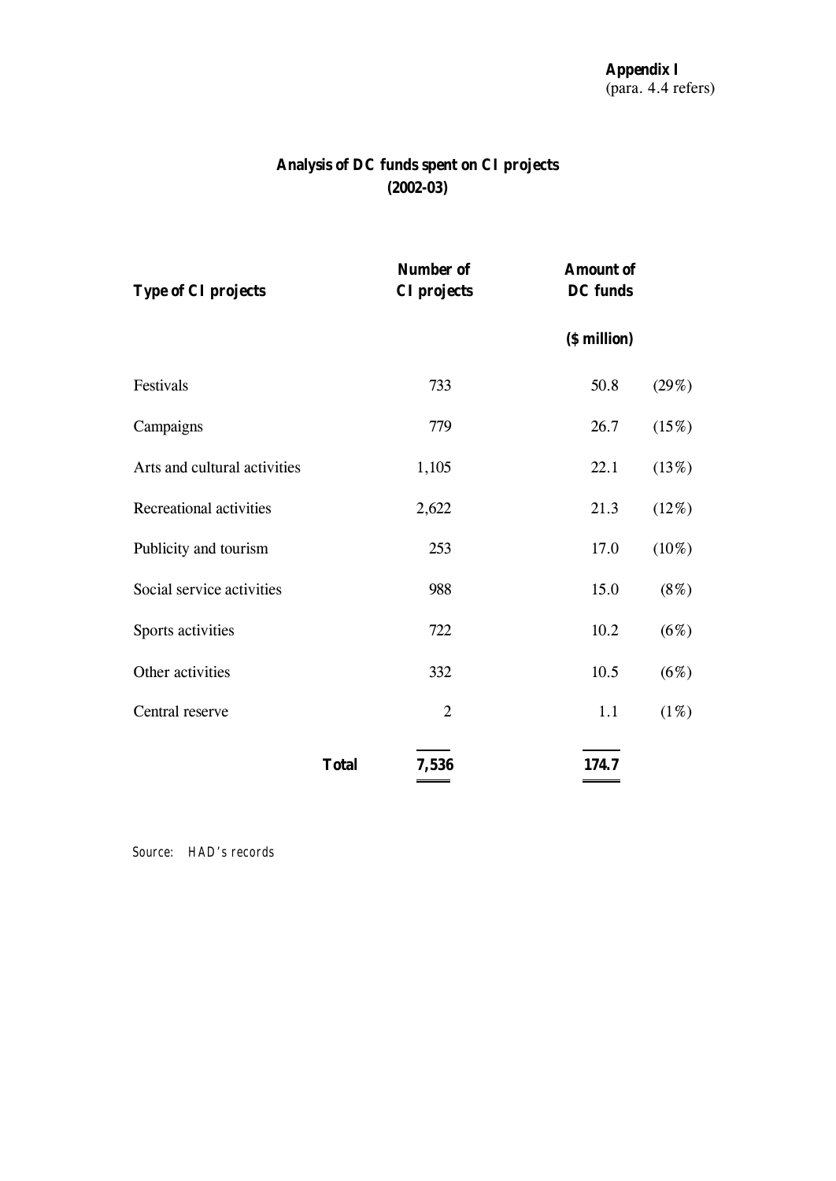**Appendix I**
(para. 4.4 refers)

## Analysis of DC funds spent on CI projects
## (2002-03)

| Type of CI projects | Number of CI projects | Amount of DC funds ($ million) | |
|---|---|---|---|
| Festivals | 733 | 50.8 | (29%) |
| Campaigns | 779 | 26.7 | (15%) |
| Arts and cultural activities | 1,105 | 22.1 | (13%) |
| Recreational activities | 2,622 | 21.3 | (12%) |
| Publicity and tourism | 253 | 17.0 | (10%) |
| Social service activities | 988 | 15.0 | (8%) |
| Sports activities | 722 | 10.2 | (6%) |
| Other activities | 332 | 10.5 | (6%) |
| Central reserve | 2 | 1.1 | (1%) |
| **Total** | **7,536** | **174.7** | |

Source: HAD's records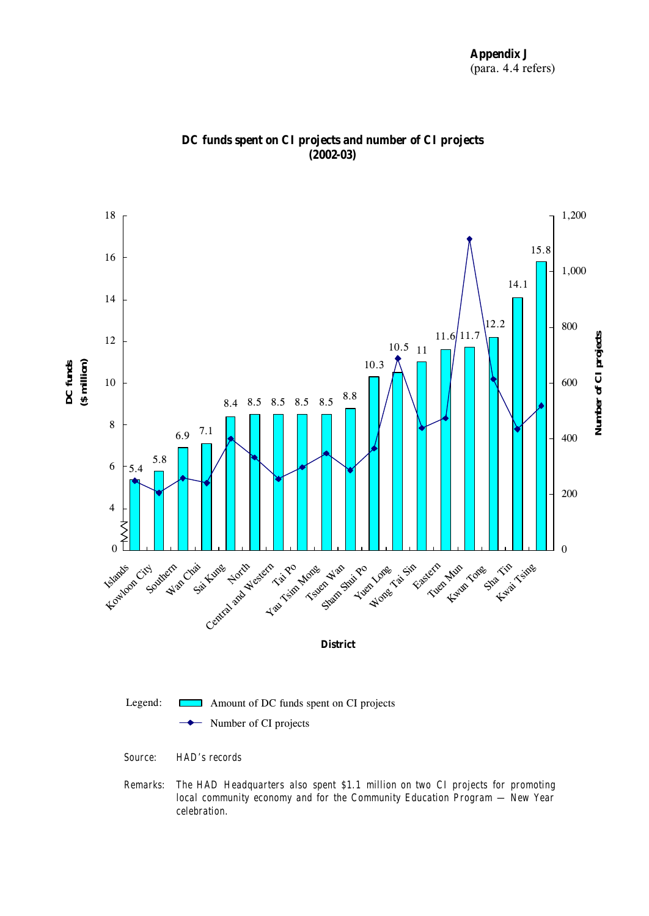**Appendix J**
(para. 4.4 refers)

## DC funds spent on CI projects and number of CI projects (2002-03)

| District | Amount of DC funds spent on CI projects ($ million) |
|---|---|
| Islands | 5.4 |
| Kowloon City | 5.8 |
| Southern | 6.9 |
| Wan Chai | 7.1 |
| Sai Kung | 8.4 |
| North | 8.5 |
| Central and Western | 8.5 |
| Tai Po | 8.5 |
| Yau Tsim Mong | 8.5 |
| Tsuen Wan | 8.8 |
| Sham Shui Po | 10.3 |
| Yuen Long | 10.5 |
| Wong Tai Sin | 11 |
| Eastern | 11.6 |
| Tuen Mun | 11.7 |
| Kwun Tong | 12.2 |
| Sha Tin | 14.1 |
| Kwai Tsing | 15.8 |

Legend:
- Amount of DC funds spent on CI projects
- Number of CI projects

Source: HAD's records

Remarks: The HAD Headquarters also spent $1.1 million on two CI projects for promoting local community economy and for the Community Education Program — New Year celebration.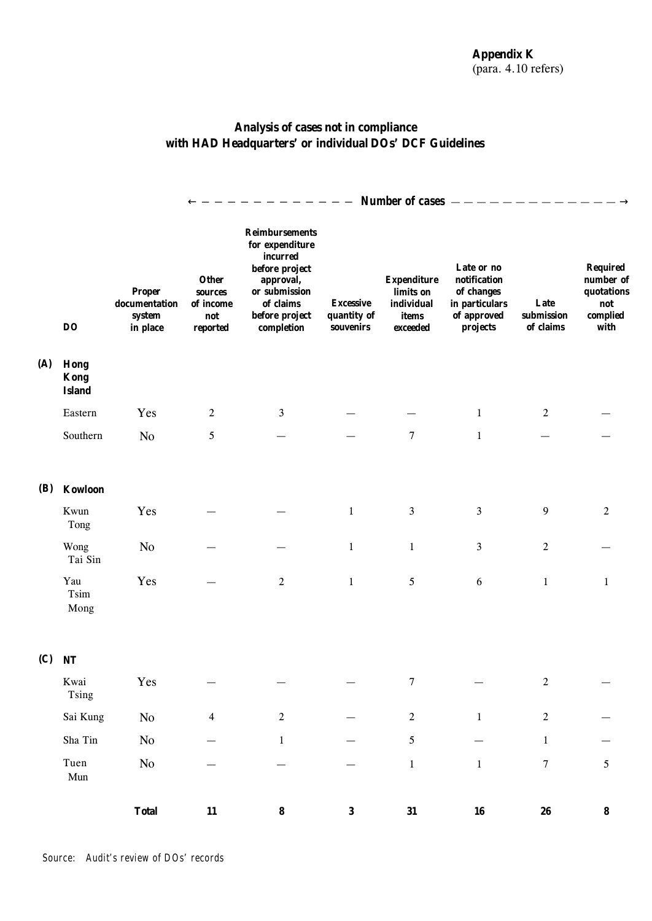**Appendix K**
(para. 4.10 refers)

## Analysis of cases not in compliance with HAD Headquarters' or individual DOs' DCF Guidelines

| | DO | Proper documentation system in place | Number of cases | | | | | | |
|---|---|---|---|---|---|---|---|---|---|
| | | | Other sources of income not reported | Reimbursements for expenditure incurred before project approval, or submission of claims before project completion | Excessive quantity of souvenirs | Expenditure limits on individual items exceeded | Late or no notification of changes in particulars of approved projects | Late submission of claims | Required number of quotations not complied with |
| **(A)** | **Hong Kong Island** | | | | | | | | |
| | Eastern | Yes | 2 | 3 | — | — | 1 | 2 | — |
| | Southern | No | 5 | — | — | 7 | 1 | — | — |
| **(B)** | **Kowloon** | | | | | | | | |
| | Kwun Tong | Yes | — | — | 1 | 3 | 3 | 9 | 2 |
| | Wong Tai Sin | No | — | — | 1 | 1 | 3 | 2 | — |
| | Yau Tsim Mong | Yes | — | 2 | 1 | 5 | 6 | 1 | 1 |
| **(C)** | **NT** | | | | | | | | |
| | Kwai Tsing | Yes | — | — | — | 7 | — | 2 | — |
| | Sai Kung | No | 4 | 2 | — | 2 | 1 | 2 | — |
| | Sha Tin | No | — | 1 | — | 5 | — | 1 | — |
| | Tuen Mun | No | — | — | — | 1 | 1 | 7 | 5 |
| | | **Total** | **11** | **8** | **3** | **31** | **16** | **26** | **8** |

Source: Audit's review of DOs' records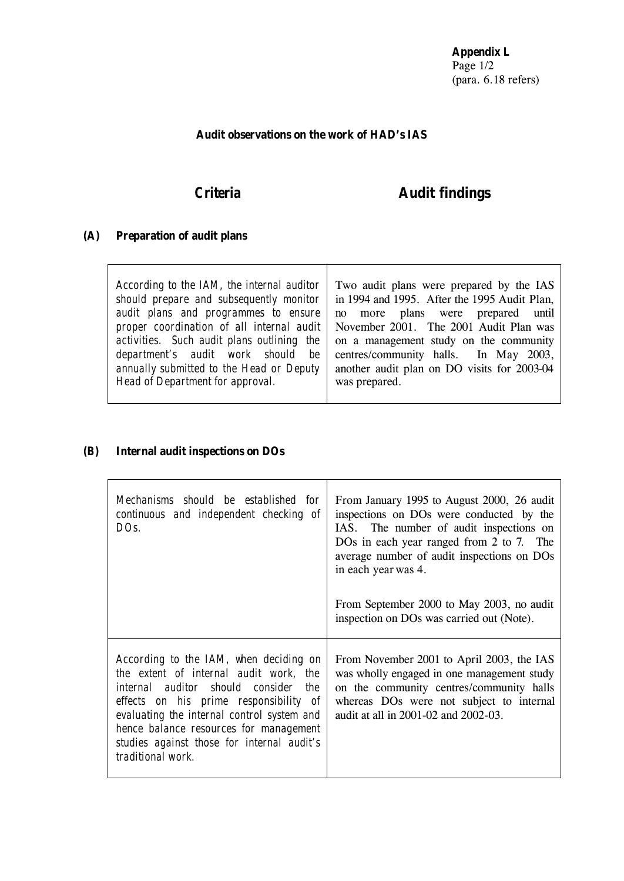**Appendix L**
Page 1/2
(para. 6.18 refers)

## Audit observations on the work of HAD's IAS

| Criteria | Audit findings |
|---|---|

### (A) Preparation of audit plans

| Criteria | Audit findings |
|---|---|
| *According to the IAM, the internal auditor should prepare and subsequently monitor audit plans and programmes to ensure proper coordination of all internal audit activities. Such audit plans outlining the department's audit work should be annually submitted to the Head or Deputy Head of Department for approval.* | Two audit plans were prepared by the IAS in 1994 and 1995. After the 1995 Audit Plan, no more plans were prepared until November 2001. The 2001 Audit Plan was on a management study on the community centres/community halls. In May 2003, another audit plan on DO visits for 2003-04 was prepared. |

### (B) Internal audit inspections on DOs

| Criteria | Audit findings |
|---|---|
| *Mechanisms should be established for continuous and independent checking of DOs.* | From January 1995 to August 2000, 26 audit inspections on DOs were conducted by the IAS. The number of audit inspections on DOs in each year ranged from 2 to 7. The average number of audit inspections on DOs in each year was 4.<br><br>From September 2000 to May 2003, no audit inspection on DOs was carried out (Note). |
| *According to the IAM, when deciding on the extent of internal audit work, the internal auditor should consider the effects on his prime responsibility of evaluating the internal control system and hence balance resources for management studies against those for internal audit's traditional work.* | From November 2001 to April 2003, the IAS was wholly engaged in one management study on the community centres/community halls whereas DOs were not subject to internal audit at all in 2001-02 and 2002-03. |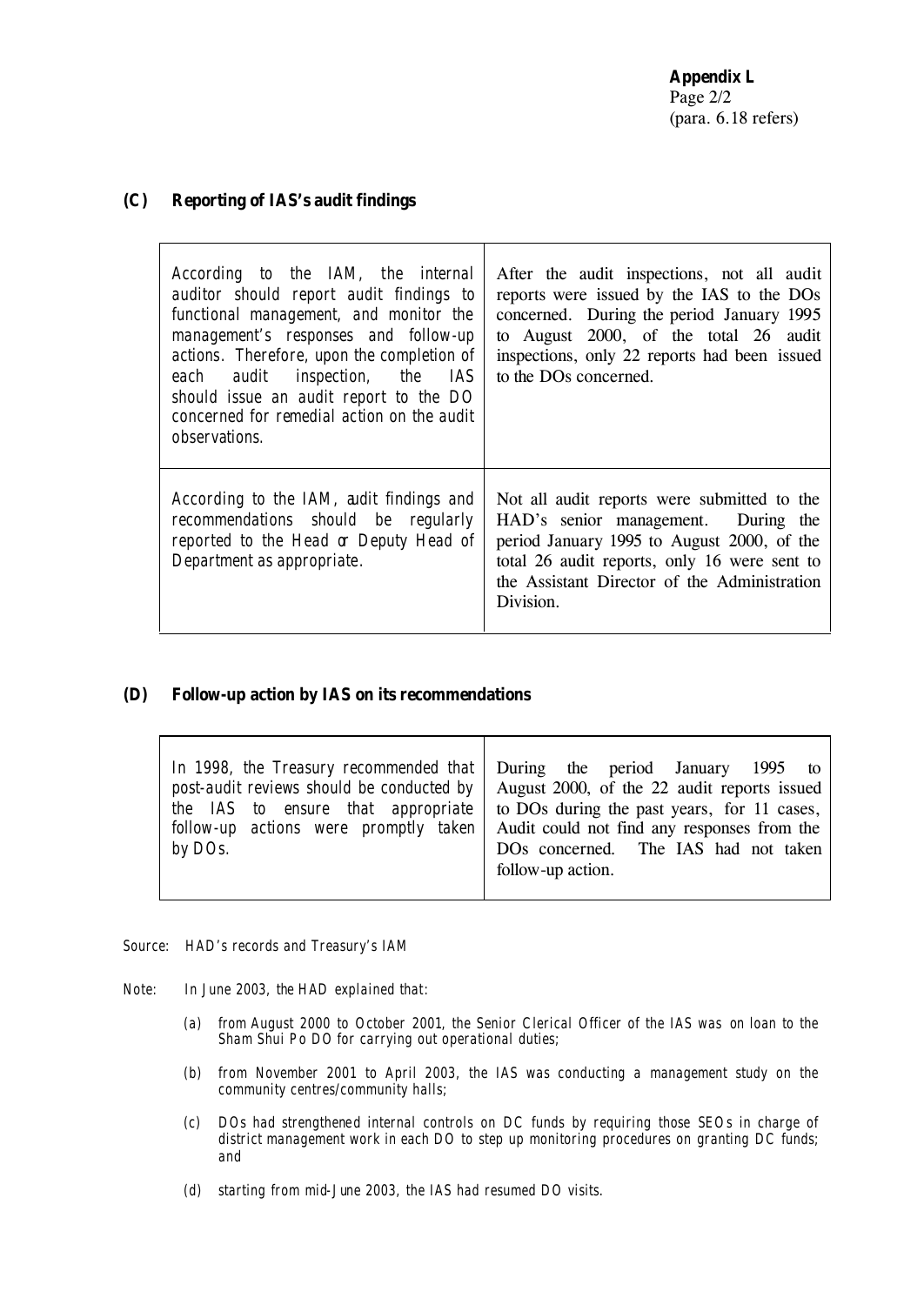**Appendix L**
Page 2/2
(para. 6.18 refers)

### (C) Reporting of IAS's audit findings

| | |
|---|---|
| *According to the IAM, the internal auditor should report audit findings to functional management, and monitor the management's responses and follow-up actions. Therefore, upon the completion of each audit inspection, the IAS should issue an audit report to the DO concerned for remedial action on the audit observations.* | After the audit inspections, not all audit reports were issued by the IAS to the DOs concerned. During the period January 1995 to August 2000, of the total 26 audit inspections, only 22 reports had been issued to the DOs concerned. |
| *According to the IAM, audit findings and recommendations should be regularly reported to the Head or Deputy Head of Department as appropriate.* | Not all audit reports were submitted to the HAD's senior management. During the period January 1995 to August 2000, of the total 26 audit reports, only 16 were sent to the Assistant Director of the Administration Division. |

### (D) Follow-up action by IAS on its recommendations

| | |
|---|---|
| *In 1998, the Treasury recommended that post-audit reviews should be conducted by the IAS to ensure that appropriate follow-up actions were promptly taken by DOs.* | During the period January 1995 to August 2000, of the 22 audit reports issued to DOs during the past years, for 11 cases, Audit could not find any responses from the DOs concerned. The IAS had not taken follow-up action. |

*Source: HAD's records and Treasury's IAM*

*Note: In June 2003, the HAD explained that:*

*(a) from August 2000 to October 2001, the Senior Clerical Officer of the IAS was on loan to the Sham Shui Po DO for carrying out operational duties;*

*(b) from November 2001 to April 2003, the IAS was conducting a management study on the community centres/community halls;*

*(c) DOs had strengthened internal controls on DC funds by requiring those SEOs in charge of district management work in each DO to step up monitoring procedures on granting DC funds; and*

*(d) starting from mid-June 2003, the IAS had resumed DO visits.*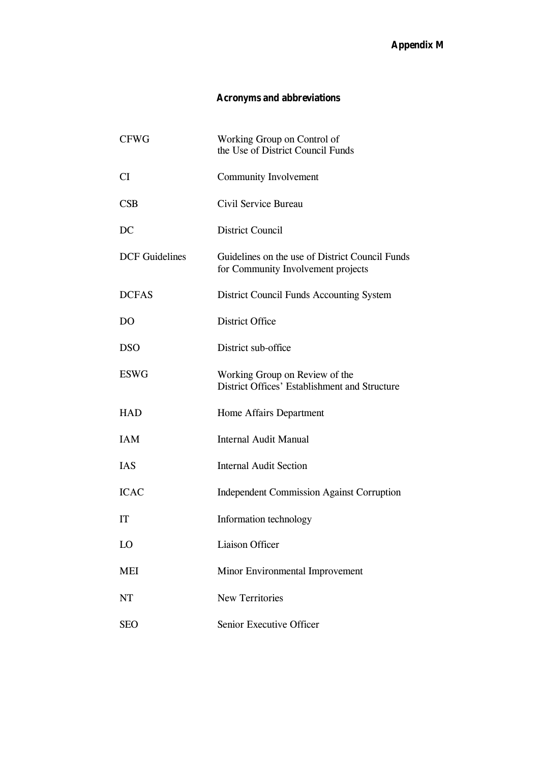**Appendix M**

## Acronyms and abbreviations

| | |
|---|---|
| CFWG | Working Group on Control of the Use of District Council Funds |
| CI | Community Involvement |
| CSB | Civil Service Bureau |
| DC | District Council |
| DCF Guidelines | Guidelines on the use of District Council Funds for Community Involvement projects |
| DCFAS | District Council Funds Accounting System |
| DO | District Office |
| DSO | District sub-office |
| ESWG | Working Group on Review of the District Offices' Establishment and Structure |
| HAD | Home Affairs Department |
| IAM | Internal Audit Manual |
| IAS | Internal Audit Section |
| ICAC | Independent Commission Against Corruption |
| IT | Information technology |
| LO | Liaison Officer |
| MEI | Minor Environmental Improvement |
| NT | New Territories |
| SEO | Senior Executive Officer |